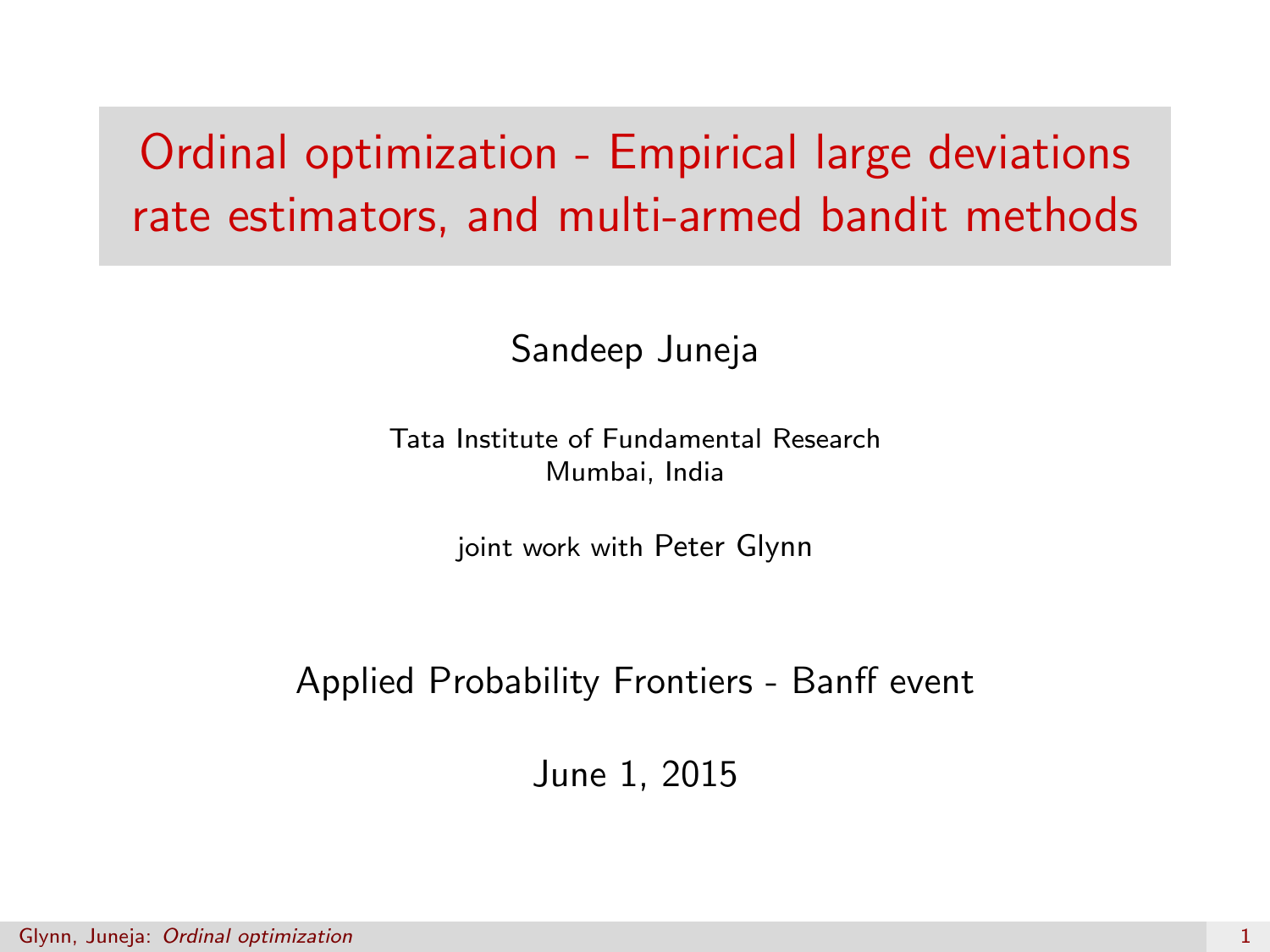# Ordinal optimization - Empirical large deviations rate estimators, and multi-armed bandit methods

Sandeep Juneja

Tata Institute of Fundamental Research
Mumbai, India

joint work with Peter Glynn

Applied Probability Frontiers - Banff event

June 1, 2015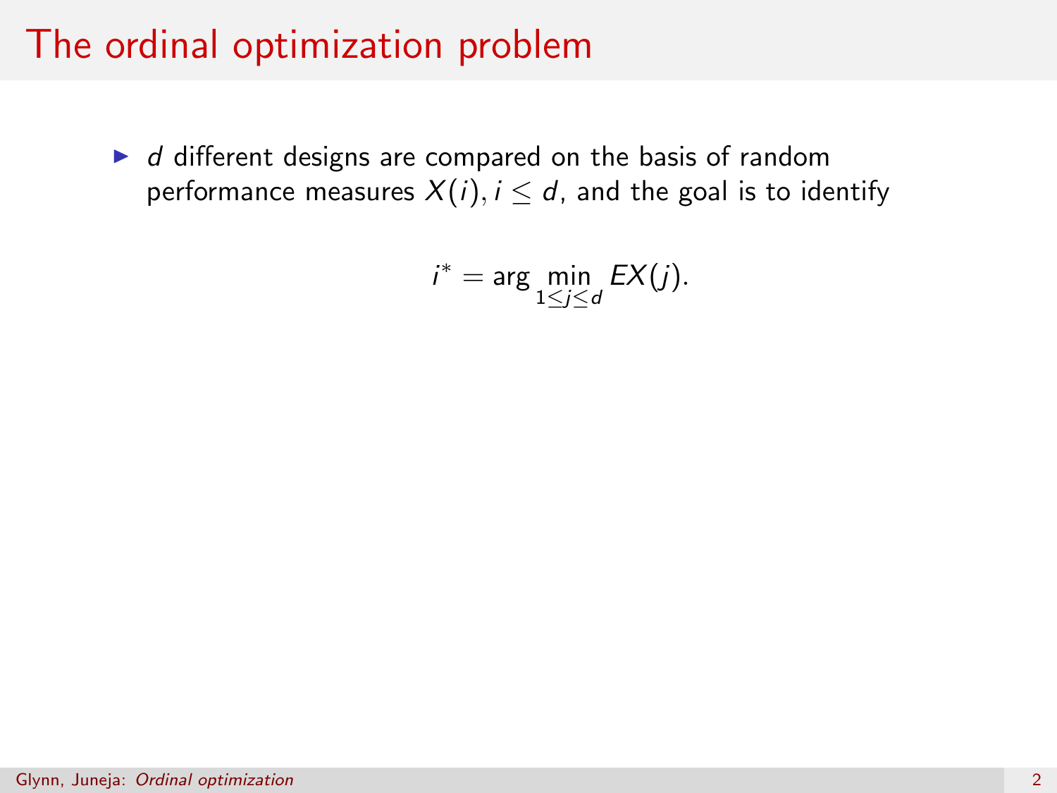# The ordinal optimization problem

- $d$ different designs are compared on the basis of random performance measures $X(i), i \leq d$, and the goal is to identify

$$i^* = \arg \min_{1 \leq j \leq d} EX(j).$$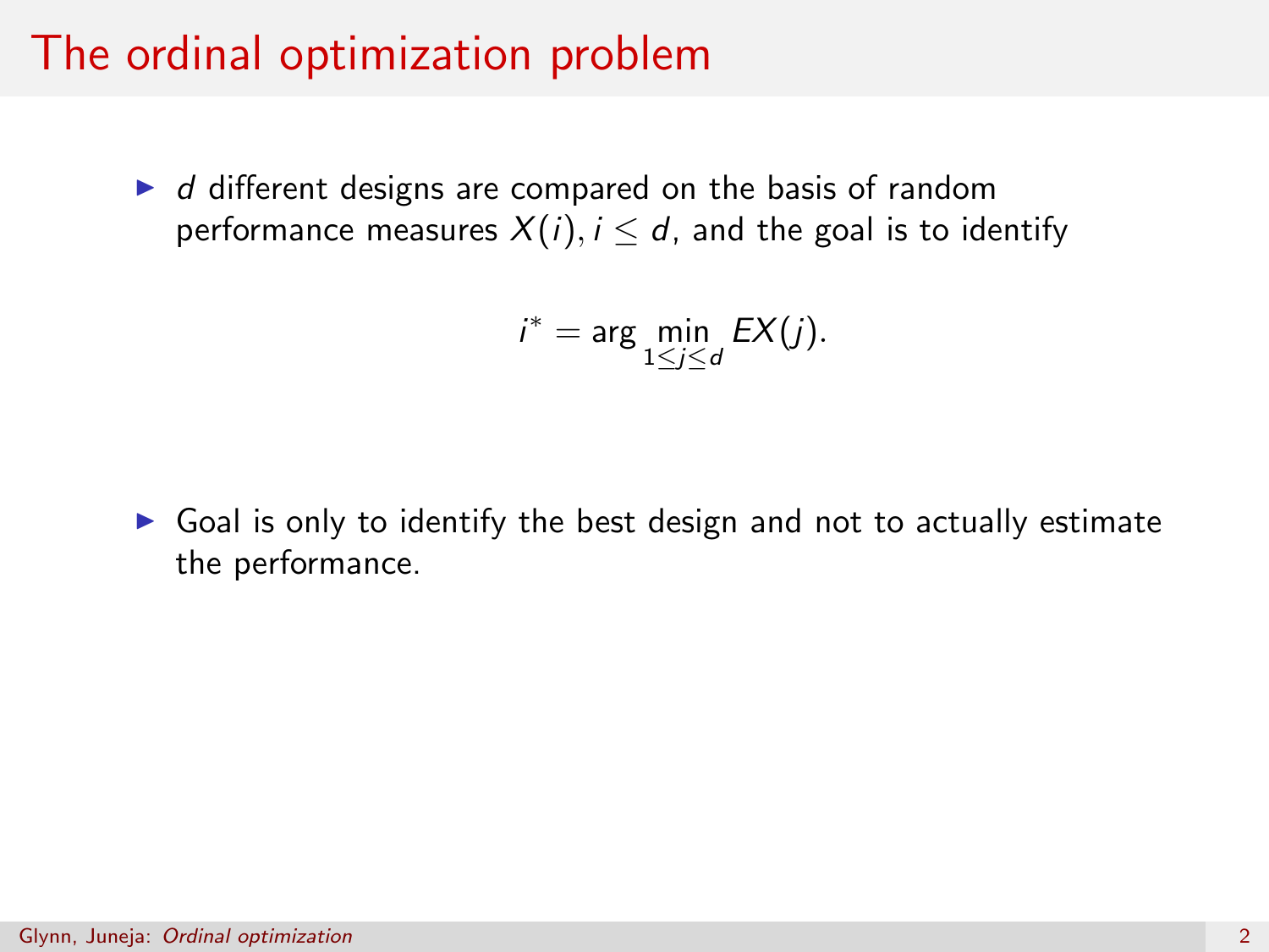# The ordinal optimization problem

- $d$ different designs are compared on the basis of random performance measures $X(i), i \leq d$, and the goal is to identify

$$i^* = \arg\min_{1 \leq j \leq d} EX(j).$$

- Goal is only to identify the best design and not to actually estimate the performance.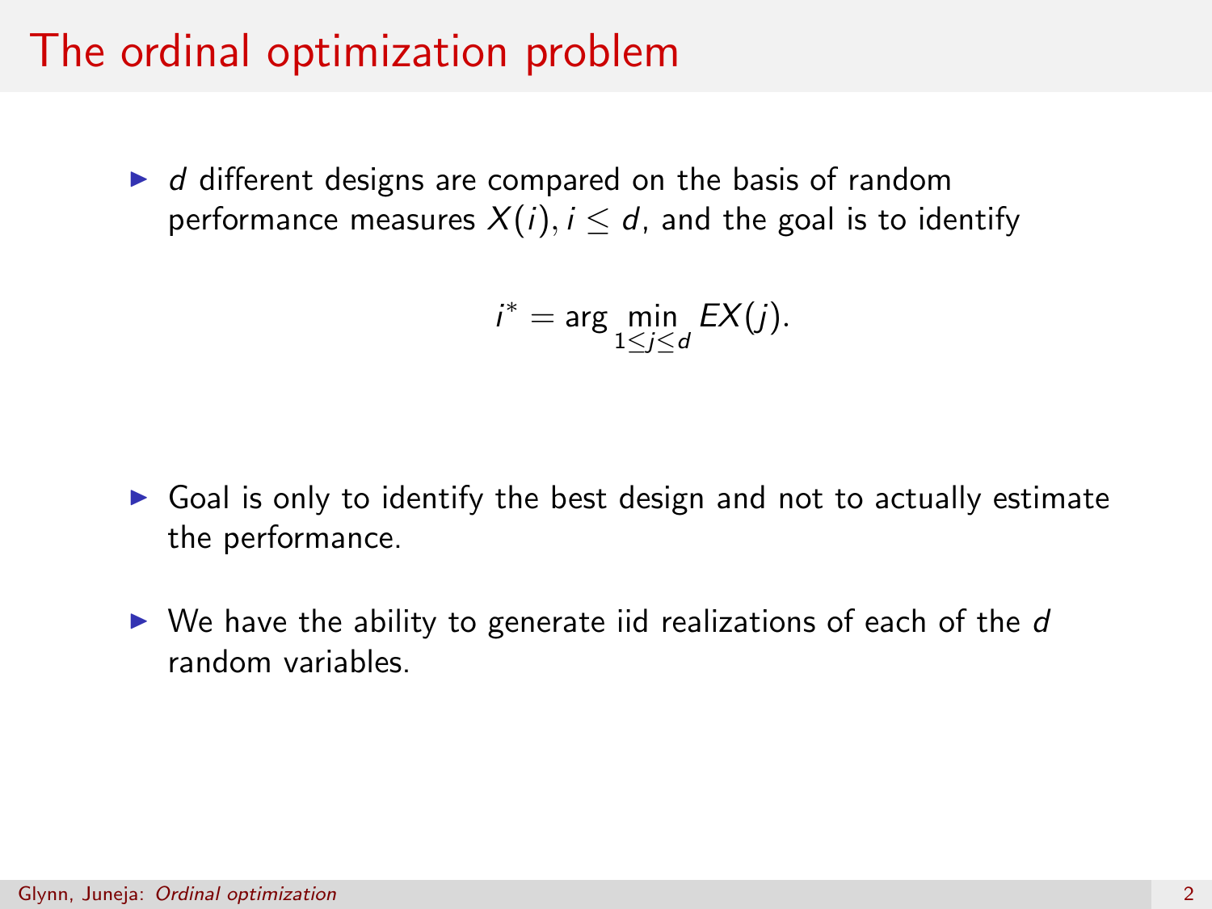# The ordinal optimization problem

- $d$ different designs are compared on the basis of random performance measures $X(i), i \leq d$, and the goal is to identify

$$i^* = \arg \min_{1 \leq j \leq d} EX(j).$$

- Goal is only to identify the best design and not to actually estimate the performance.

- We have the ability to generate iid realizations of each of the $d$ random variables.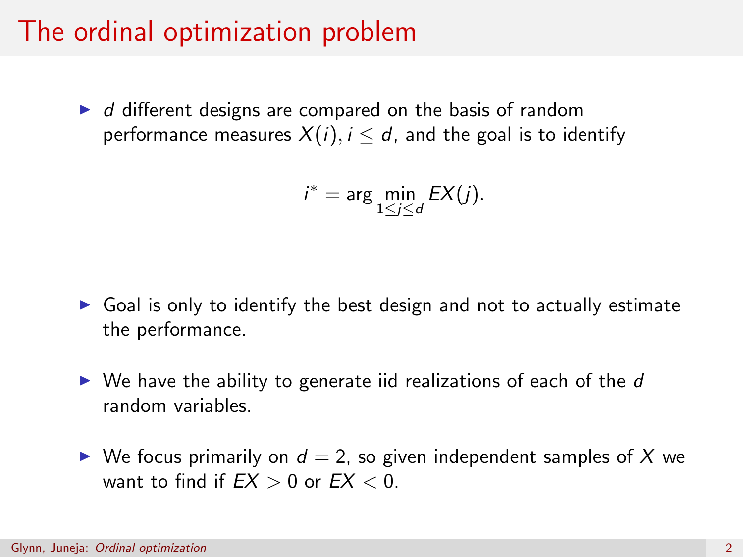# The ordinal optimization problem

- $d$ different designs are compared on the basis of random performance measures $X(i), i \leq d$, and the goal is to identify

$$i^* = \arg \min_{1 \leq j \leq d} EX(j).$$

- Goal is only to identify the best design and not to actually estimate the performance.

- We have the ability to generate iid realizations of each of the $d$ random variables.

- We focus primarily on $d = 2$, so given independent samples of $X$ we want to find if $EX > 0$ or $EX < 0$.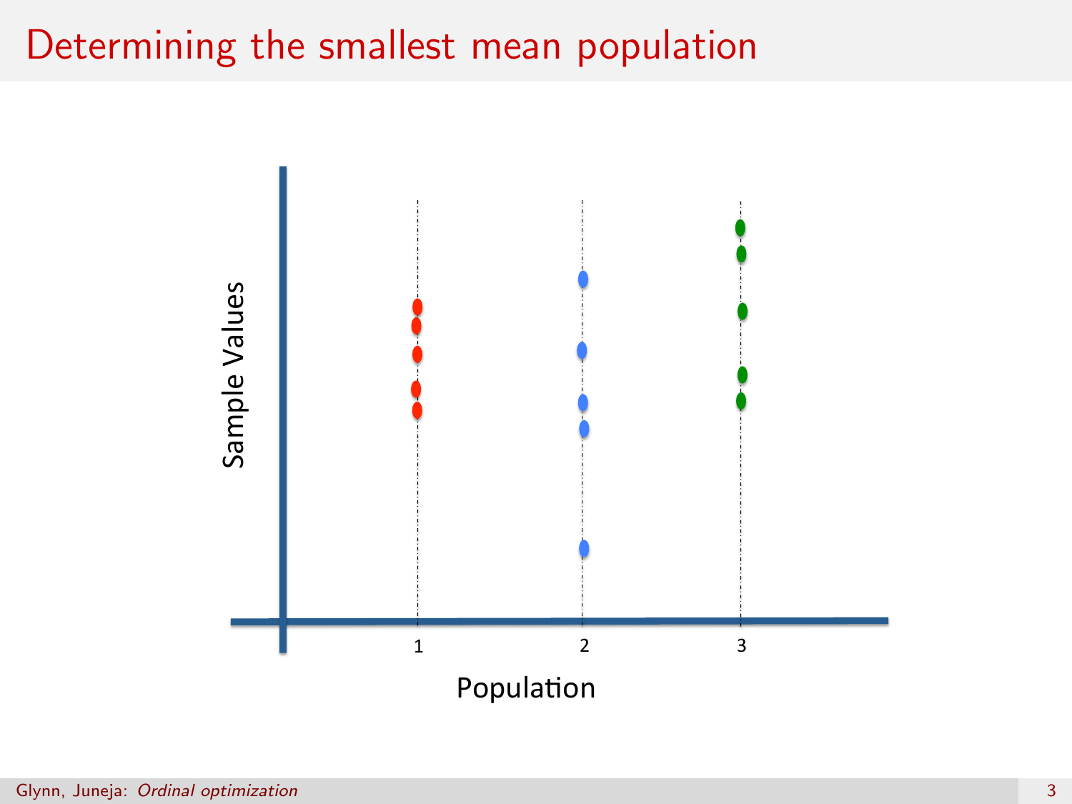# Determining the smallest mean population

Sample Values

1 2 3

Population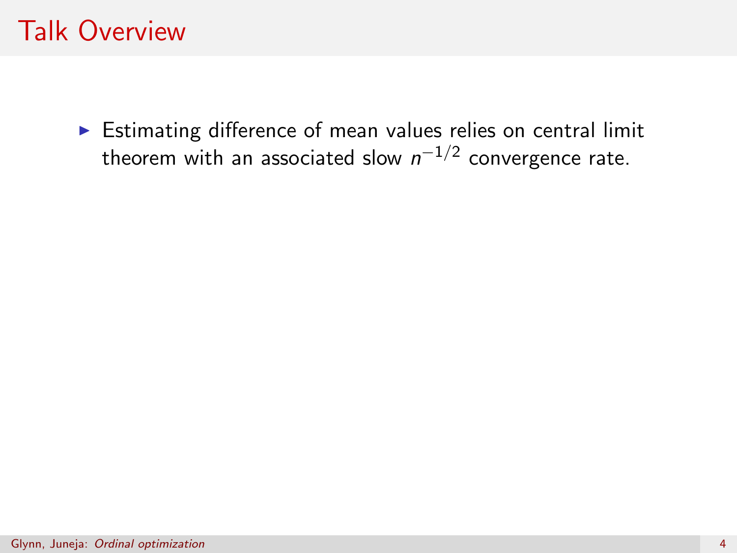# Talk Overview

- Estimating difference of mean values relies on central limit theorem with an associated slow $n^{-1/2}$ convergence rate.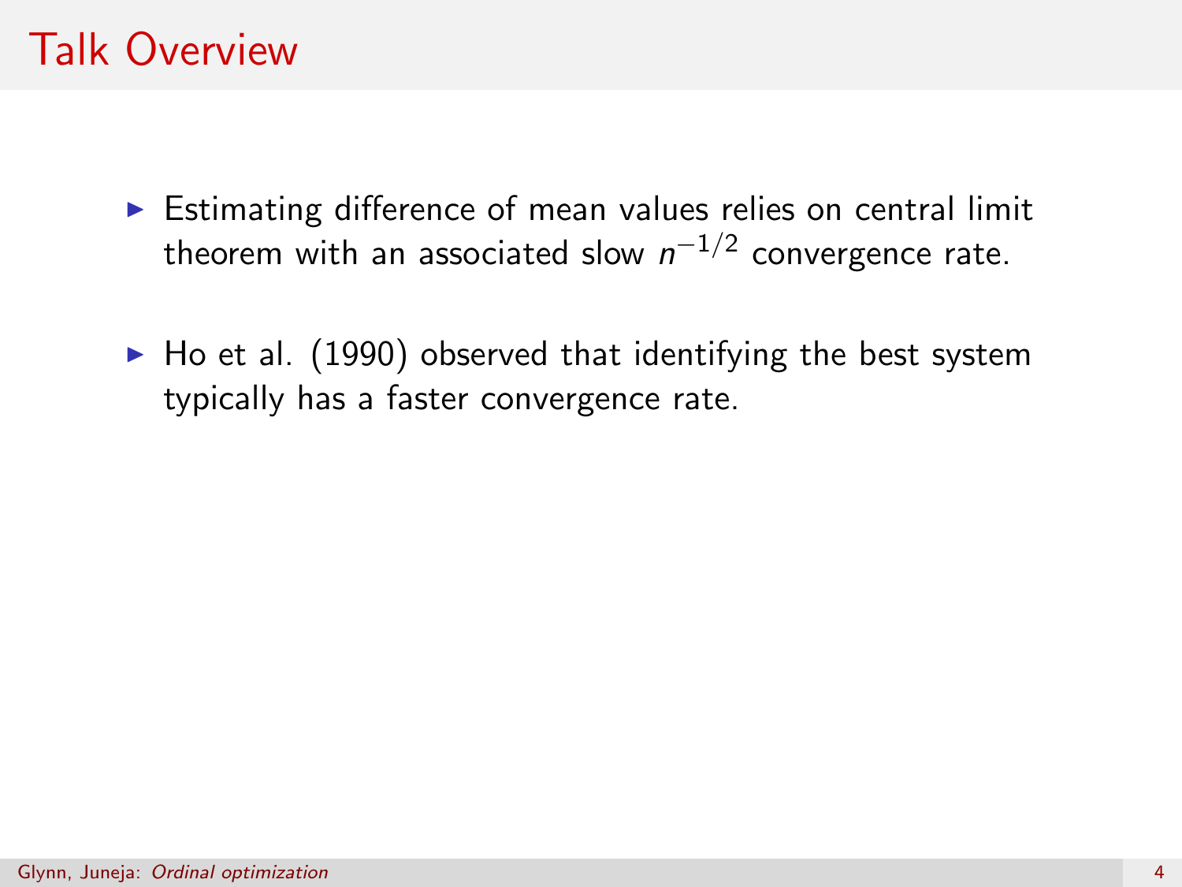# Talk Overview

- Estimating difference of mean values relies on central limit theorem with an associated slow $n^{-1/2}$ convergence rate.

- Ho et al. (1990) observed that identifying the best system typically has a faster convergence rate.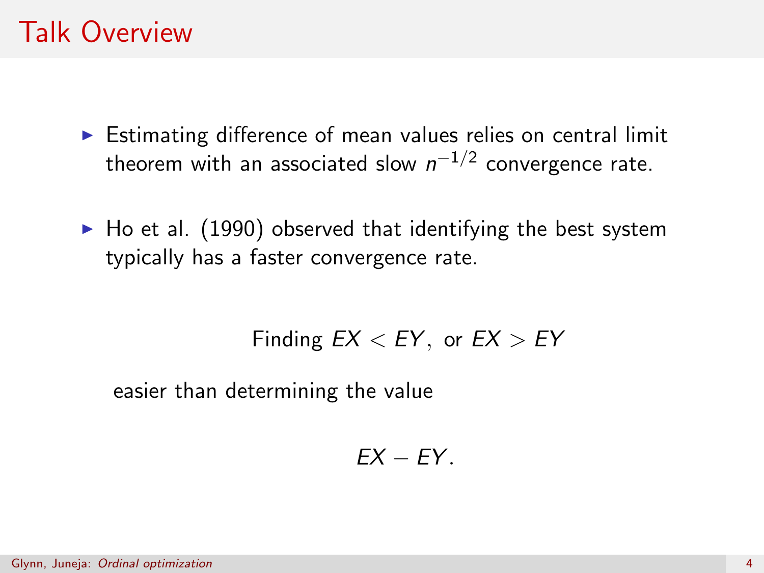# Talk Overview

- Estimating difference of mean values relies on central limit theorem with an associated slow $n^{-1/2}$ convergence rate.
- Ho et al. (1990) observed that identifying the best system typically has a faster convergence rate.

$$\text{Finding } EX < EY, \text{ or } EX > EY$$

easier than determining the value

$$EX - EY.$$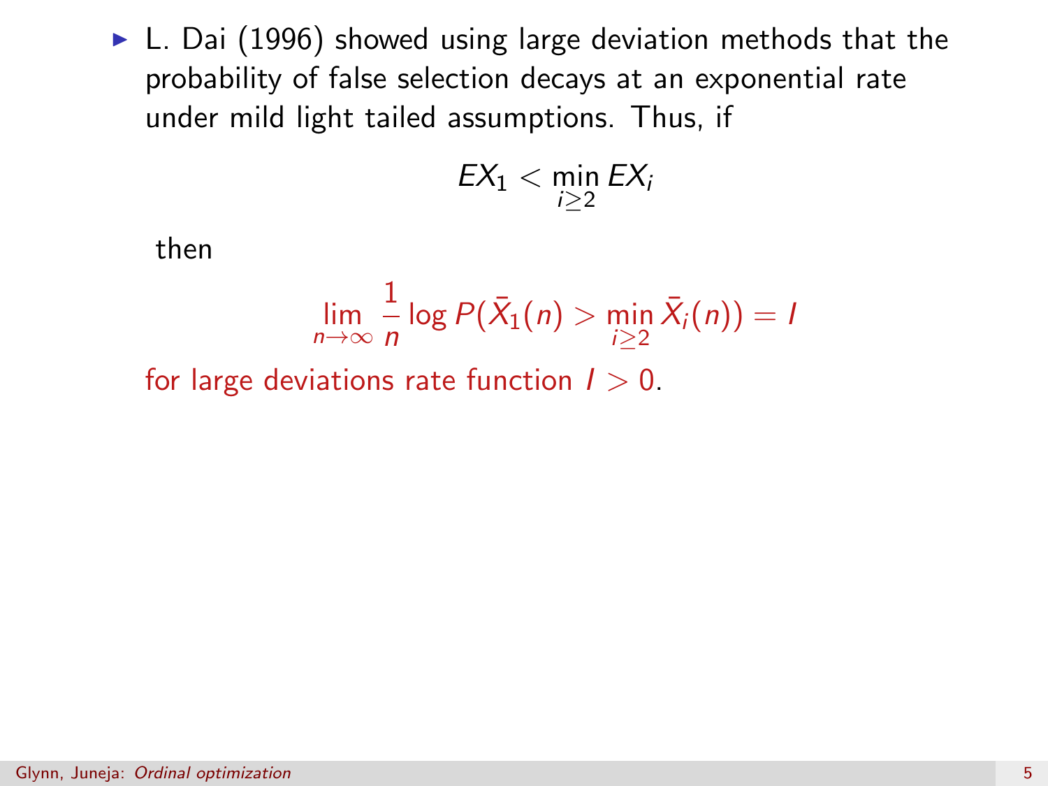- L. Dai (1996) showed using large deviation methods that the probability of false selection decays at an exponential rate under mild light tailed assumptions. Thus, if

$$EX_1 < \min_{i \geq 2} EX_i$$

then

$$\lim_{n \to \infty} \frac{1}{n} \log P(\bar{X}_1(n) > \min_{i \geq 2} \bar{X}_i(n)) = I$$

for large deviations rate function $I > 0$.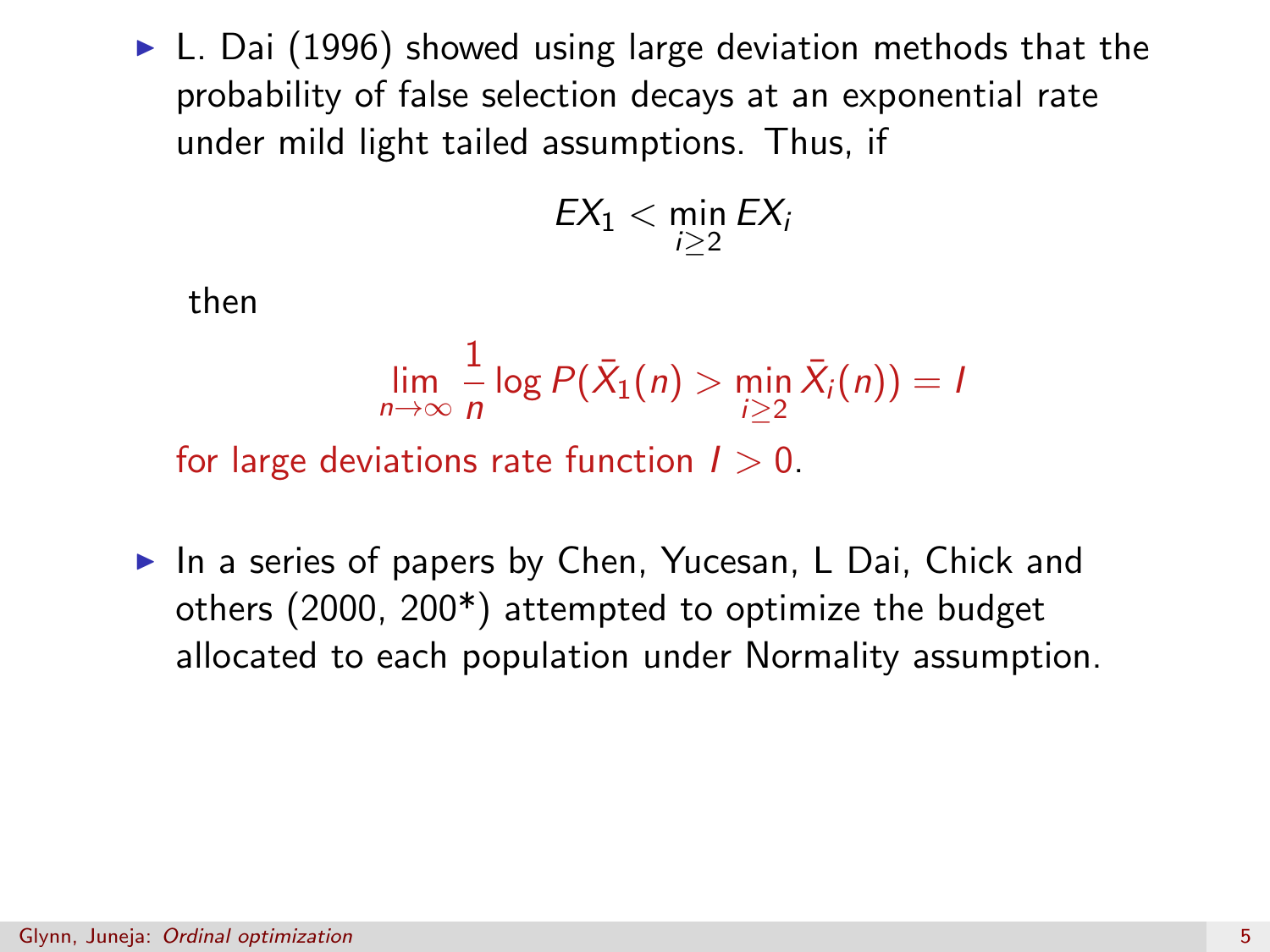- L. Dai (1996) showed using large deviation methods that the probability of false selection decays at an exponential rate under mild light tailed assumptions. Thus, if

$$EX_1 < \min_{i \geq 2} EX_i$$

then

$$\lim_{n \to \infty} \frac{1}{n} \log P(\bar{X}_1(n) > \min_{i \geq 2} \bar{X}_i(n)) = I$$

for large deviations rate function $I > 0$.

- In a series of papers by Chen, Yucesan, L Dai, Chick and others (2000, 200*) attempted to optimize the budget allocated to each population under Normality assumption.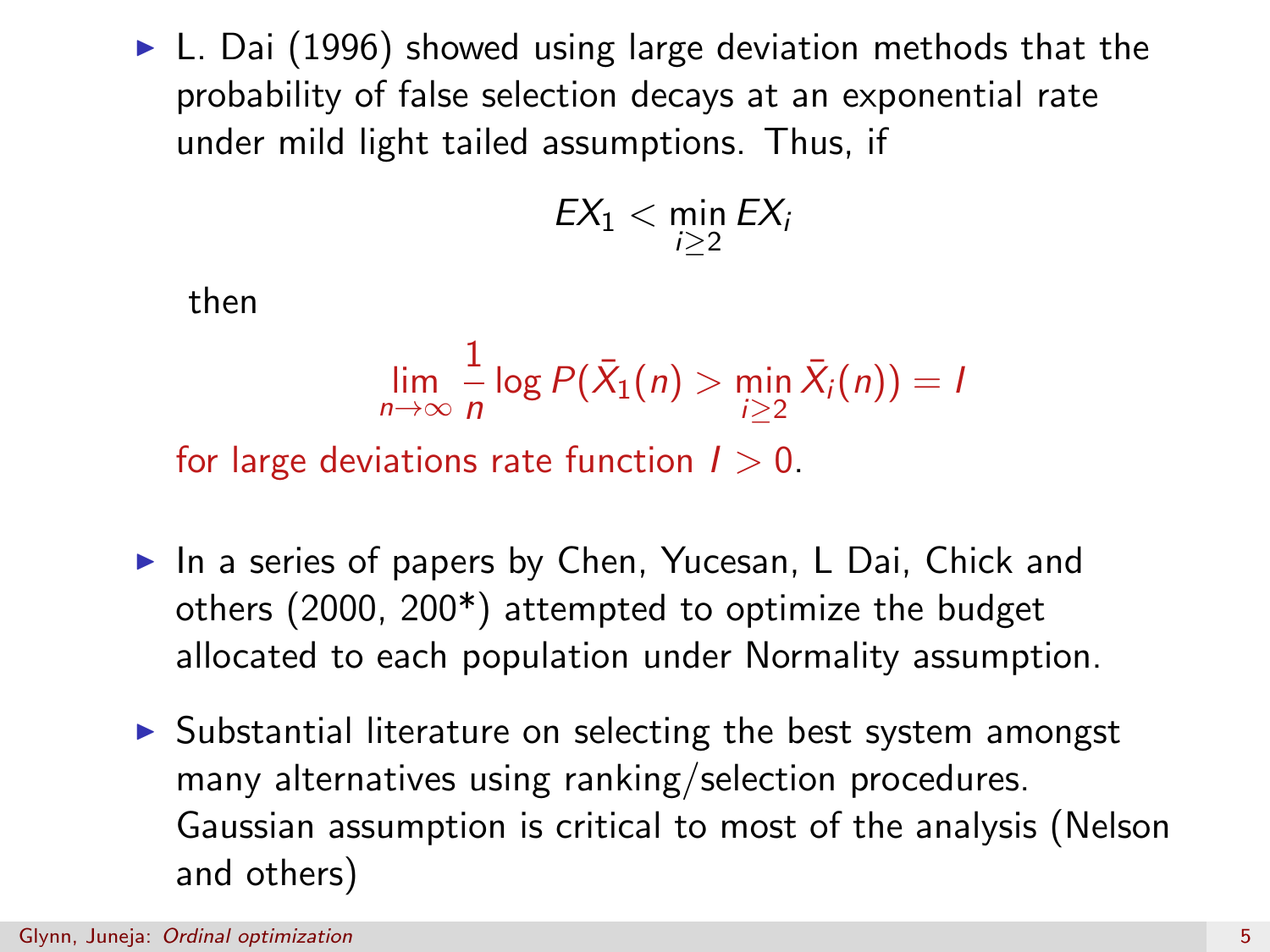- L. Dai (1996) showed using large deviation methods that the probability of false selection decays at an exponential rate under mild light tailed assumptions. Thus, if

$$EX_1 < \min_{i \geq 2} EX_i$$

then

$$\lim_{n \to \infty} \frac{1}{n} \log P(\bar{X}_1(n) > \min_{i \geq 2} \bar{X}_i(n)) = I$$

for large deviations rate function $I > 0$.

- In a series of papers by Chen, Yucesan, L Dai, Chick and others (2000, 200*) attempted to optimize the budget allocated to each population under Normality assumption.

- Substantial literature on selecting the best system amongst many alternatives using ranking/selection procedures. Gaussian assumption is critical to most of the analysis (Nelson and others)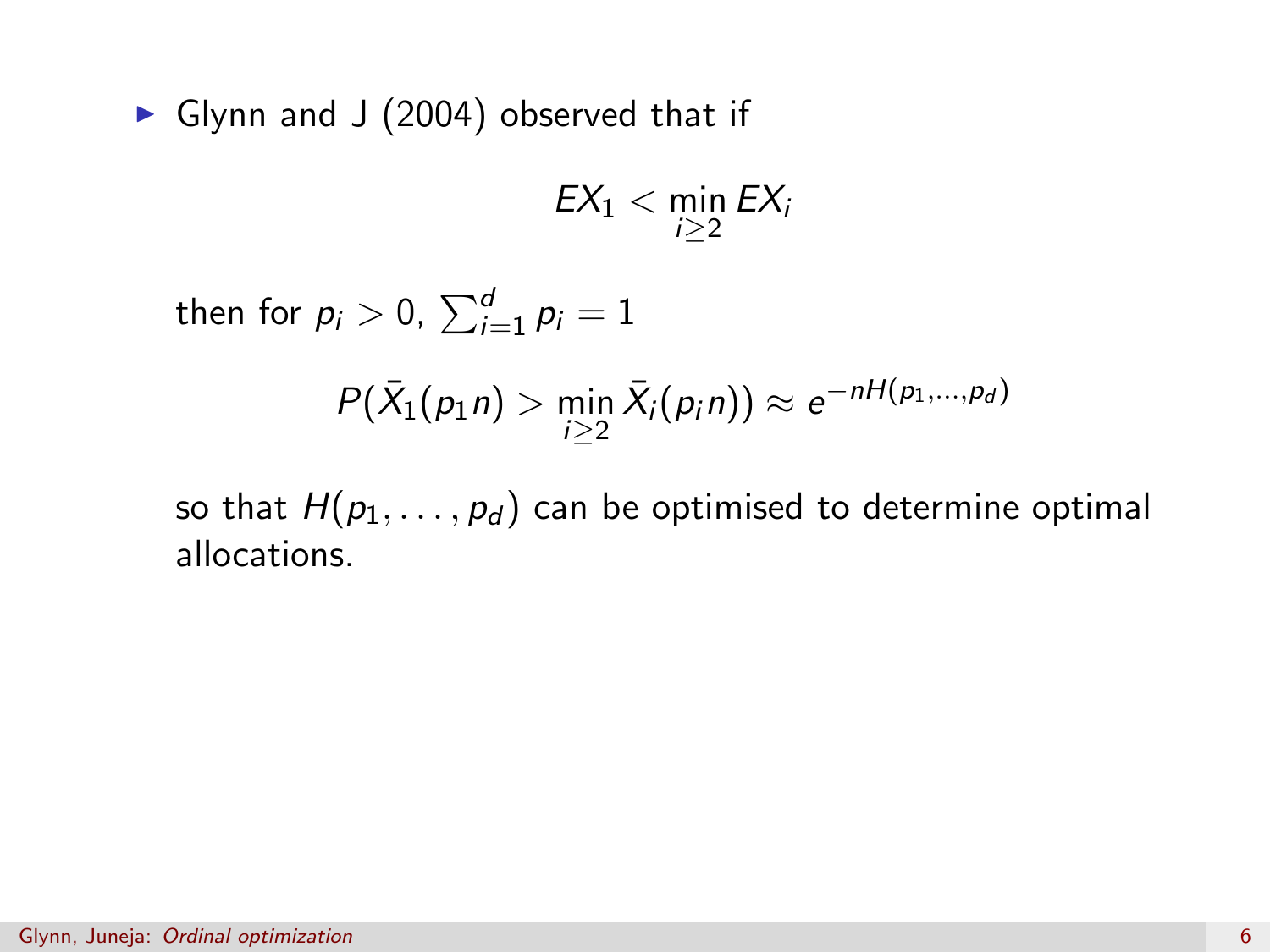- Glynn and J (2004) observed that if

$$EX_1 < \min_{i \geq 2} EX_i$$

then for $p_i > 0$, $\sum_{i=1}^{d} p_i = 1$

$$P(\bar{X}_1(p_1 n) > \min_{i \geq 2} \bar{X}_i(p_i n)) \approx e^{-nH(p_1,\ldots,p_d)}$$

so that $H(p_1, \ldots, p_d)$ can be optimised to determine optimal allocations.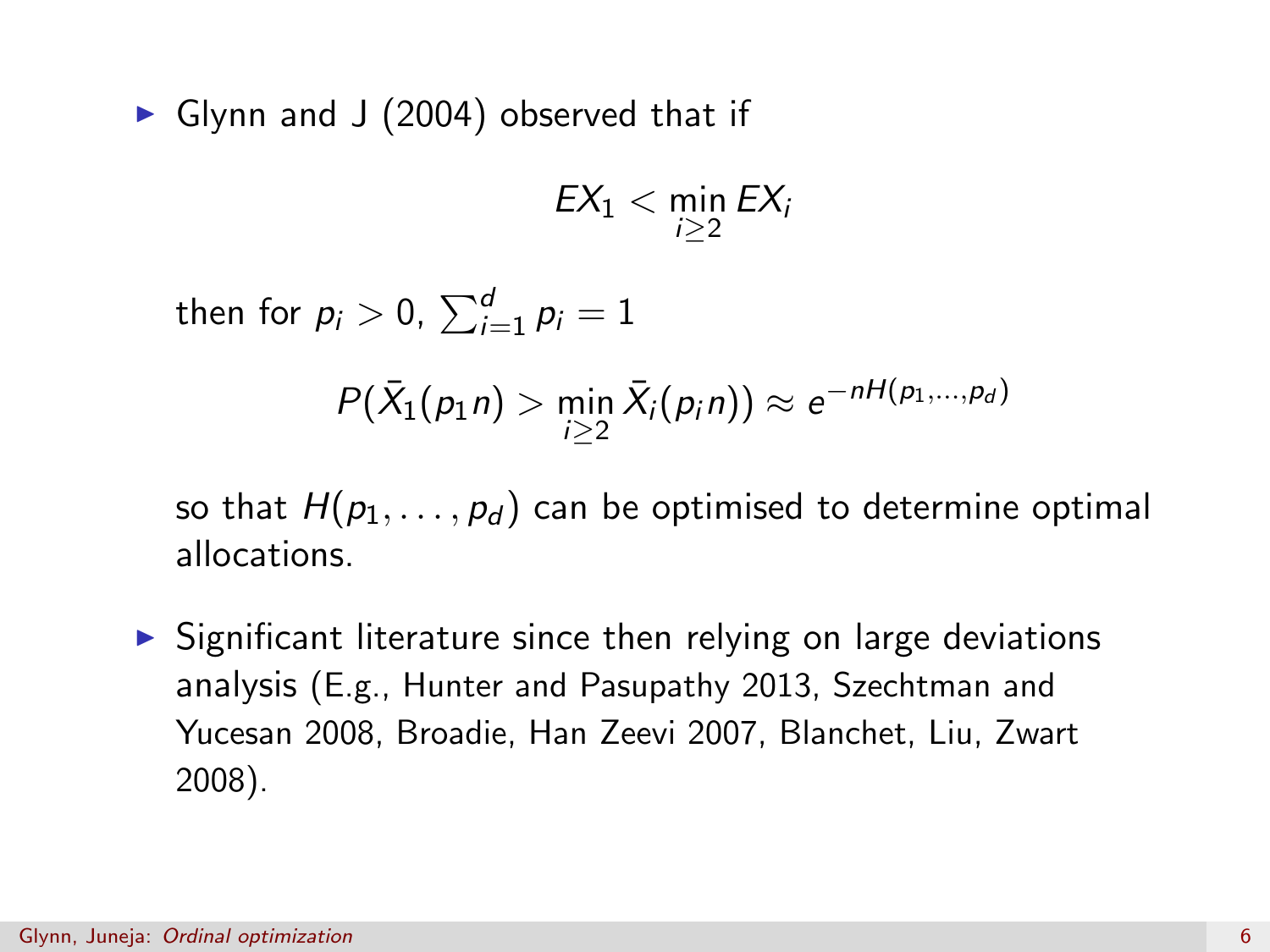- Glynn and J (2004) observed that if

$$EX_1 < \min_{i \geq 2} EX_i$$

then for $p_i > 0$, $\sum_{i=1}^{d} p_i = 1$

$$P(\bar{X}_1(p_1 n) > \min_{i \geq 2} \bar{X}_i(p_i n)) \approx e^{-nH(p_1,\ldots,p_d)}$$

so that $H(p_1, \ldots, p_d)$ can be optimised to determine optimal allocations.

- Significant literature since then relying on large deviations analysis (E.g., Hunter and Pasupathy 2013, Szechtman and Yucesan 2008, Broadie, Han Zeevi 2007, Blanchet, Liu, Zwart 2008).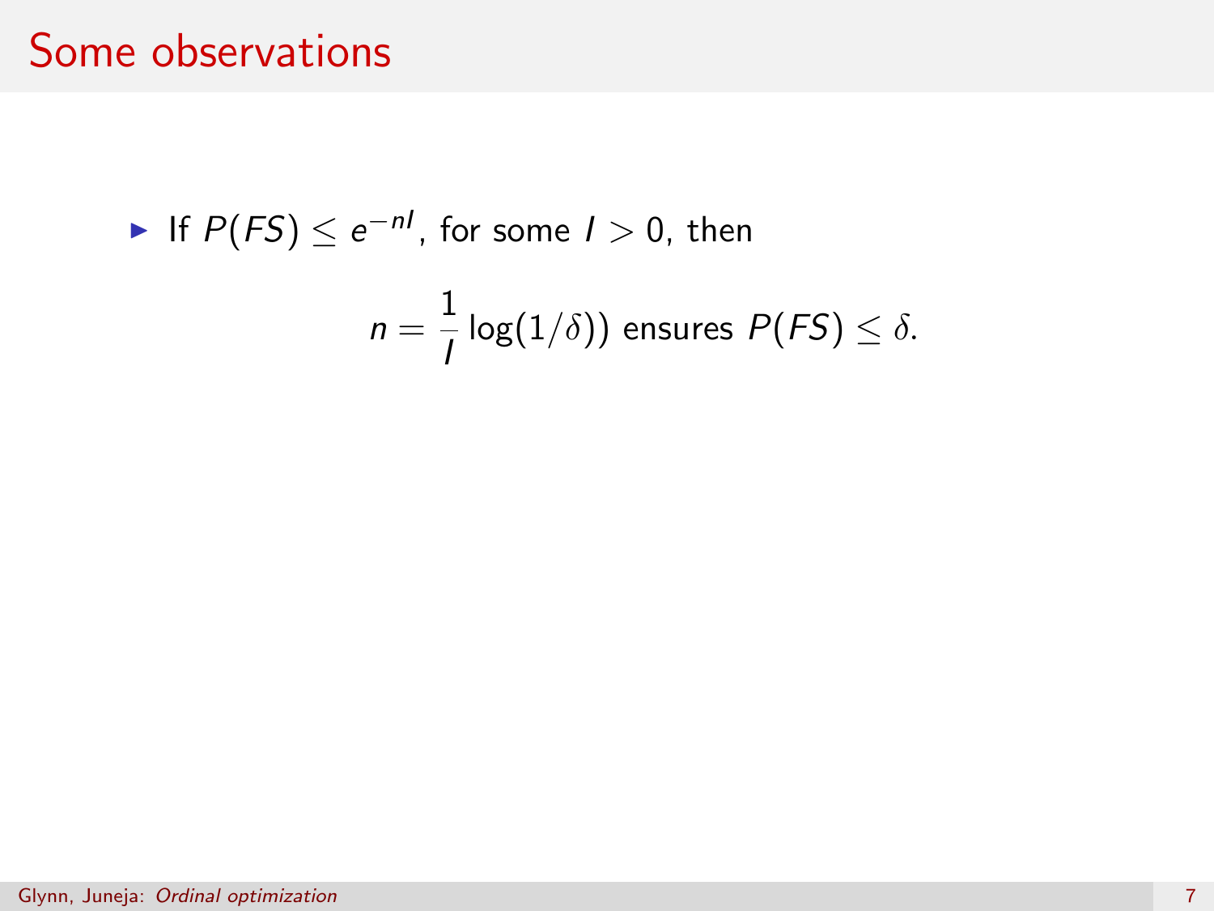# Some observations

- If $P(FS) \leq e^{-nI}$, for some $I > 0$, then

$$n = \frac{1}{I} \log(1/\delta)) \text{ ensures } P(FS) \leq \delta.$$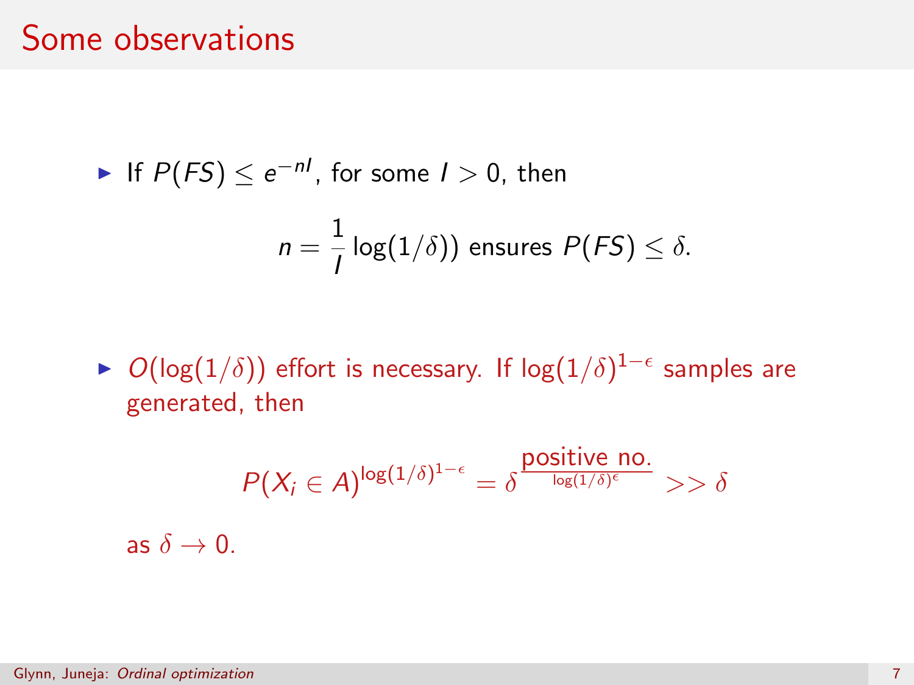# Some observations

- If $P(FS) \leq e^{-nI}$, for some $I > 0$, then

$$n = \frac{1}{I} \log(1/\delta)) \text{ ensures } P(FS) \leq \delta.$$

- $O(\log(1/\delta))$ effort is necessary. If $\log(1/\delta)^{1-\epsilon}$ samples are generated, then

$$P(X_i \in A)^{\log(1/\delta)^{1-\epsilon}} = \delta^{\frac{\text{positive no.}}{\log(1/\delta)^{\epsilon}}} >> \delta$$

as $\delta \to 0$.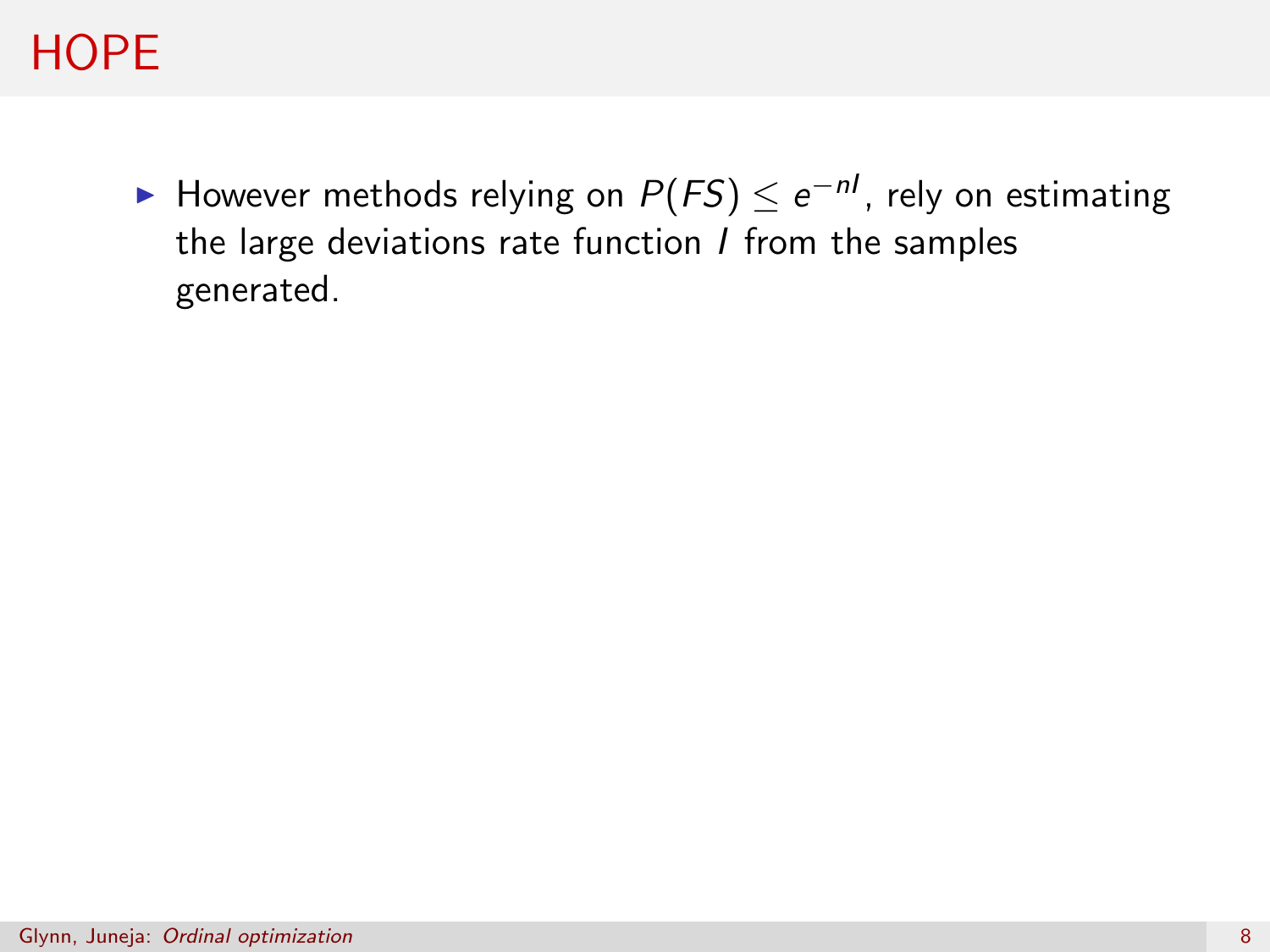# HOPE

- However methods relying on $P(FS) \leq e^{-nI}$, rely on estimating the large deviations rate function $I$ from the samples generated.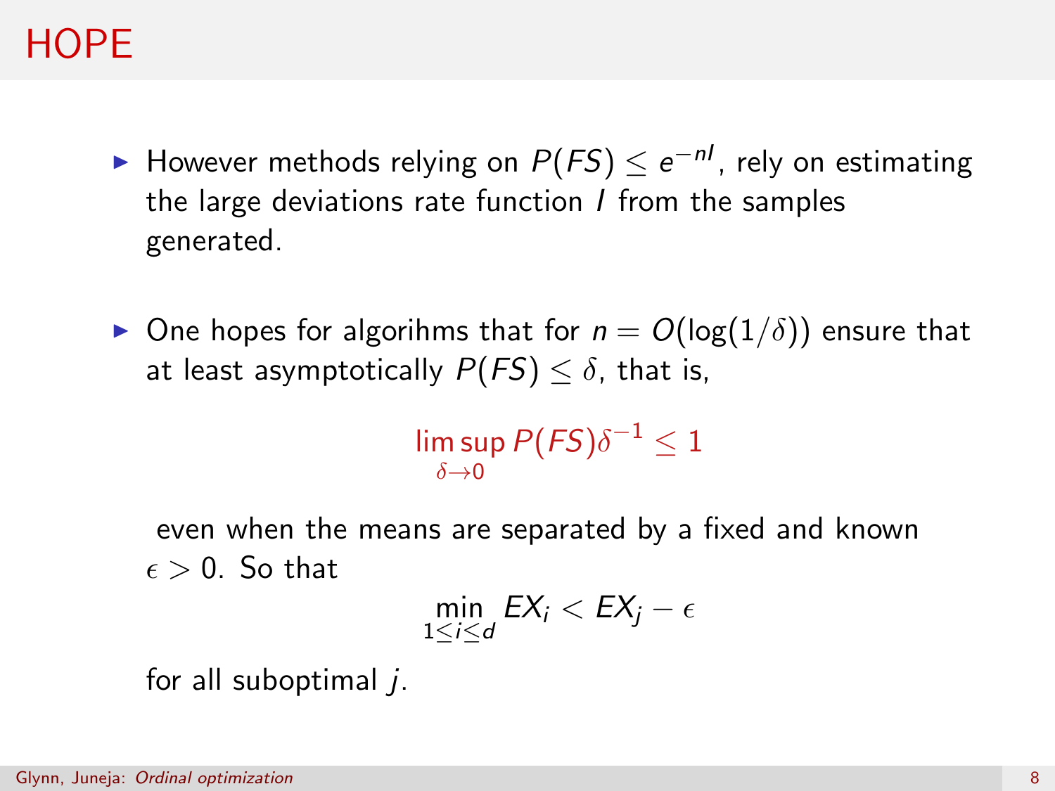# HOPE

- However methods relying on $P(FS) \leq e^{-nI}$, rely on estimating the large deviations rate function $I$ from the samples generated.

- One hopes for algorihms that for $n = O(\log(1/\delta))$ ensure that at least asymptotically $P(FS) \leq \delta$, that is,

$$\limsup_{\delta \to 0} P(FS)\delta^{-1} \leq 1$$

even when the means are separated by a fixed and known $\epsilon > 0$. So that

$$\min_{1 \leq i \leq d} EX_i < EX_j - \epsilon$$

for all suboptimal $j$.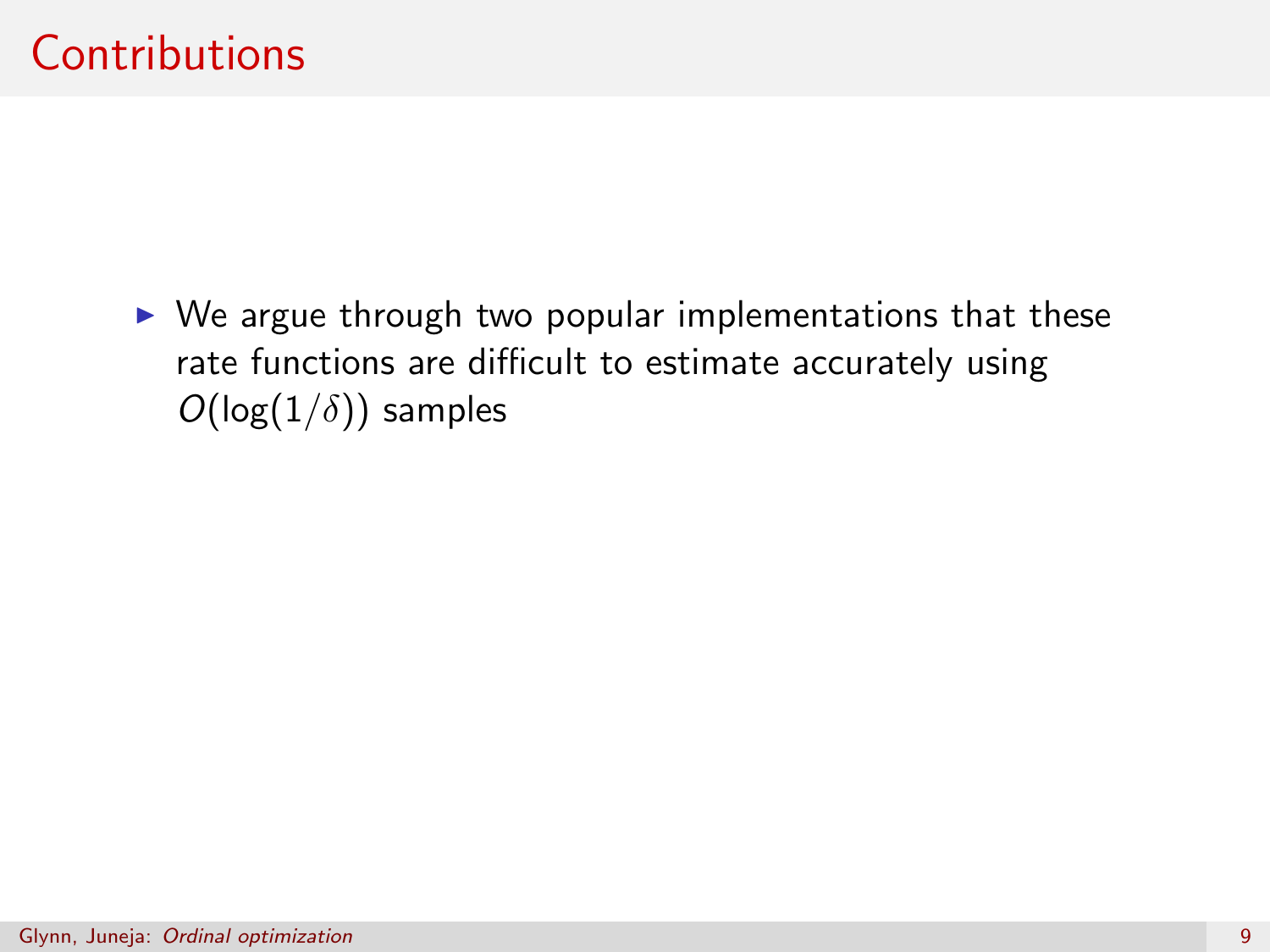# Contributions

- We argue through two popular implementations that these rate functions are difficult to estimate accurately using $O(\log(1/\delta))$ samples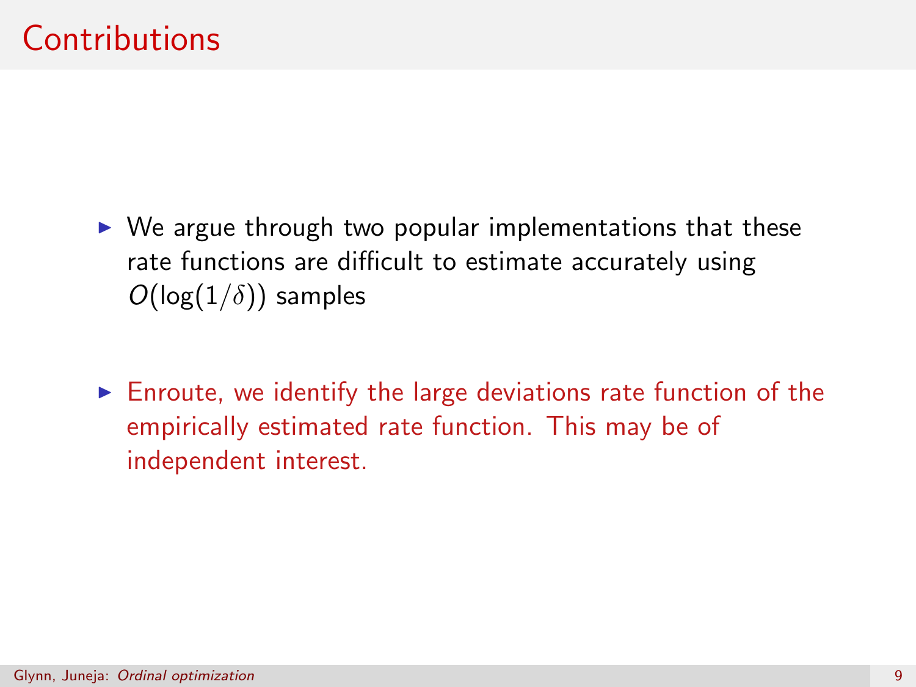# Contributions

- We argue through two popular implementations that these rate functions are difficult to estimate accurately using $O(\log(1/\delta))$ samples

- Enroute, we identify the large deviations rate function of the empirically estimated rate function. This may be of independent interest.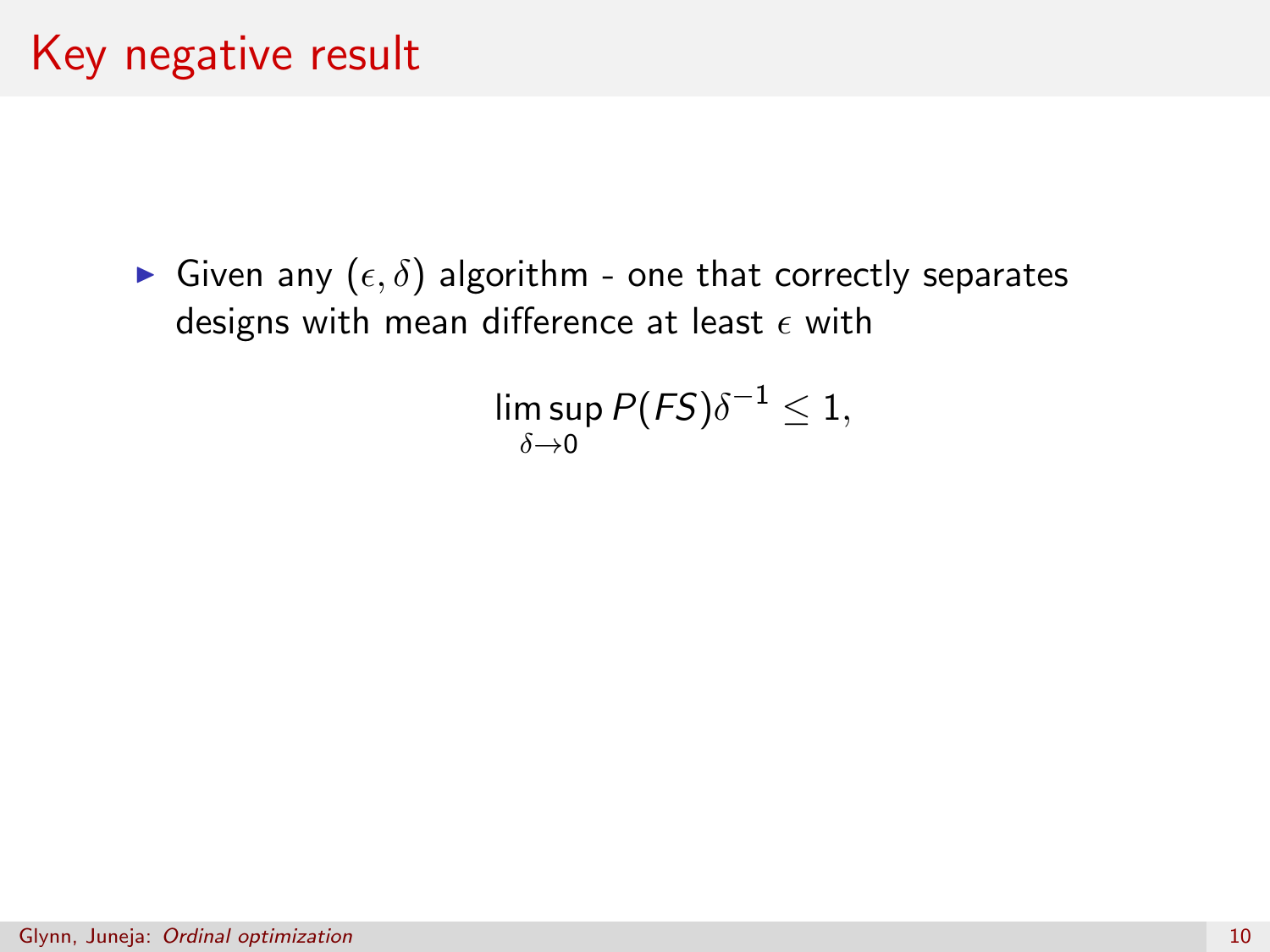# Key negative result

- Given any $(\epsilon, \delta)$ algorithm - one that correctly separates designs with mean difference at least $\epsilon$ with

$$\limsup_{\delta \to 0} P(FS)\delta^{-1} \leq 1,$$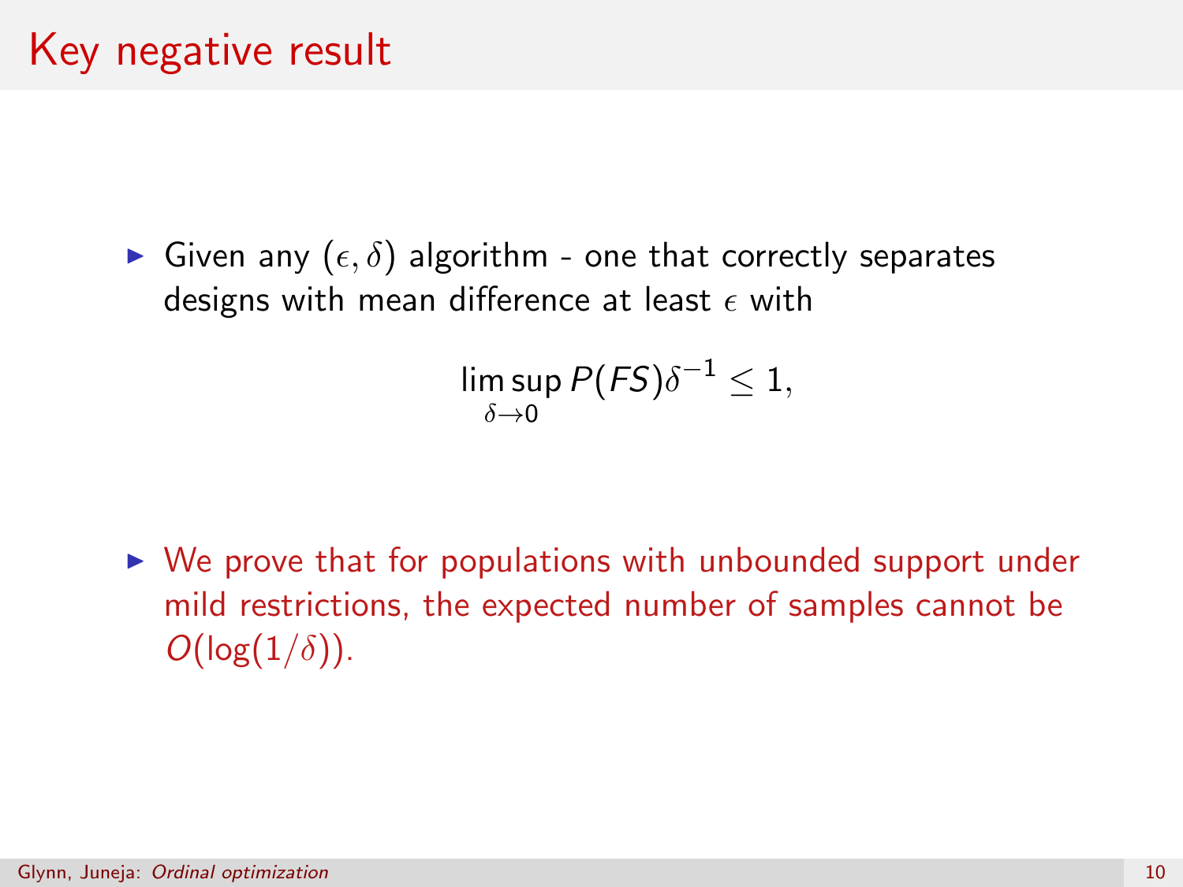# Key negative result

- Given any $(\epsilon, \delta)$ algorithm - one that correctly separates designs with mean difference at least $\epsilon$ with

$$\limsup_{\delta \to 0} P(FS)\delta^{-1} \leq 1,$$

- We prove that for populations with unbounded support under mild restrictions, the expected number of samples cannot be $O(\log(1/\delta))$.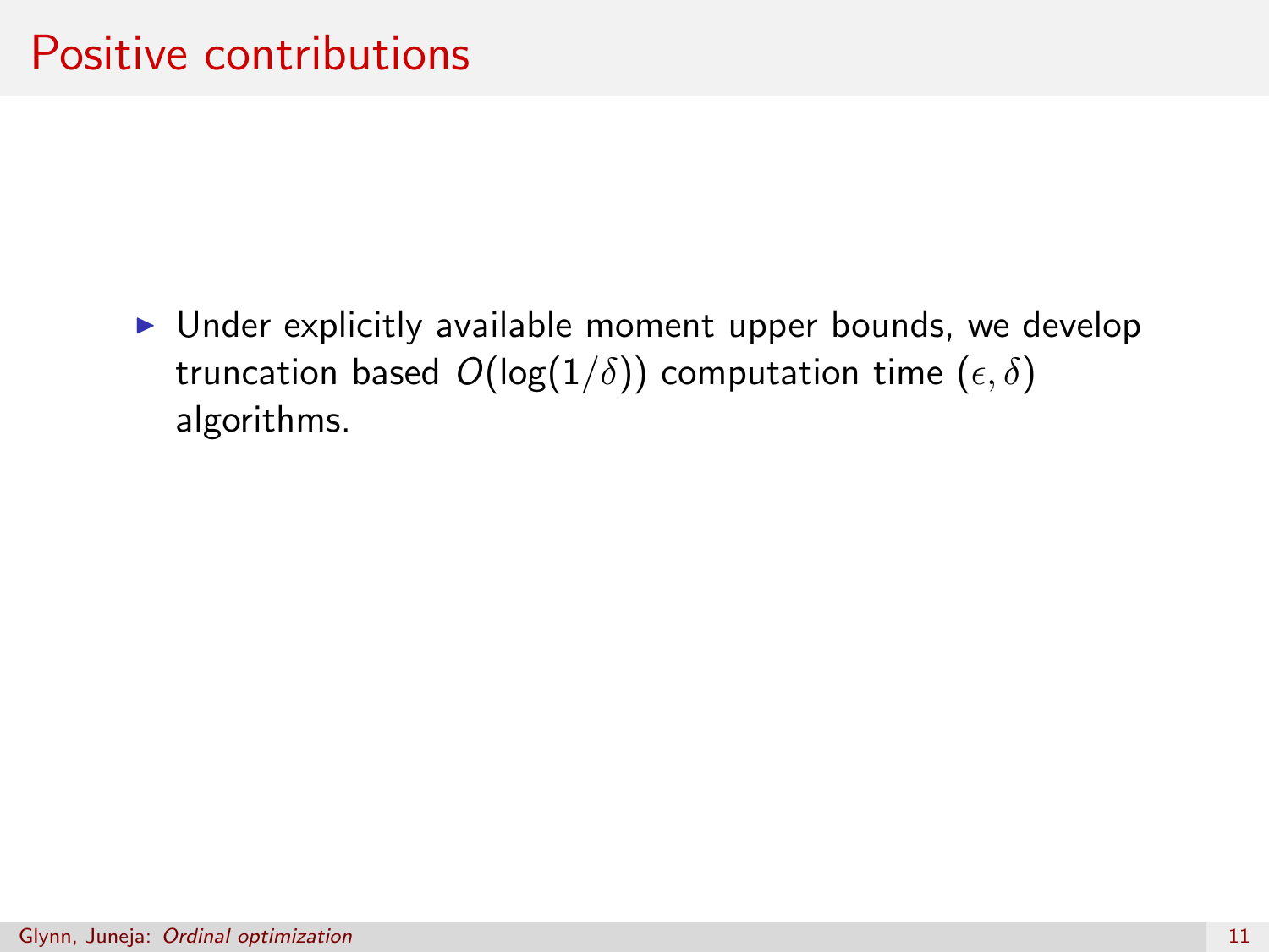# Positive contributions

- Under explicitly available moment upper bounds, we develop truncation based $O(\log(1/\delta))$ computation time $(\epsilon, \delta)$ algorithms.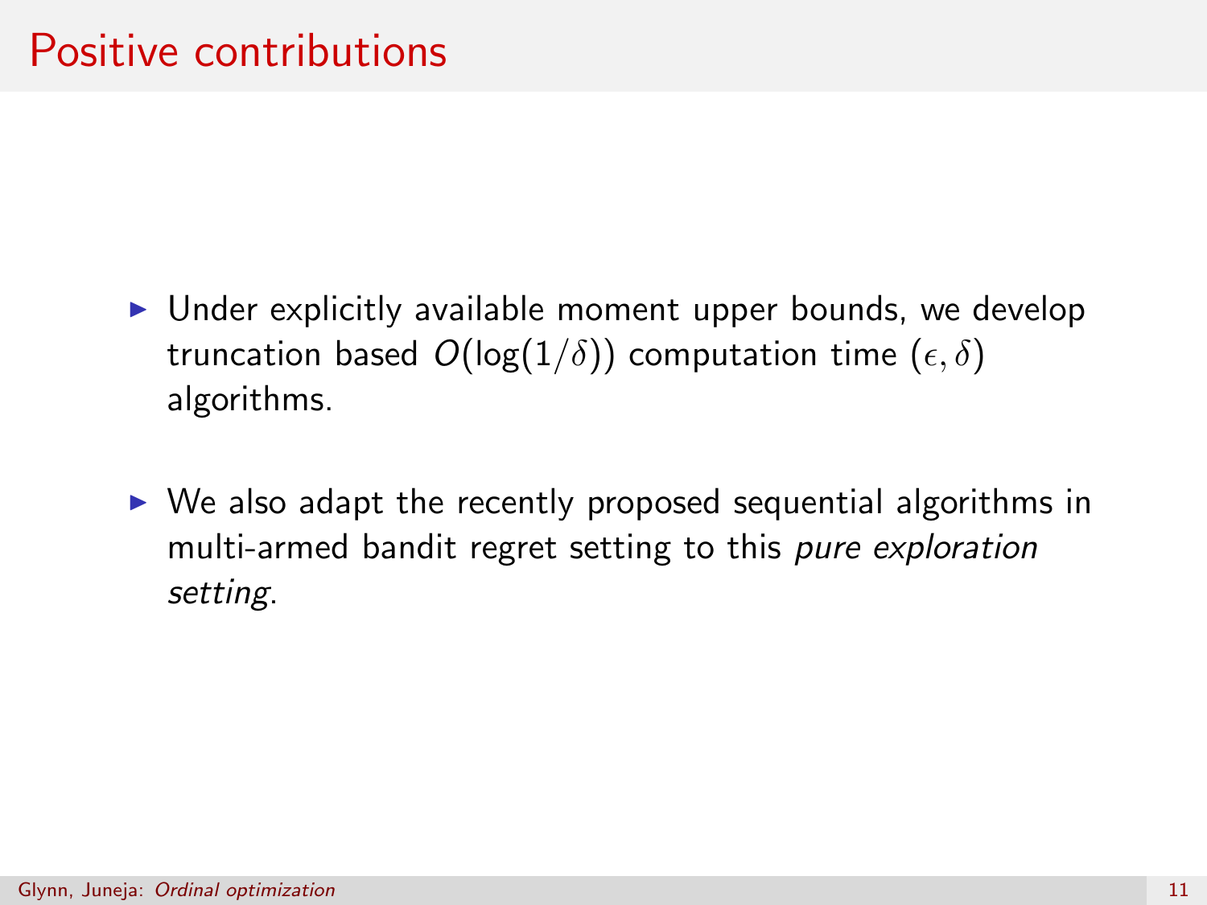# Positive contributions

- Under explicitly available moment upper bounds, we develop truncation based $O(\log(1/\delta))$ computation time $(\epsilon, \delta)$ algorithms.

- We also adapt the recently proposed sequential algorithms in multi-armed bandit regret setting to this *pure exploration setting*.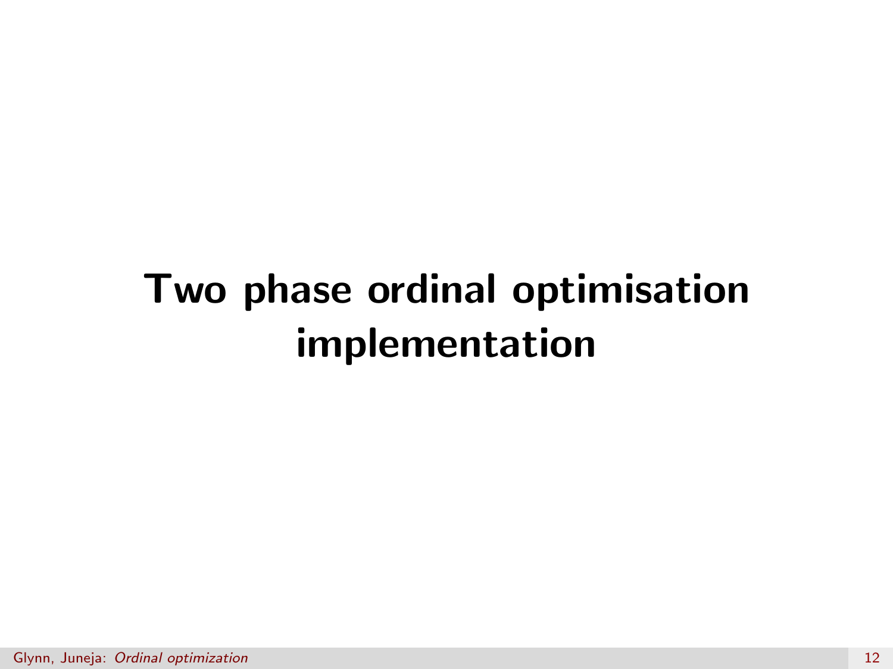# Two phase ordinal optimisation implementation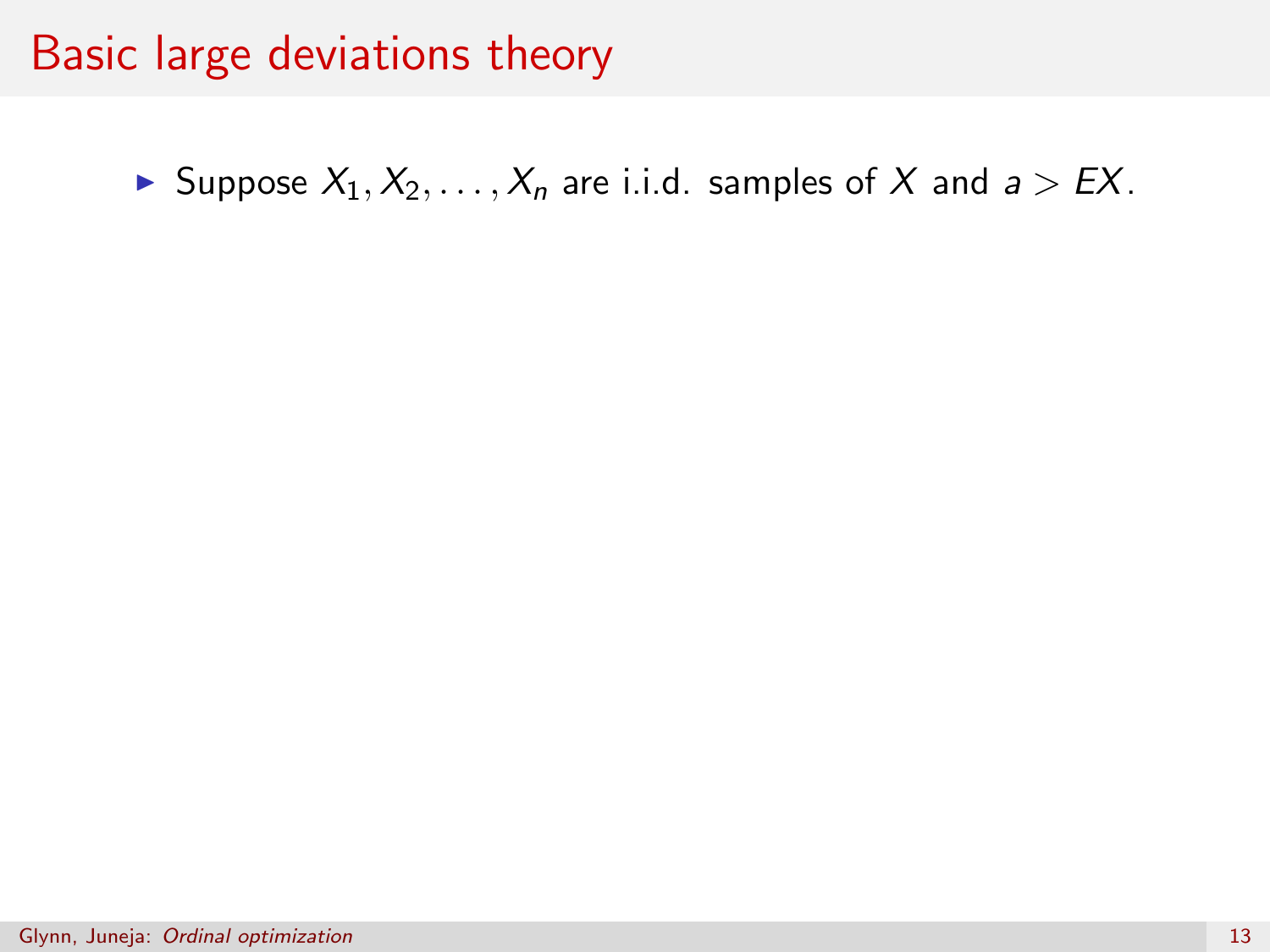# Basic large deviations theory

- Suppose $X_1, X_2, \ldots, X_n$ are i.i.d. samples of $X$ and $a > EX$.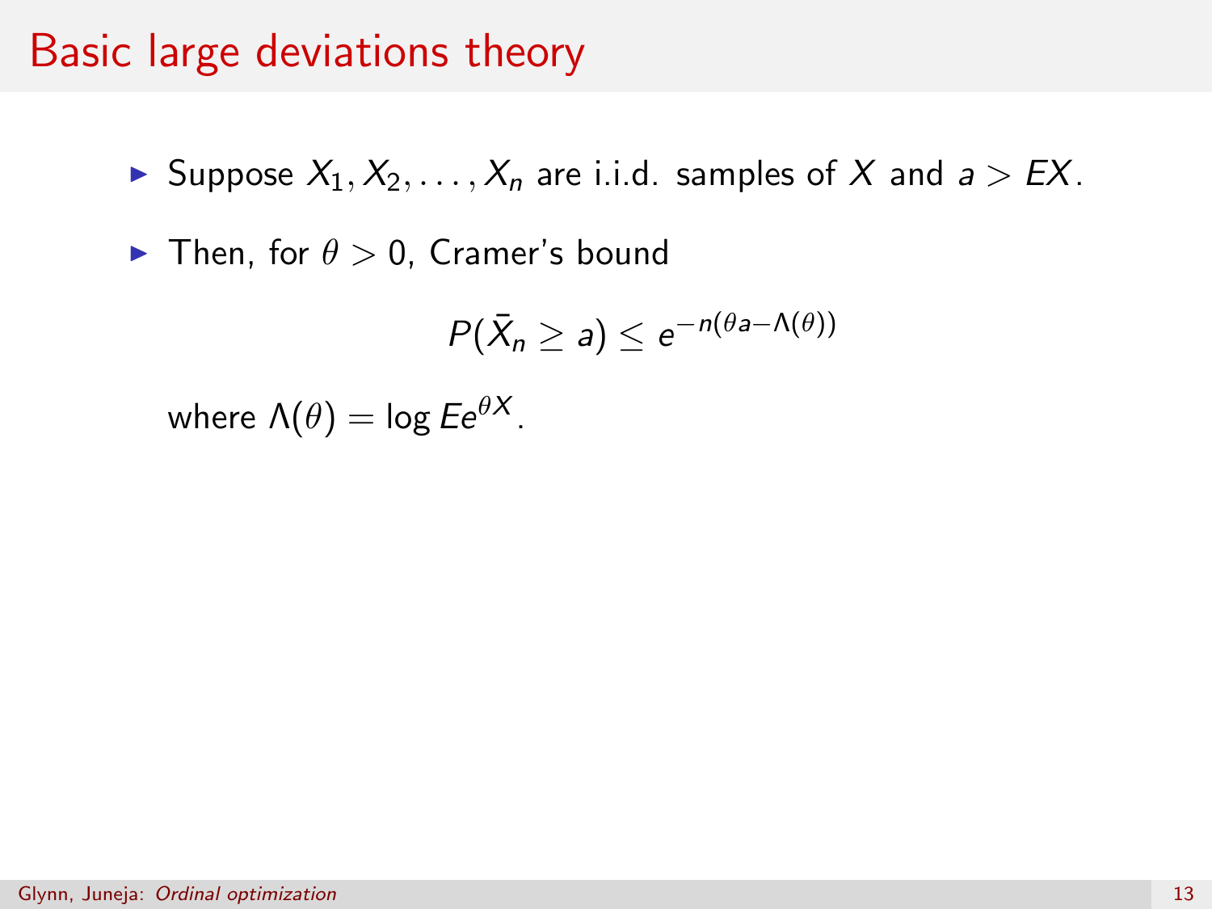# Basic large deviations theory

- Suppose $X_1, X_2, \ldots, X_n$ are i.i.d. samples of $X$ and $a > EX$.
- Then, for $\theta > 0$, Cramer's bound

$$P(\bar{X}_n \geq a) \leq e^{-n(\theta a - \Lambda(\theta))}$$

where $\Lambda(\theta) = \log Ee^{\theta X}$.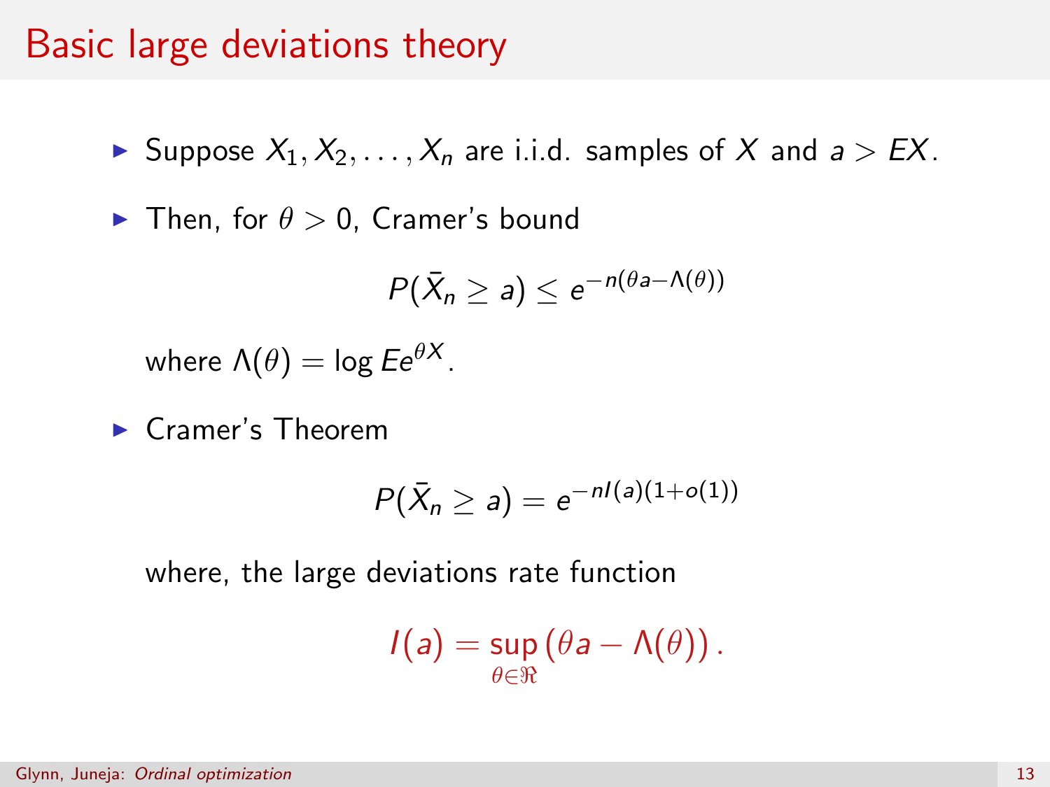# Basic large deviations theory

- Suppose $X_1, X_2, \ldots, X_n$ are i.i.d. samples of $X$ and $a > EX$.
- Then, for $\theta > 0$, Cramer's bound

$$P(\bar{X}_n \geq a) \leq e^{-n(\theta a - \Lambda(\theta))}$$

where $\Lambda(\theta) = \log E e^{\theta X}$.

- Cramer's Theorem

$$P(\bar{X}_n \geq a) = e^{-nI(a)(1+o(1))}$$

where, the large deviations rate function

$$I(a) = \sup_{\theta \in \Re} \left(\theta a - \Lambda(\theta)\right).$$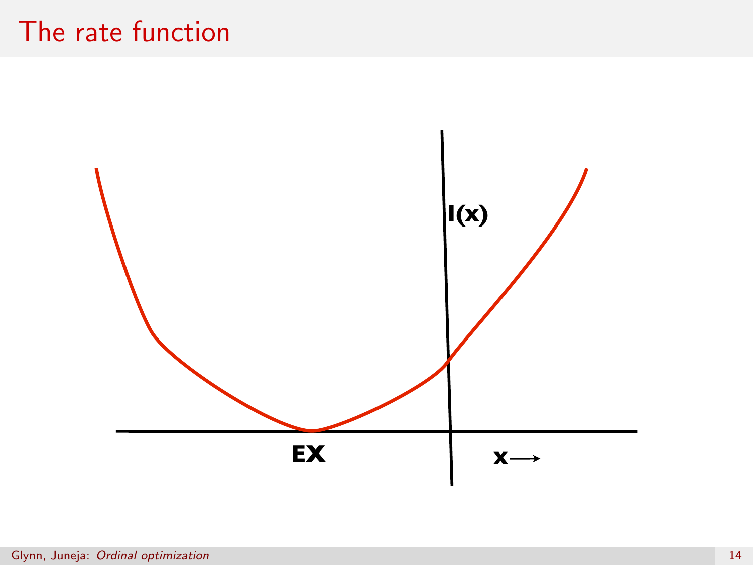# The rate function

I(x)

EX

x⟶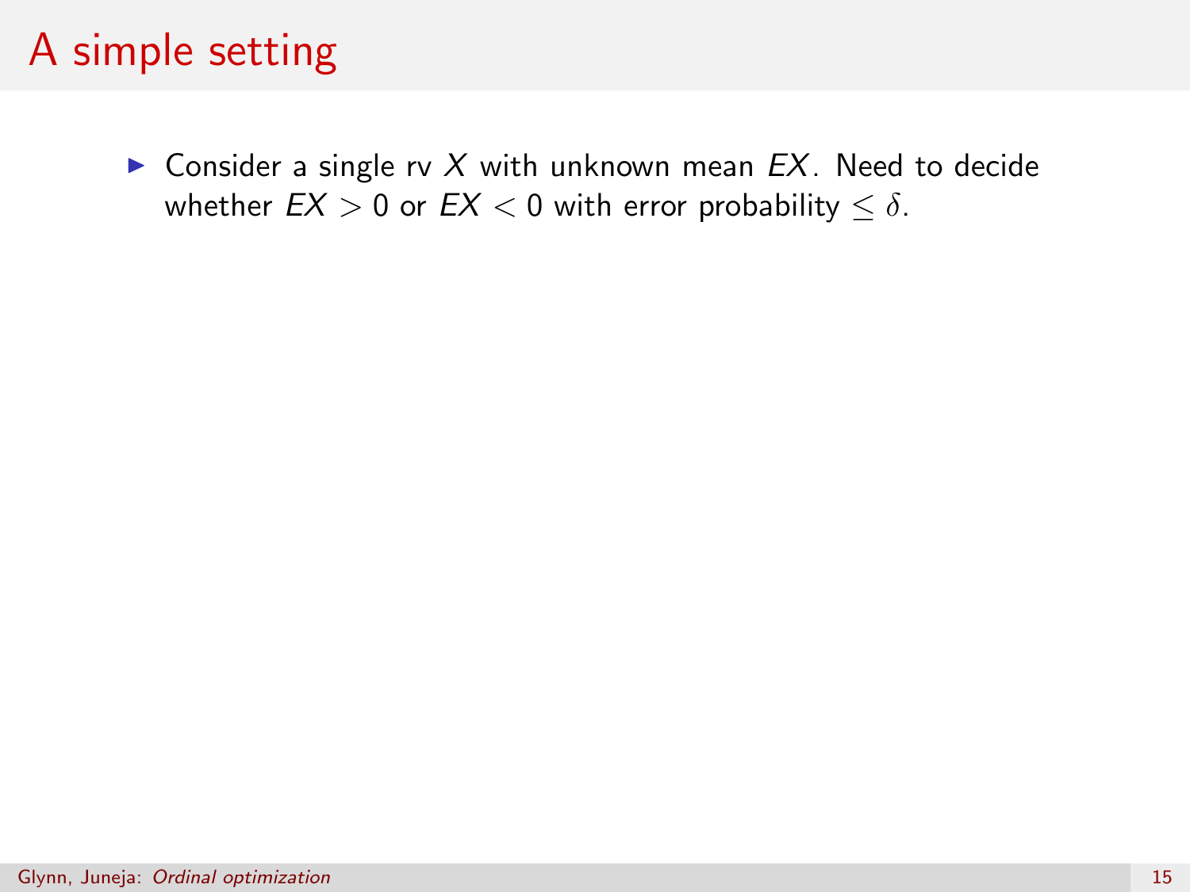# A simple setting

- Consider a single rv $X$ with unknown mean $EX$. Need to decide whether $EX > 0$ or $EX < 0$ with error probability $\leq \delta$.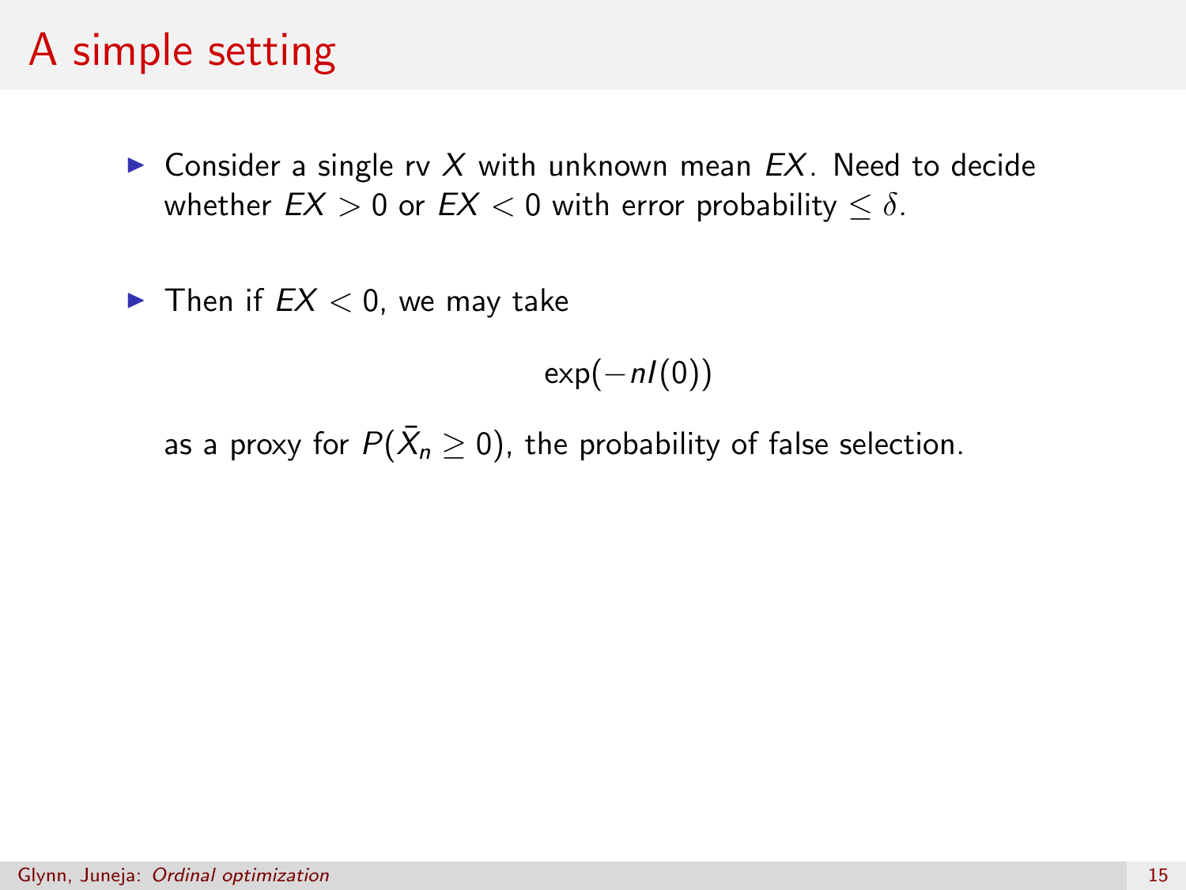# A simple setting

- Consider a single rv $X$ with unknown mean $EX$. Need to decide whether $EX > 0$ or $EX < 0$ with error probability $\leq \delta$.

- Then if $EX < 0$, we may take

$$\exp(-nI(0))$$

as a proxy for $P(\bar{X}_n \geq 0)$, the probability of false selection.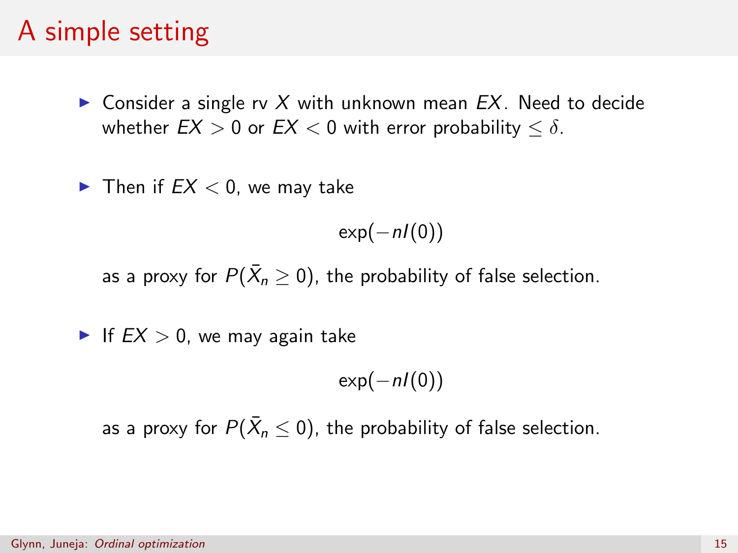# A simple setting

- Consider a single rv $X$ with unknown mean $EX$. Need to decide whether $EX > 0$ or $EX < 0$ with error probability $\leq \delta$.

- Then if $EX < 0$, we may take

$$\exp(-nI(0))$$

as a proxy for $P(\bar{X}_n \geq 0)$, the probability of false selection.

- If $EX > 0$, we may again take

$$\exp(-nI(0))$$

as a proxy for $P(\bar{X}_n \leq 0)$, the probability of false selection.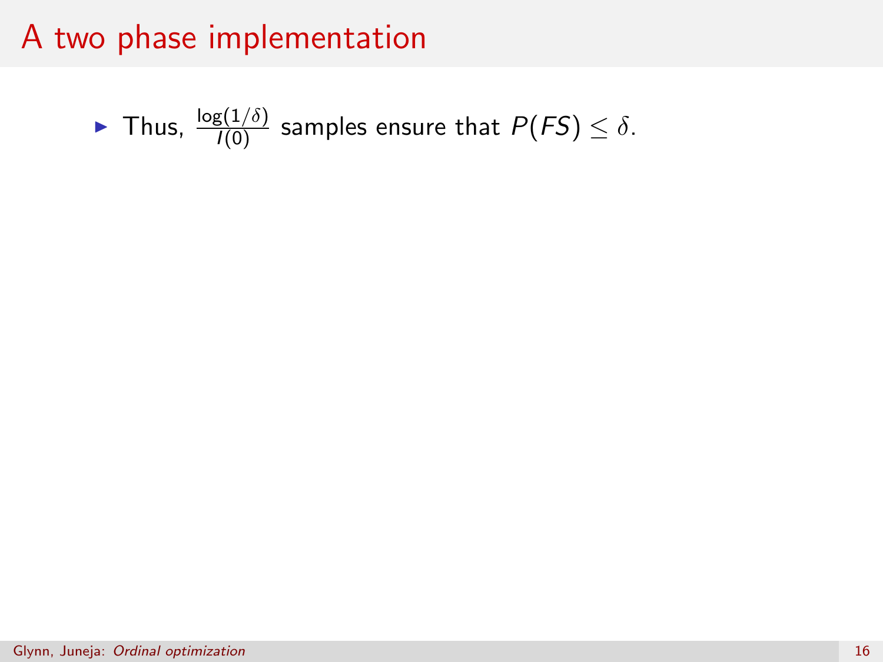# A two phase implementation

- Thus, $\frac{\log(1/\delta)}{I(0)}$ samples ensure that $P(FS) \leq \delta$.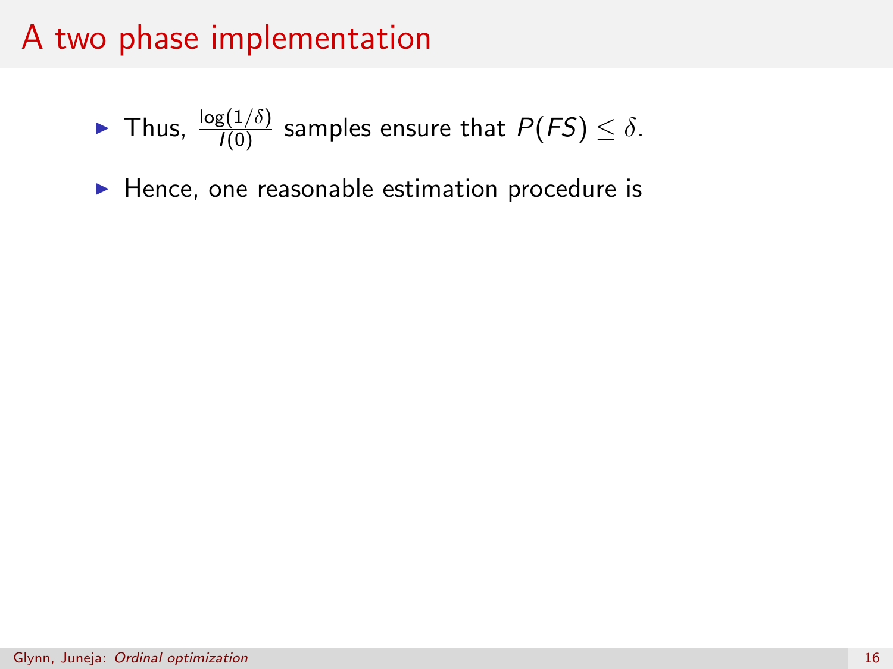# A two phase implementation

- Thus, $\frac{\log(1/\delta)}{I(0)}$ samples ensure that $P(FS) \leq \delta$.
- Hence, one reasonable estimation procedure is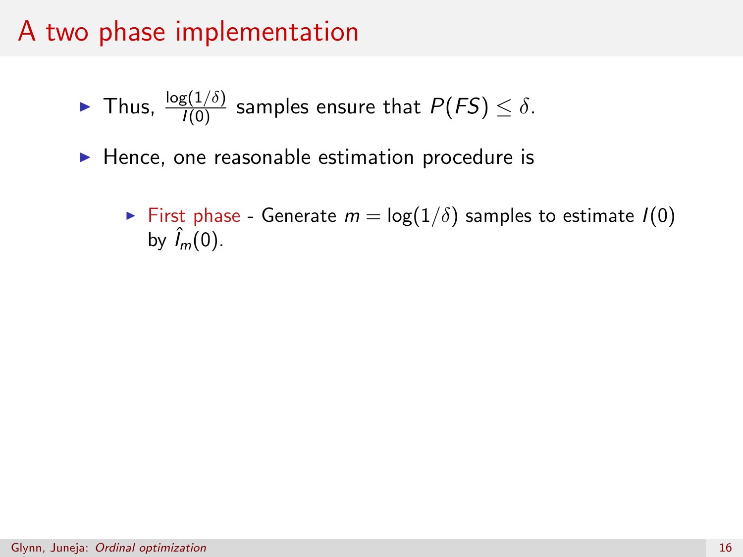# A two phase implementation

- Thus, $\frac{\log(1/\delta)}{I(0)}$ samples ensure that $P(FS) \leq \delta$.
- Hence, one reasonable estimation procedure is
  - First phase - Generate $m = \log(1/\delta)$ samples to estimate $I(0)$ by $\hat{I}_m(0)$.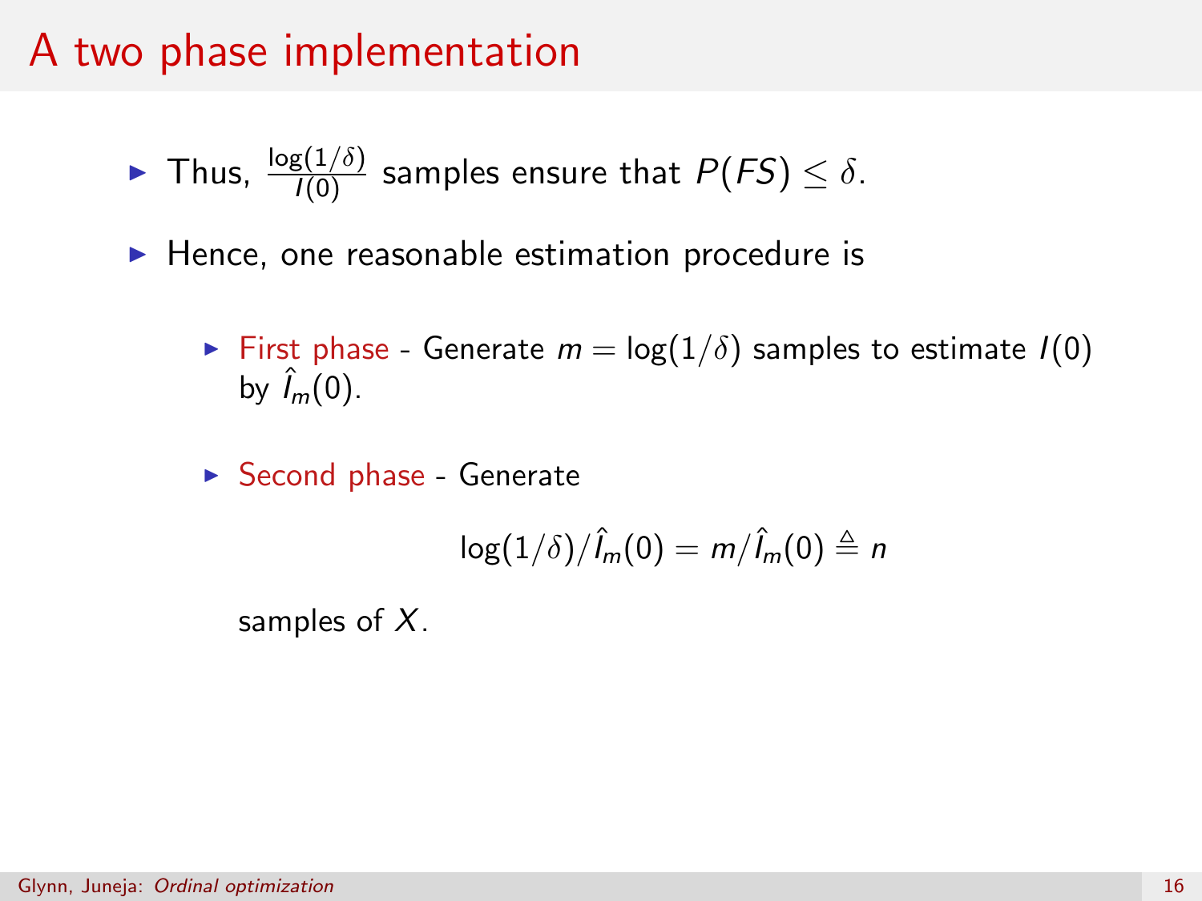# A two phase implementation

- Thus, $\frac{\log(1/\delta)}{I(0)}$ samples ensure that $P(FS) \leq \delta$.
- Hence, one reasonable estimation procedure is
  - First phase - Generate $m = \log(1/\delta)$ samples to estimate $I(0)$ by $\hat{I}_m(0)$.
  - Second phase - Generate

    $$\log(1/\delta)/\hat{I}_m(0) = m/\hat{I}_m(0) \triangleq n$$

    samples of $X$.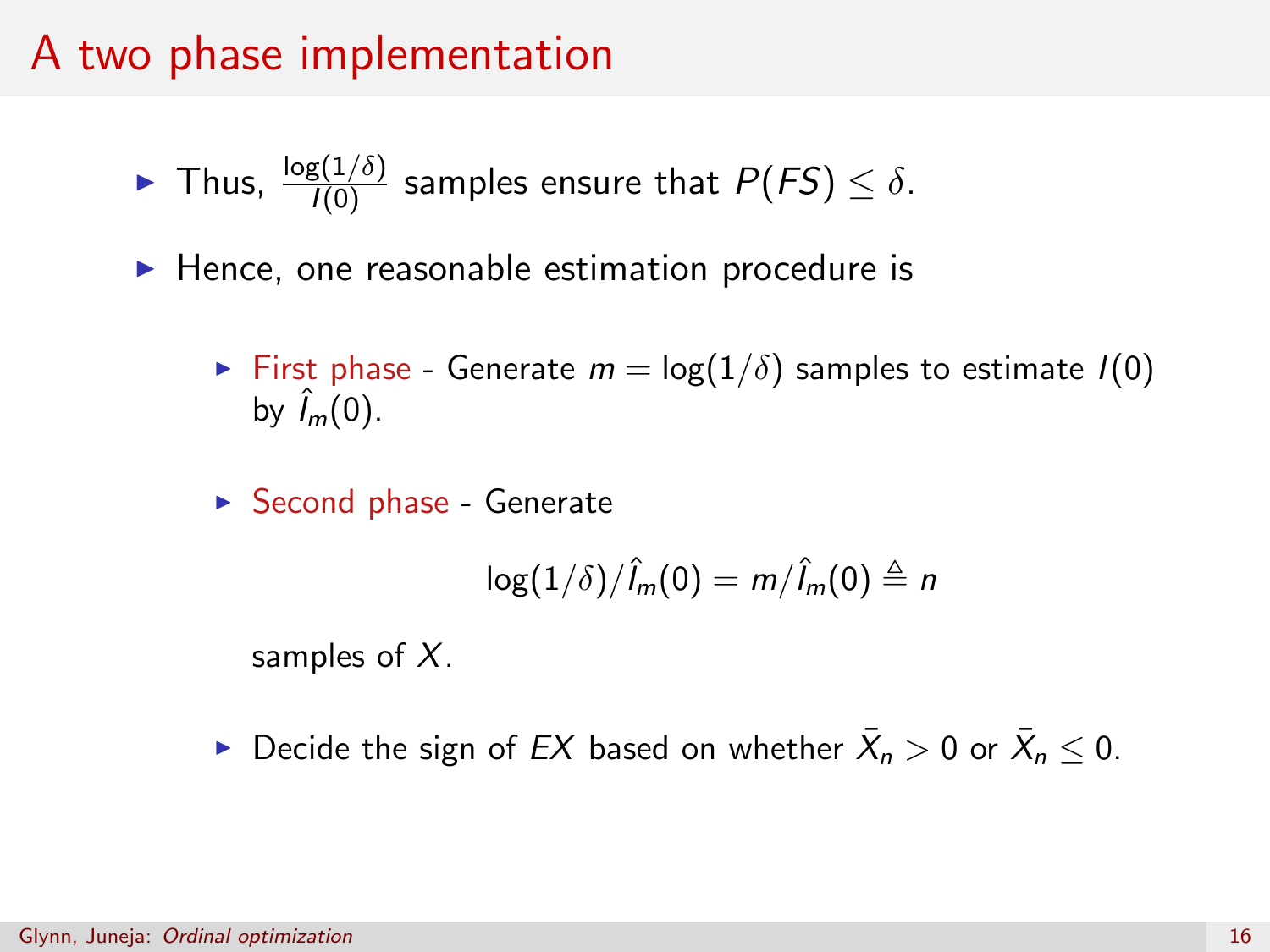# A two phase implementation

- Thus, $\frac{\log(1/\delta)}{I(0)}$ samples ensure that $P(FS) \leq \delta$.
- Hence, one reasonable estimation procedure is
  - First phase - Generate $m = \log(1/\delta)$ samples to estimate $I(0)$ by $\hat{I}_m(0)$.
  - Second phase - Generate

    $$\log(1/\delta)/\hat{I}_m(0) = m/\hat{I}_m(0) \triangleq n$$

    samples of $X$.
  - Decide the sign of $EX$ based on whether $\bar{X}_n > 0$ or $\bar{X}_n \leq 0$.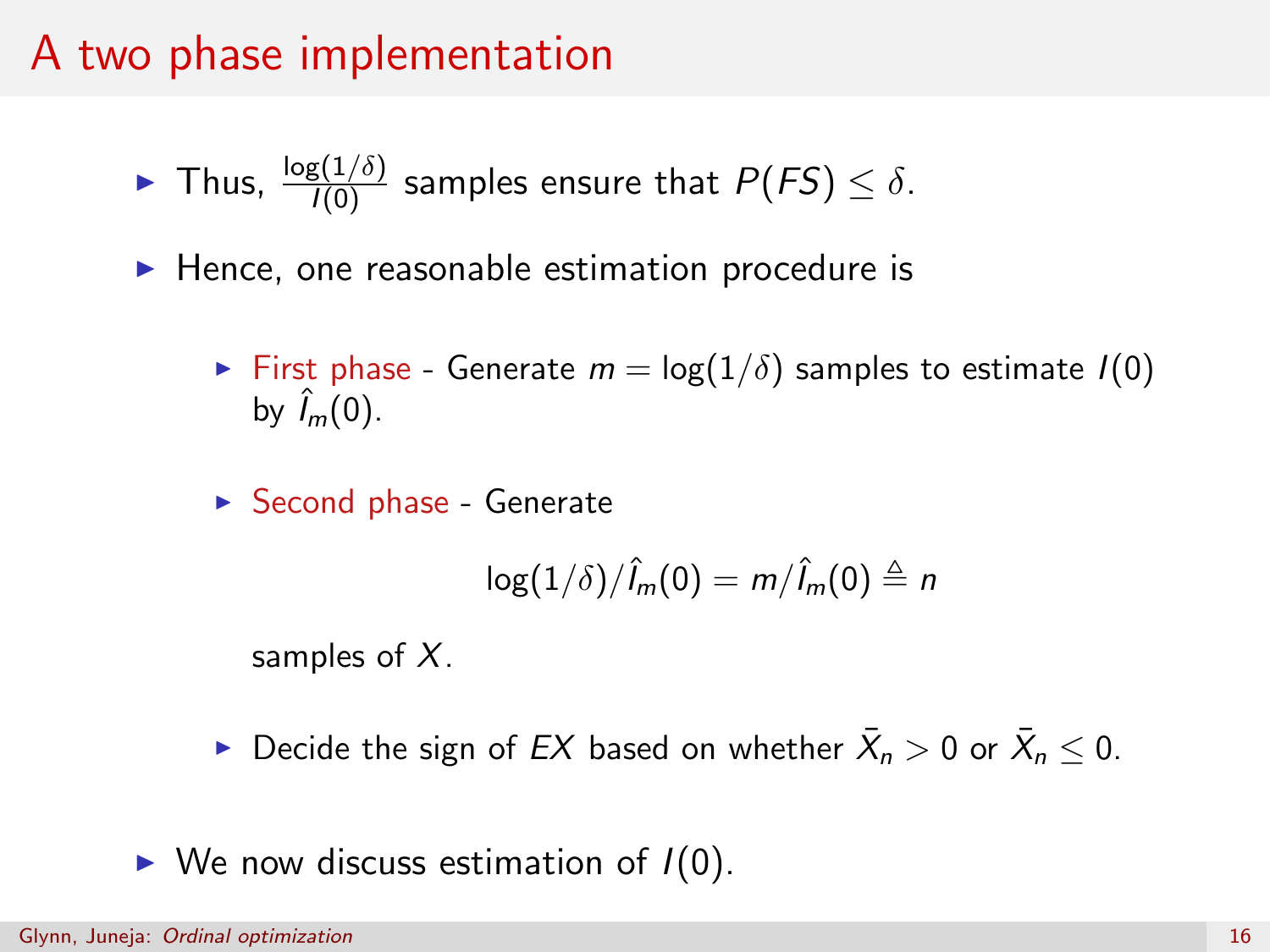# A two phase implementation

- Thus, $\frac{\log(1/\delta)}{I(0)}$ samples ensure that $P(FS) \leq \delta$.
- Hence, one reasonable estimation procedure is
  - First phase - Generate $m = \log(1/\delta)$ samples to estimate $I(0)$ by $\hat{I}_m(0)$.
  - Second phase - Generate

    $$\log(1/\delta)/\hat{I}_m(0) = m/\hat{I}_m(0) \triangleq n$$

    samples of $X$.
  - Decide the sign of $EX$ based on whether $\bar{X}_n > 0$ or $\bar{X}_n \leq 0$.
- We now discuss estimation of $I(0)$.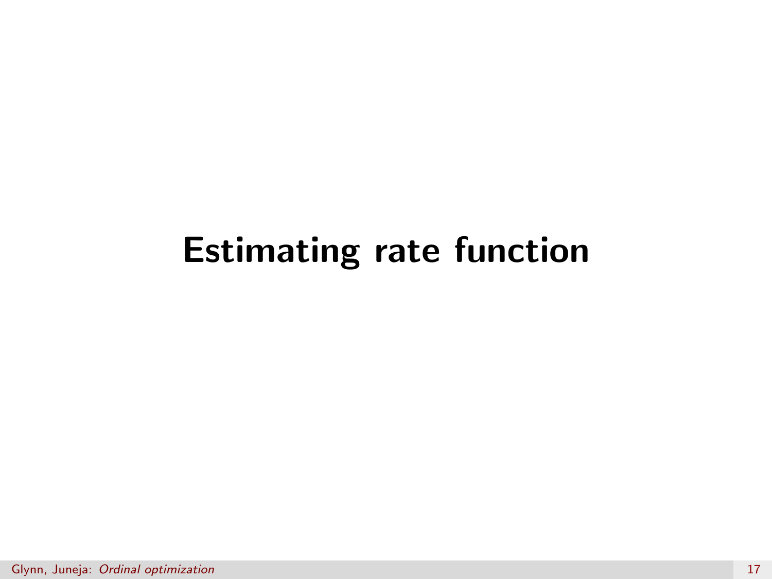# Estimating rate function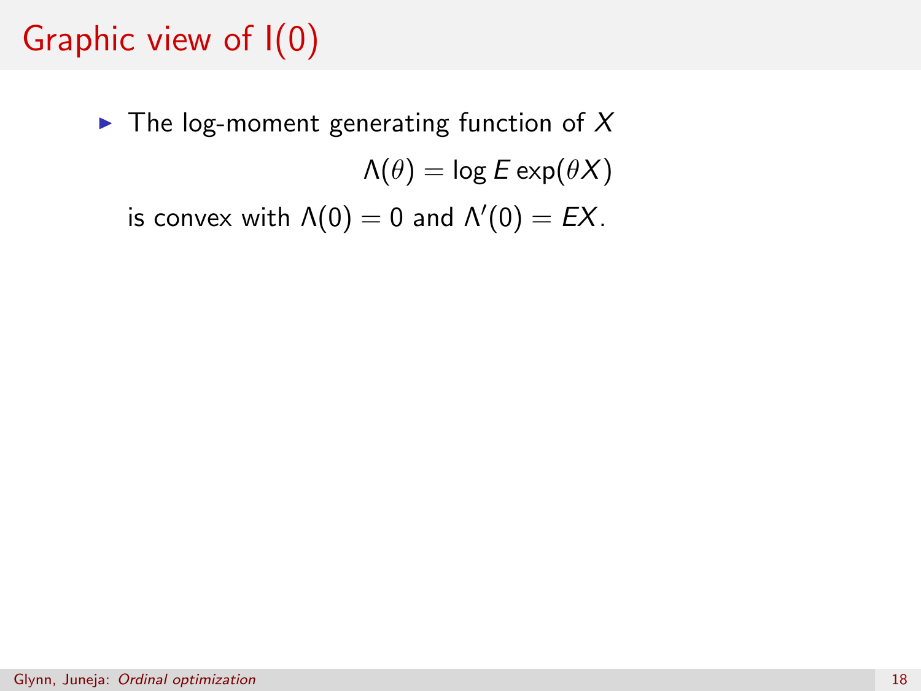# Graphic view of I(0)

- The log-moment generating function of $X$

$$\Lambda(\theta) = \log E \exp(\theta X)$$

is convex with $\Lambda(0) = 0$ and $\Lambda'(0) = EX$.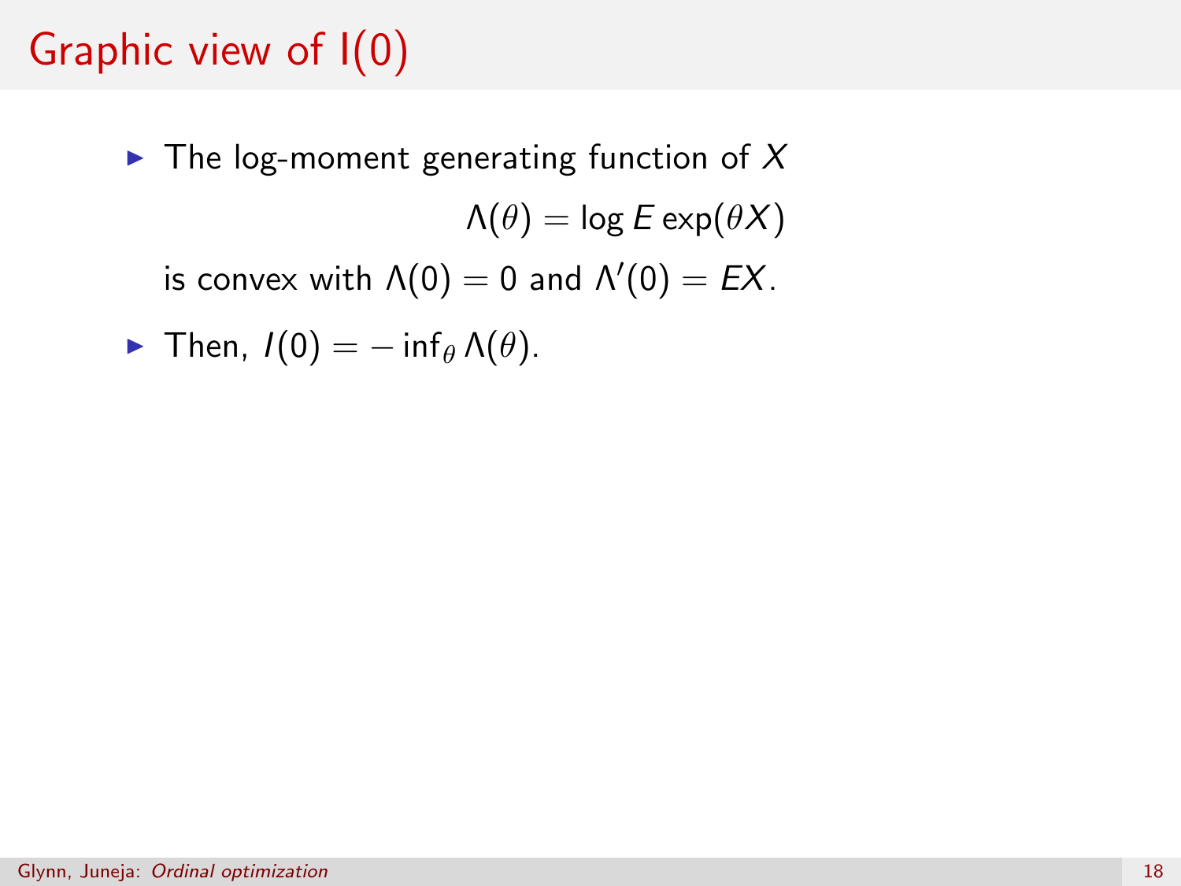# Graphic view of I(0)

- The log-moment generating function of $X$

  $$\Lambda(\theta) = \log E \exp(\theta X)$$

  is convex with $\Lambda(0) = 0$ and $\Lambda'(0) = EX$.

- Then, $I(0) = -\inf_{\theta} \Lambda(\theta)$.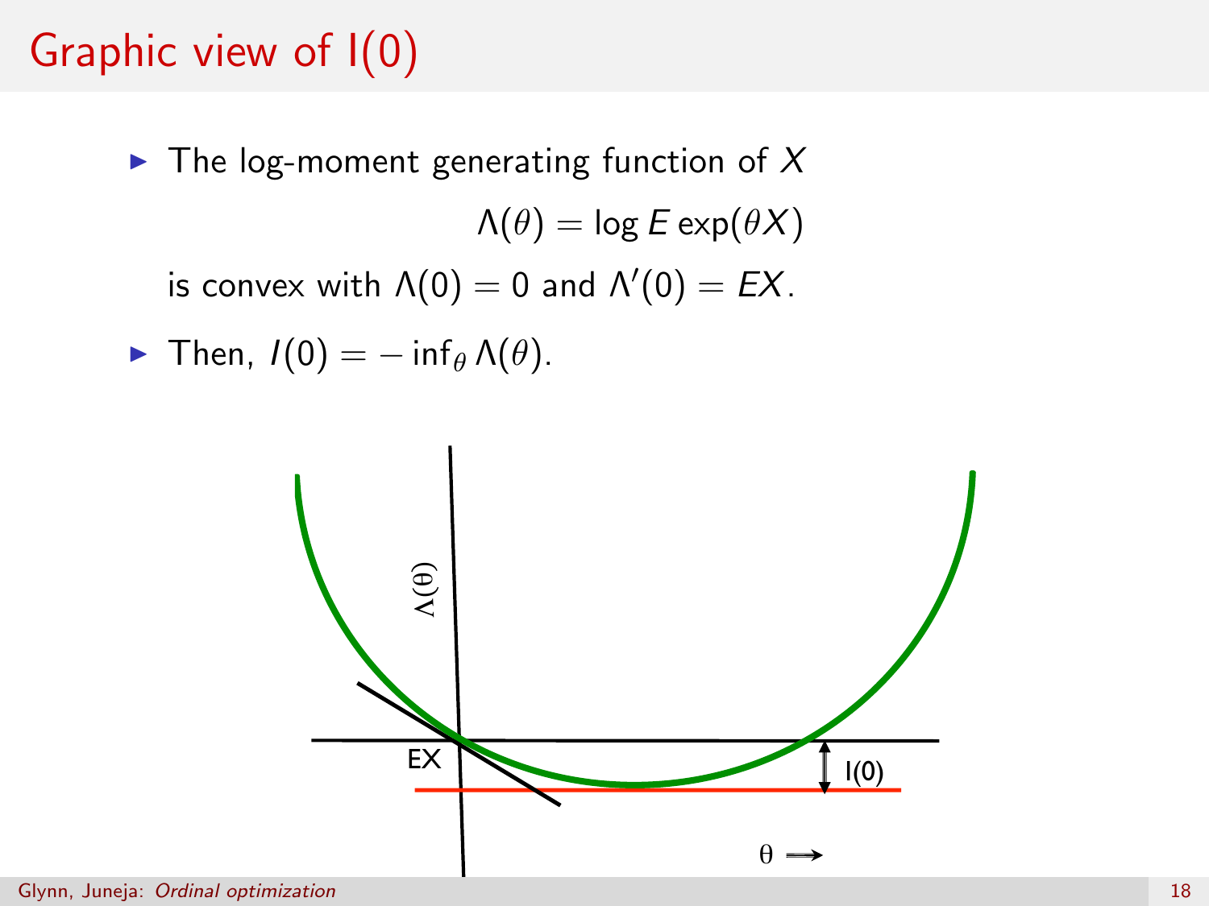# Graphic view of I(0)

- The log-moment generating function of $X$

  $$\Lambda(\theta) = \log E \exp(\theta X)$$

  is convex with $\Lambda(0) = 0$ and $\Lambda'(0) = EX$.

- Then, $I(0) = -\inf_{\theta} \Lambda(\theta)$.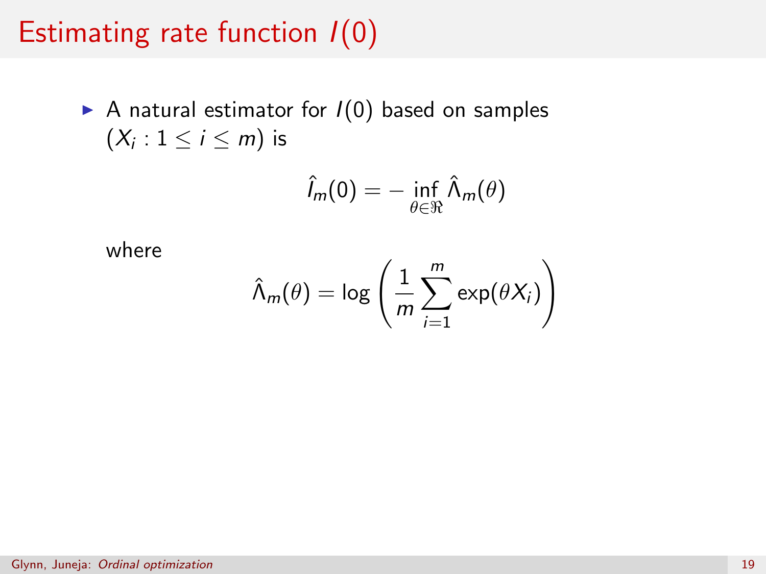# Estimating rate function $I(0)$

- A natural estimator for $I(0)$ based on samples $(X_i : 1 \leq i \leq m)$ is

$$\hat{I}_m(0) = -\inf_{\theta \in \Re} \hat{\Lambda}_m(\theta)$$

where

$$\hat{\Lambda}_m(\theta) = \log \left( \frac{1}{m} \sum_{i=1}^{m} \exp(\theta X_i) \right)$$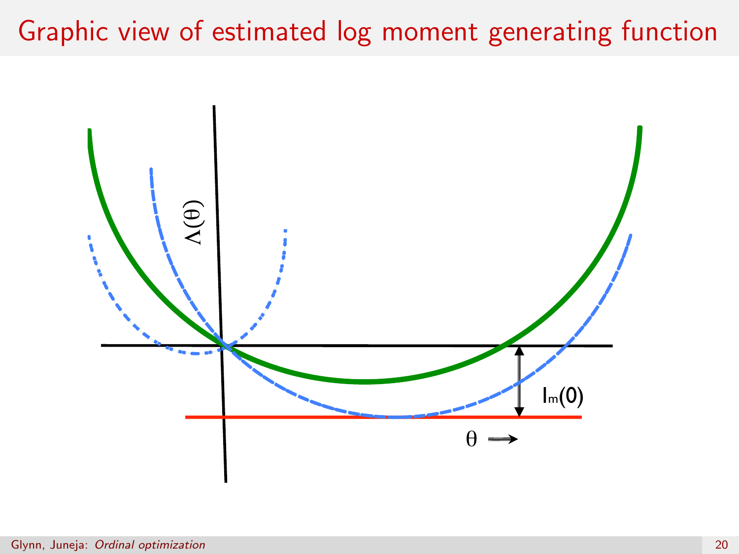# Graphic view of estimated log moment generating function

$\Lambda(\theta)$

$I_m(0)$

$\theta \Longrightarrow$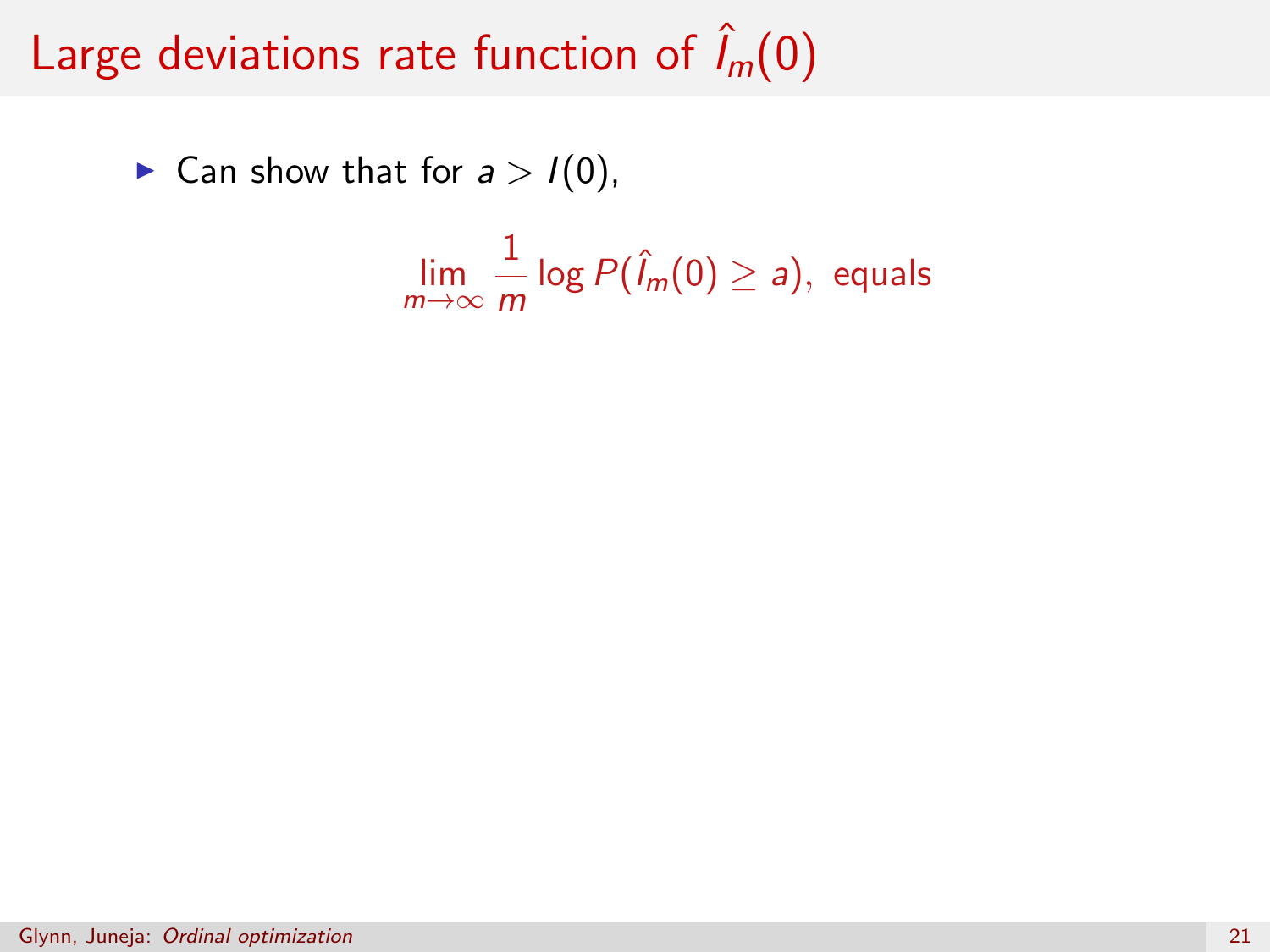# Large deviations rate function of $\hat{I}_m(0)$

- Can show that for $a > I(0)$,

$$\lim_{m \to \infty} \frac{1}{m} \log P(\hat{I}_m(0) \geq a), \text{ equals}$$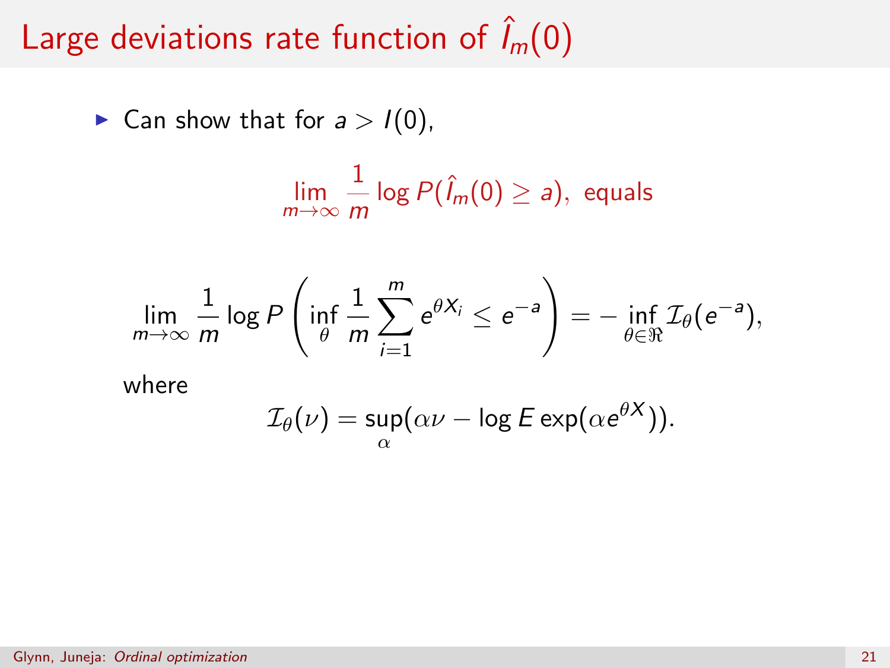# Large deviations rate function of $\hat{I}_m(0)$

- Can show that for $a > I(0)$,

$$\lim_{m\to\infty} \frac{1}{m} \log P(\hat{I}_m(0) \geq a), \text{ equals}$$

$$\lim_{m\to\infty} \frac{1}{m} \log P\left( \inf_{\theta} \frac{1}{m} \sum_{i=1}^{m} e^{\theta X_i} \leq e^{-a} \right) = - \inf_{\theta \in \Re} \mathcal{I}_\theta(e^{-a}),$$

where

$$\mathcal{I}_\theta(\nu) = \sup_{\alpha} (\alpha \nu - \log E \exp(\alpha e^{\theta X})).$$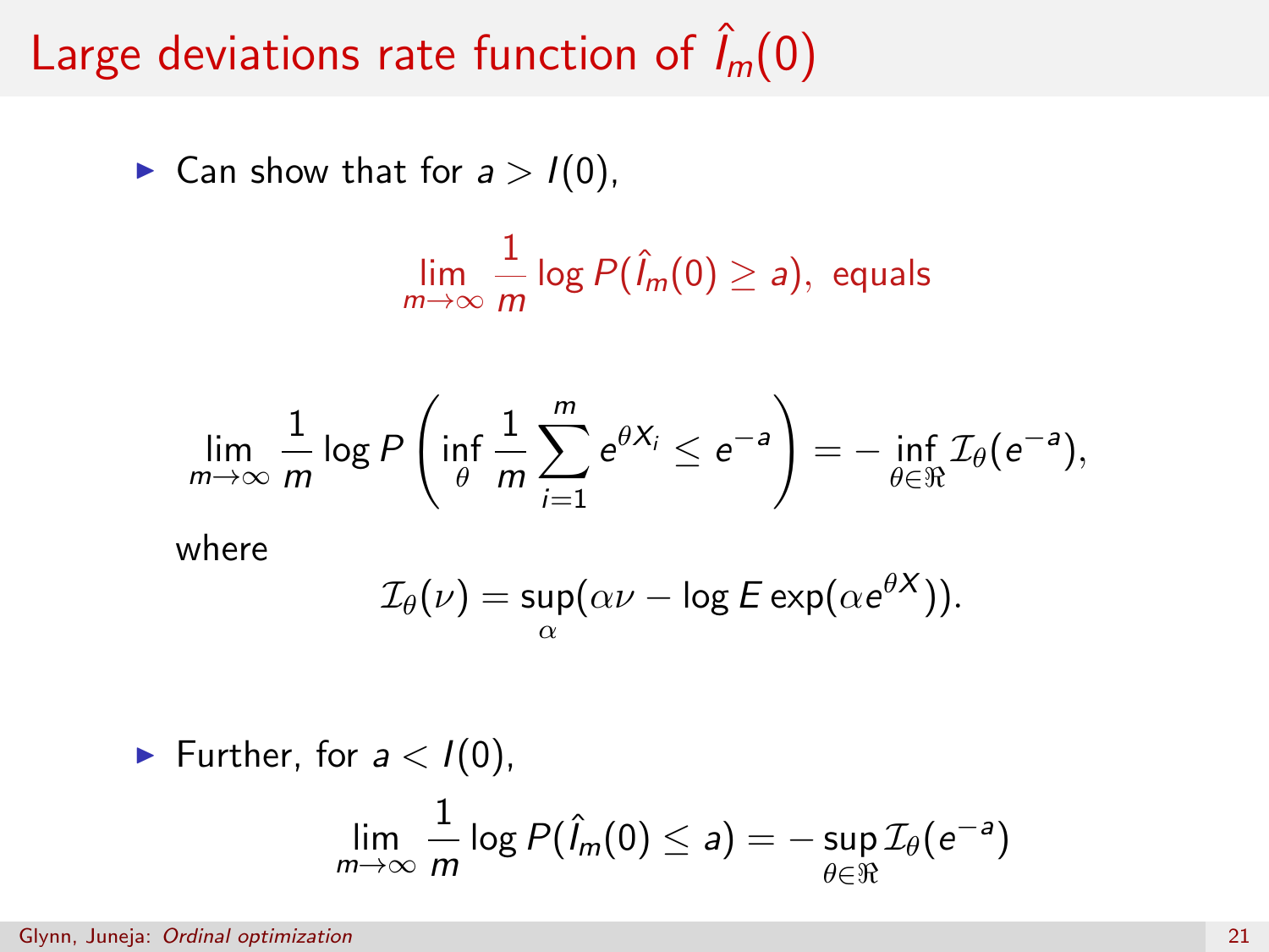# Large deviations rate function of $\hat{I}_m(0)$

- Can show that for $a > I(0)$,

$$\lim_{m\to\infty} \frac{1}{m} \log P(\hat{I}_m(0) \geq a), \text{ equals}$$

$$\lim_{m\to\infty} \frac{1}{m} \log P\left( \inf_{\theta} \frac{1}{m} \sum_{i=1}^{m} e^{\theta X_i} \leq e^{-a} \right) = -\inf_{\theta \in \Re} \mathcal{I}_\theta(e^{-a}),$$

where

$$\mathcal{I}_\theta(\nu) = \sup_{\alpha} (\alpha \nu - \log E \exp(\alpha e^{\theta X})).$$

- Further, for $a < I(0)$,

$$\lim_{m\to\infty} \frac{1}{m} \log P(\hat{I}_m(0) \leq a) = -\sup_{\theta \in \Re} \mathcal{I}_\theta(e^{-a})$$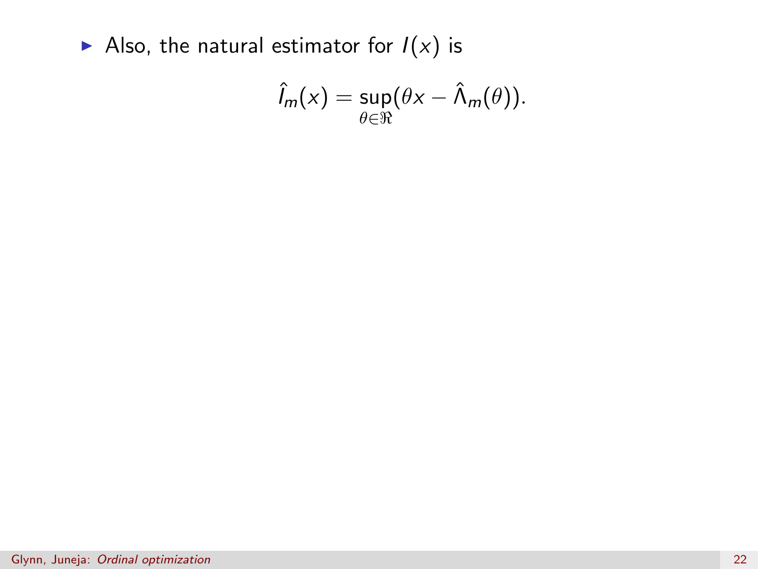- Also, the natural estimator for $I(x)$ is

$$\hat{I}_m(x) = \sup_{\theta \in \Re}(\theta x - \hat{\Lambda}_m(\theta)).$$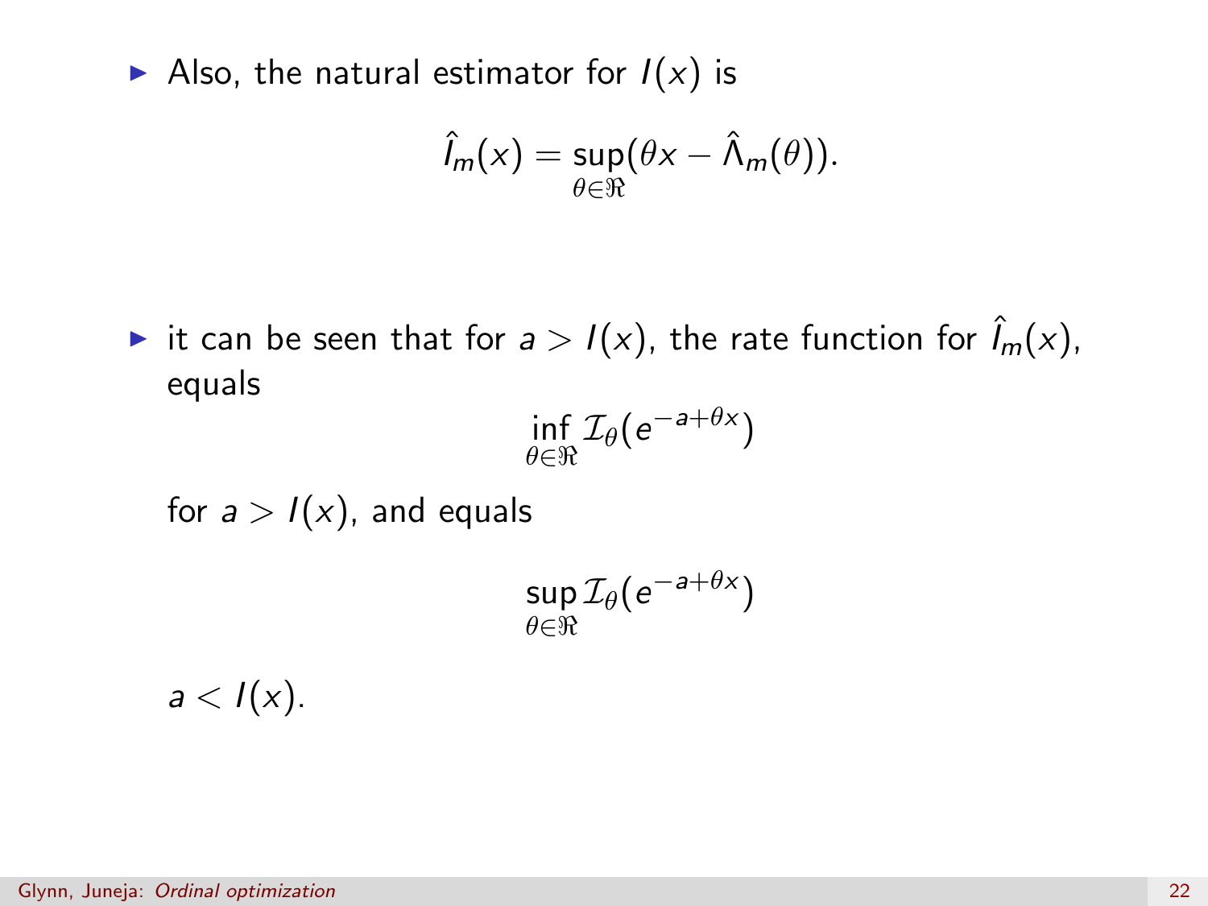- Also, the natural estimator for $I(x)$ is

$$\hat{I}_m(x) = \sup_{\theta \in \Re}(\theta x - \hat{\Lambda}_m(\theta)).$$

- it can be seen that for $a > I(x)$, the rate function for $\hat{I}_m(x)$, equals

$$\inf_{\theta \in \Re} \mathcal{I}_\theta(e^{-a+\theta x})$$

for $a > I(x)$, and equals

$$\sup_{\theta \in \Re} \mathcal{I}_\theta(e^{-a+\theta x})$$

$a < I(x)$.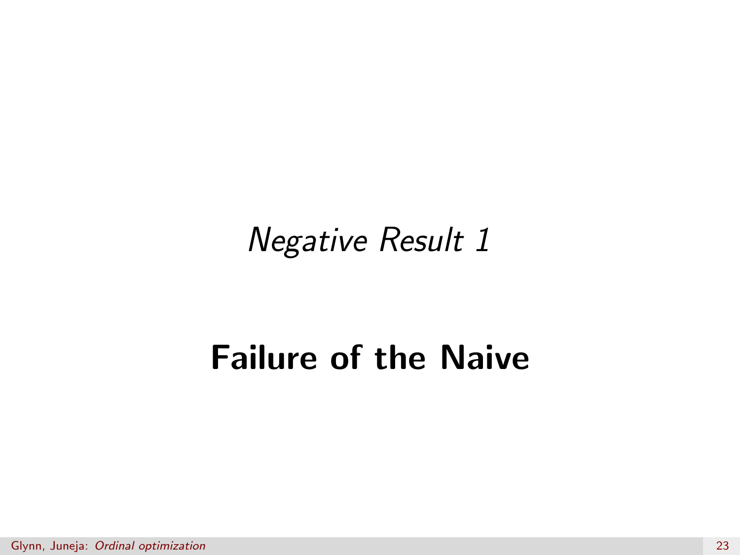*Negative Result 1*

# Failure of the Naive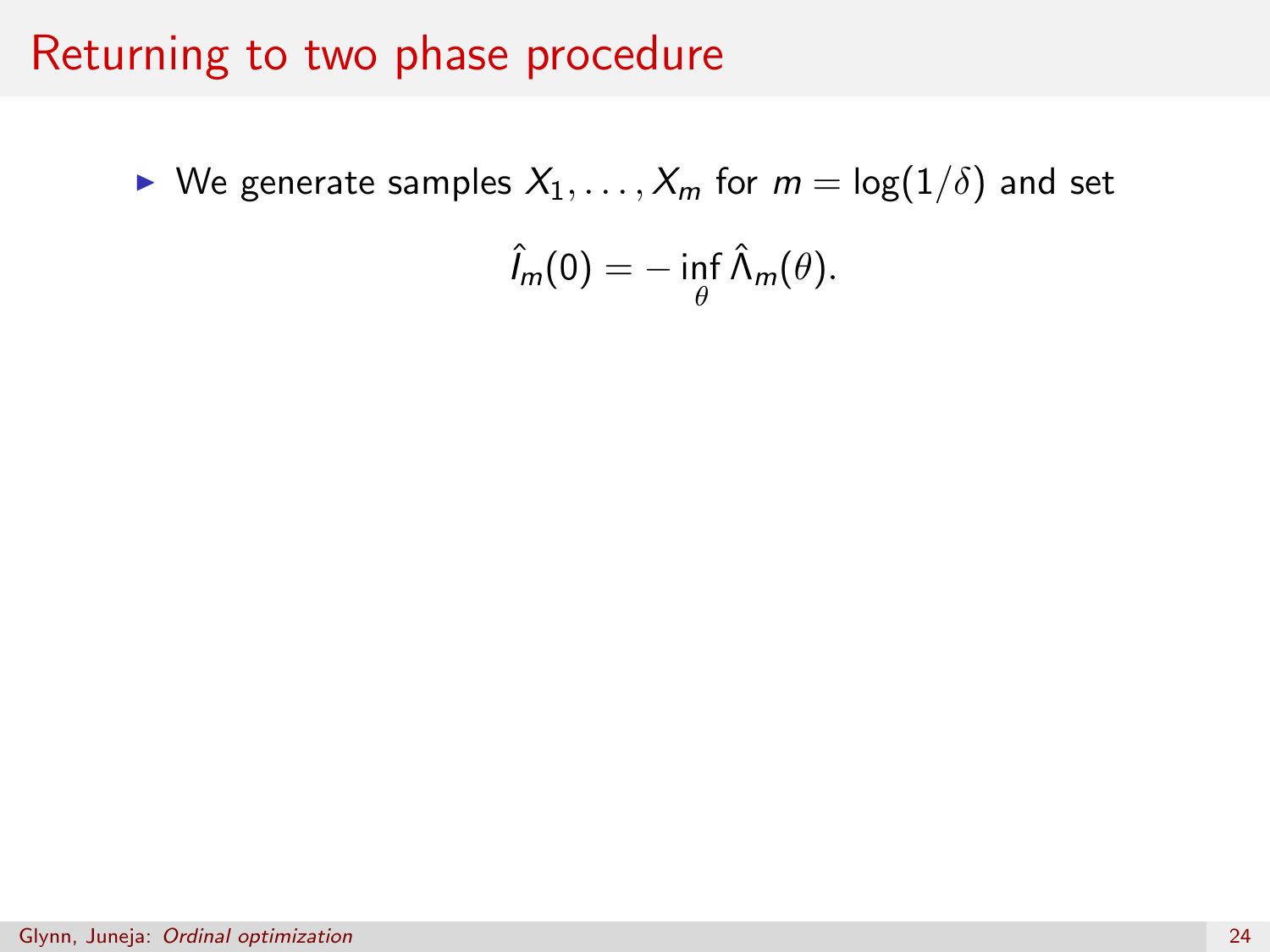# Returning to two phase procedure

- We generate samples $X_1, \ldots, X_m$ for $m = \log(1/\delta)$ and set

$$\hat{I}_m(0) = -\inf_{\theta} \hat{\Lambda}_m(\theta).$$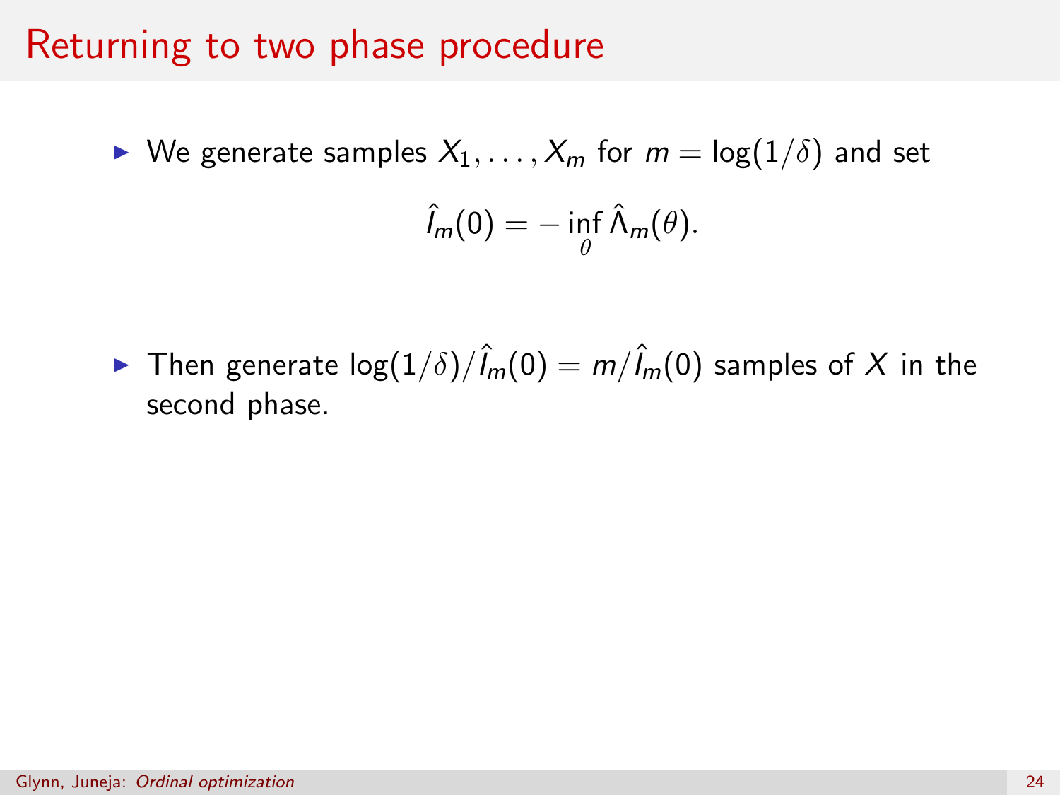# Returning to two phase procedure

- We generate samples $X_1, \ldots, X_m$ for $m = \log(1/\delta)$ and set

$$\hat{I}_m(0) = -\inf_{\theta} \hat{\Lambda}_m(\theta).$$

- Then generate $\log(1/\delta)/\hat{I}_m(0) = m/\hat{I}_m(0)$ samples of $X$ in the second phase.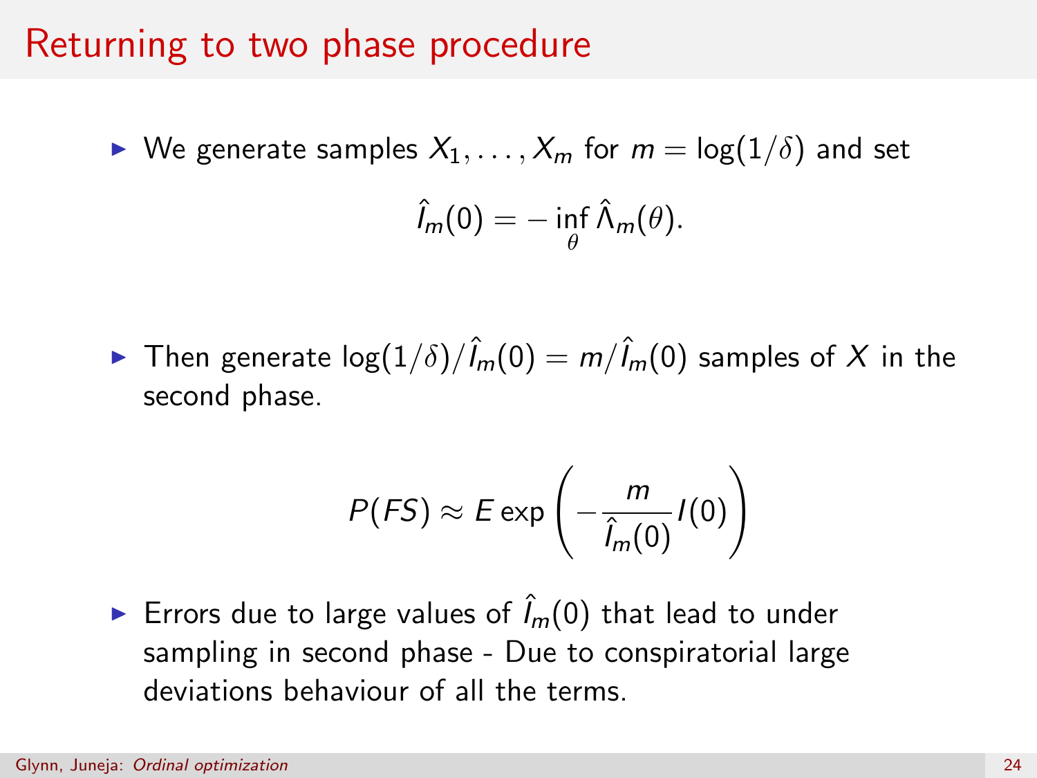# Returning to two phase procedure

- We generate samples $X_1, \ldots, X_m$ for $m = \log(1/\delta)$ and set

$$\hat{I}_m(0) = -\inf_{\theta} \hat{\Lambda}_m(\theta).$$

- Then generate $\log(1/\delta)/\hat{I}_m(0) = m/\hat{I}_m(0)$ samples of $X$ in the second phase.

$$P(FS) \approx E \exp\left(-\frac{m}{\hat{I}_m(0)} I(0)\right)$$

- Errors due to large values of $\hat{I}_m(0)$ that lead to under sampling in second phase - Due to conspiratorial large deviations behaviour of all the terms.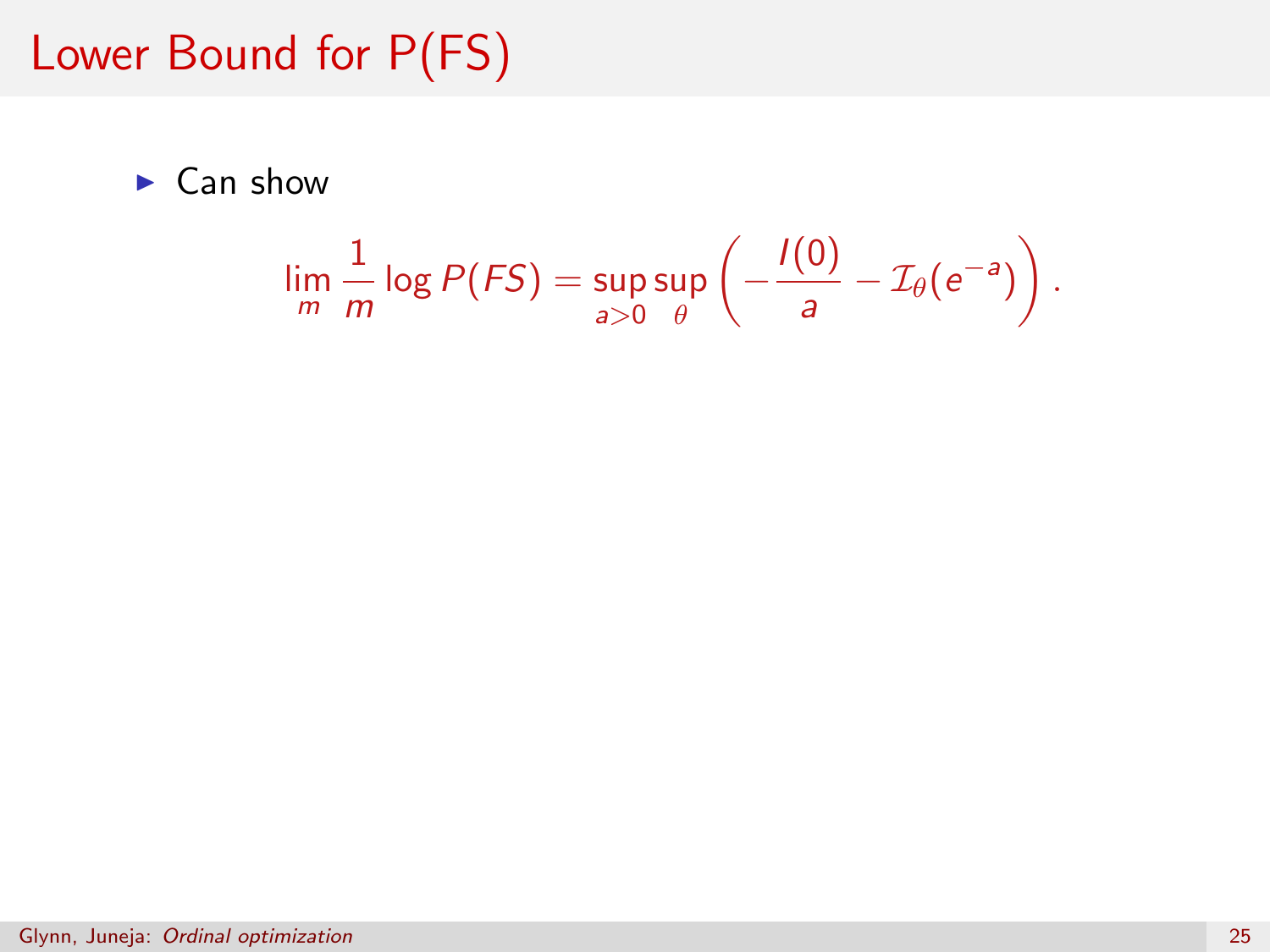# Lower Bound for P(FS)

- Can show

$$\lim_{m} \frac{1}{m} \log P(FS) = \sup_{a>0} \sup_{\theta} \left( -\frac{I(0)}{a} - \mathcal{I}_{\theta}(e^{-a}) \right).$$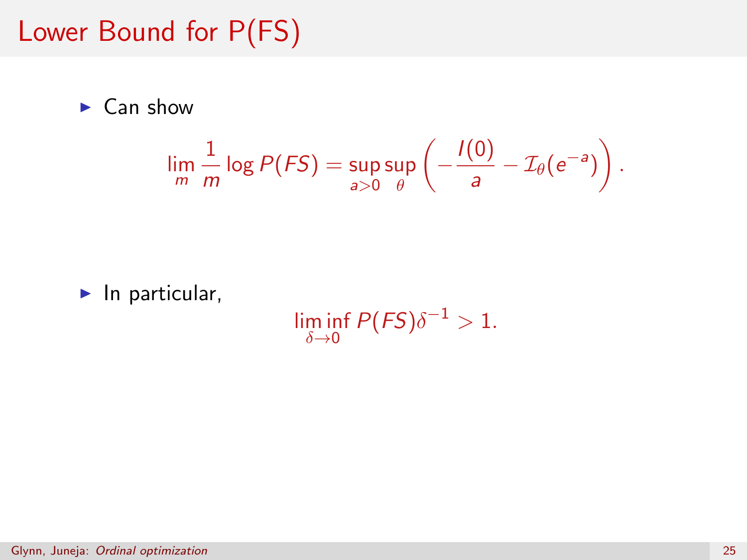# Lower Bound for P(FS)

- Can show

$$\lim_{m} \frac{1}{m} \log P(FS) = \sup_{a>0} \sup_{\theta} \left( -\frac{I(0)}{a} - \mathcal{I}_{\theta}(e^{-a}) \right).$$

- In particular,

$$\liminf_{\delta \to 0} P(FS)\delta^{-1} > 1.$$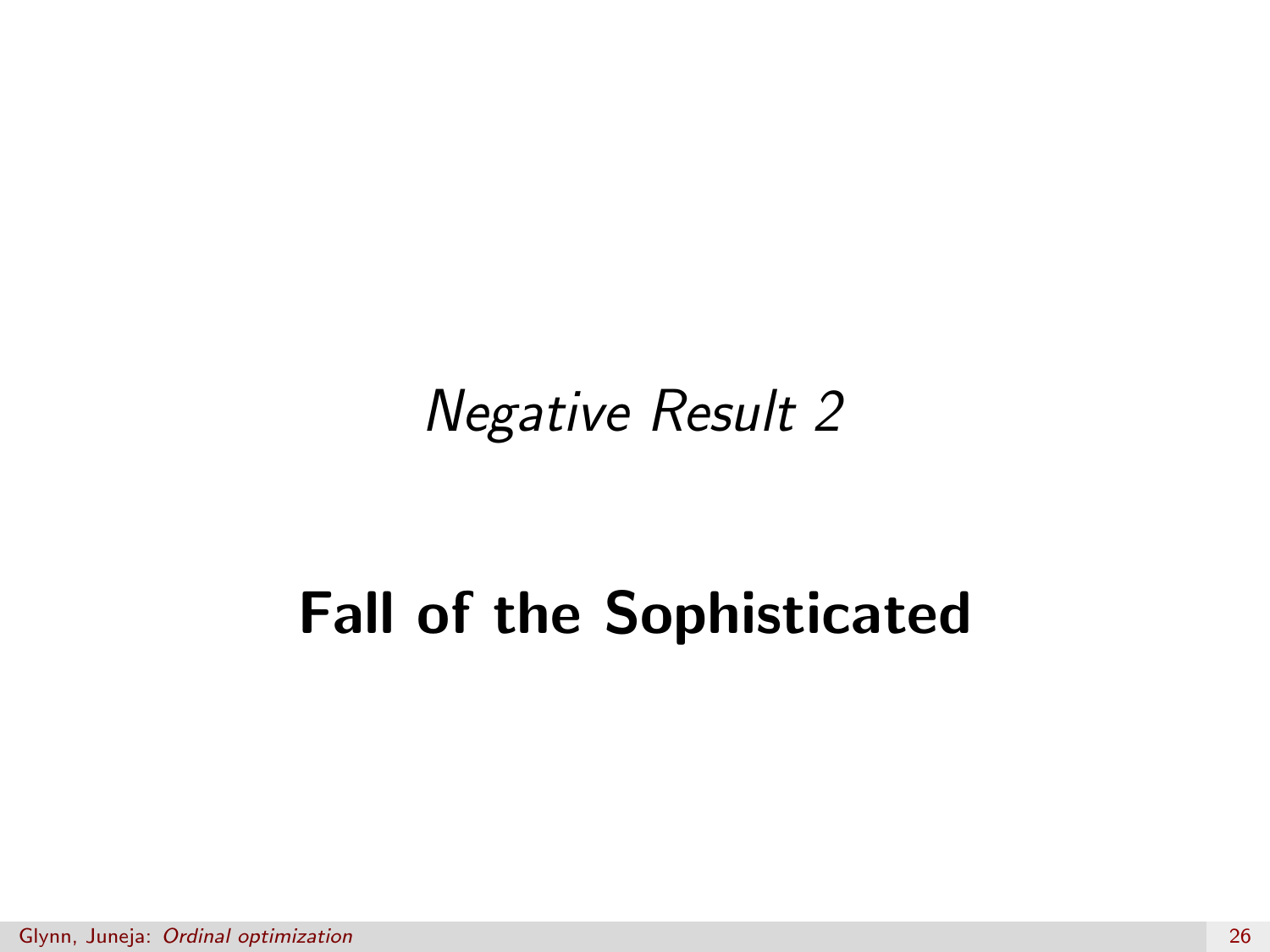*Negative Result 2*

# Fall of the Sophisticated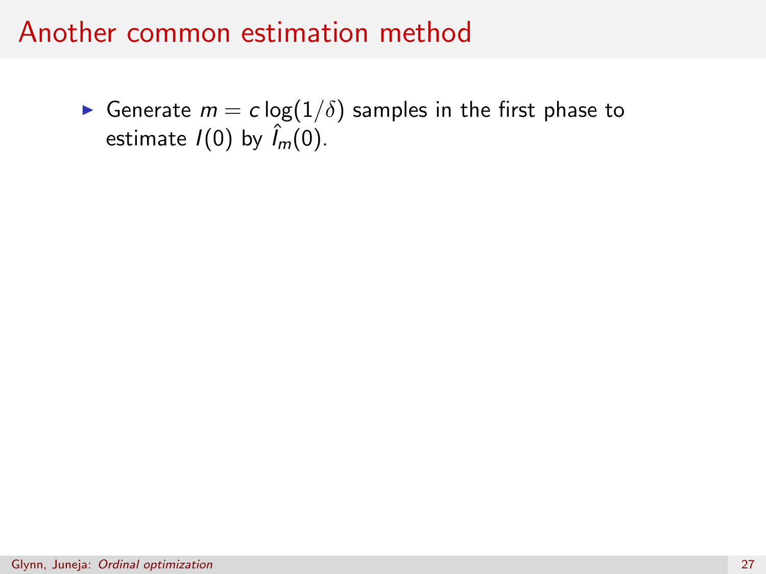# Another common estimation method

- Generate $m = c \log(1/\delta)$ samples in the first phase to estimate $I(0)$ by $\hat{I}_m(0)$.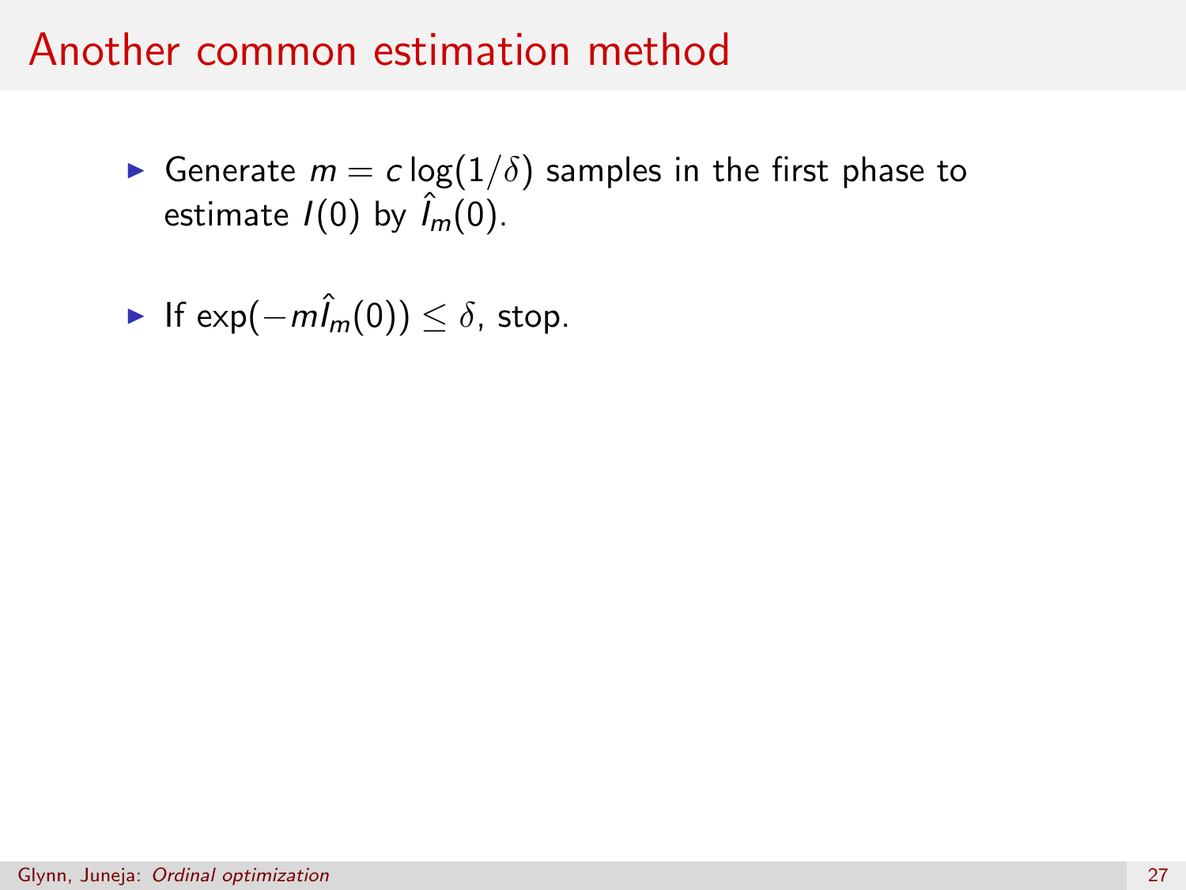# Another common estimation method

- Generate $m = c \log(1/\delta)$ samples in the first phase to estimate $I(0)$ by $\hat{I}_m(0)$.

- If $\exp(-m\hat{I}_m(0)) \leq \delta$, stop.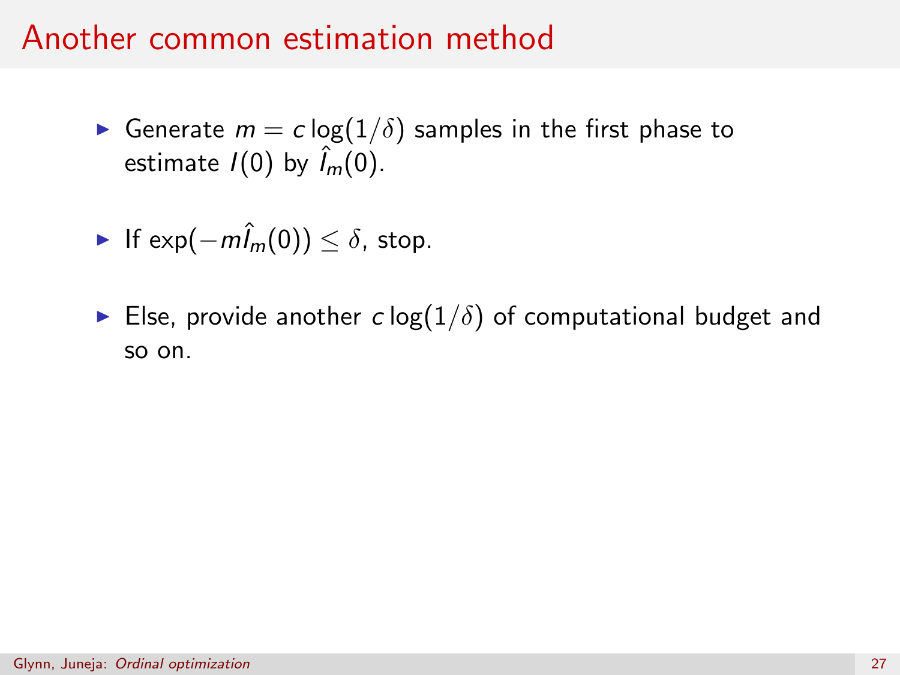# Another common estimation method

- Generate $m = c \log(1/\delta)$ samples in the first phase to estimate $I(0)$ by $\hat{I}_m(0)$.
- If $\exp(-m\hat{I}_m(0)) \leq \delta$, stop.
- Else, provide another $c \log(1/\delta)$ of computational budget and so on.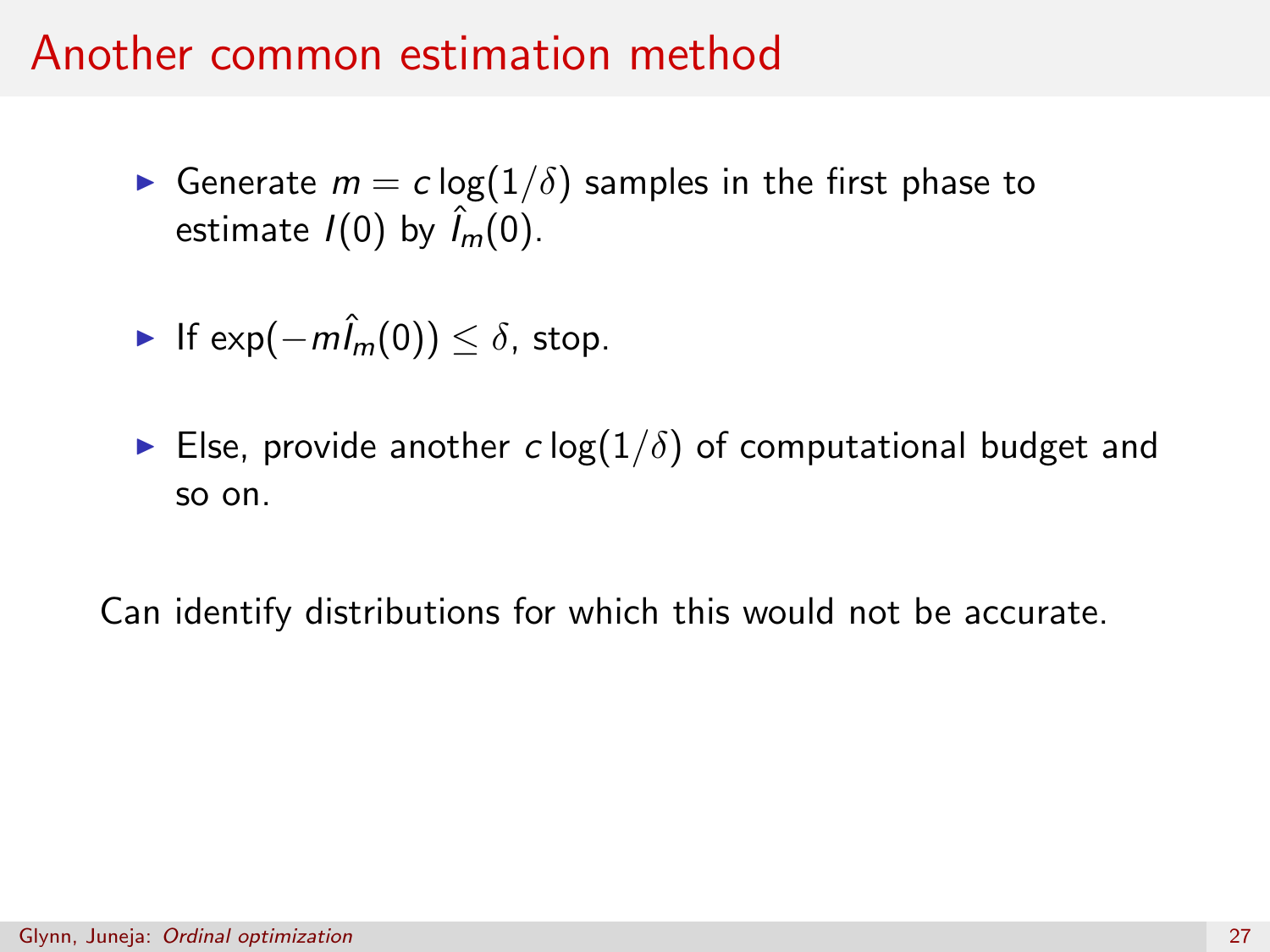# Another common estimation method

- Generate $m = c\log(1/\delta)$ samples in the first phase to estimate $I(0)$ by $\hat{I}_m(0)$.
- If $\exp(-m\hat{I}_m(0)) \leq \delta$, stop.
- Else, provide another $c\log(1/\delta)$ of computational budget and so on.

Can identify distributions for which this would not be accurate.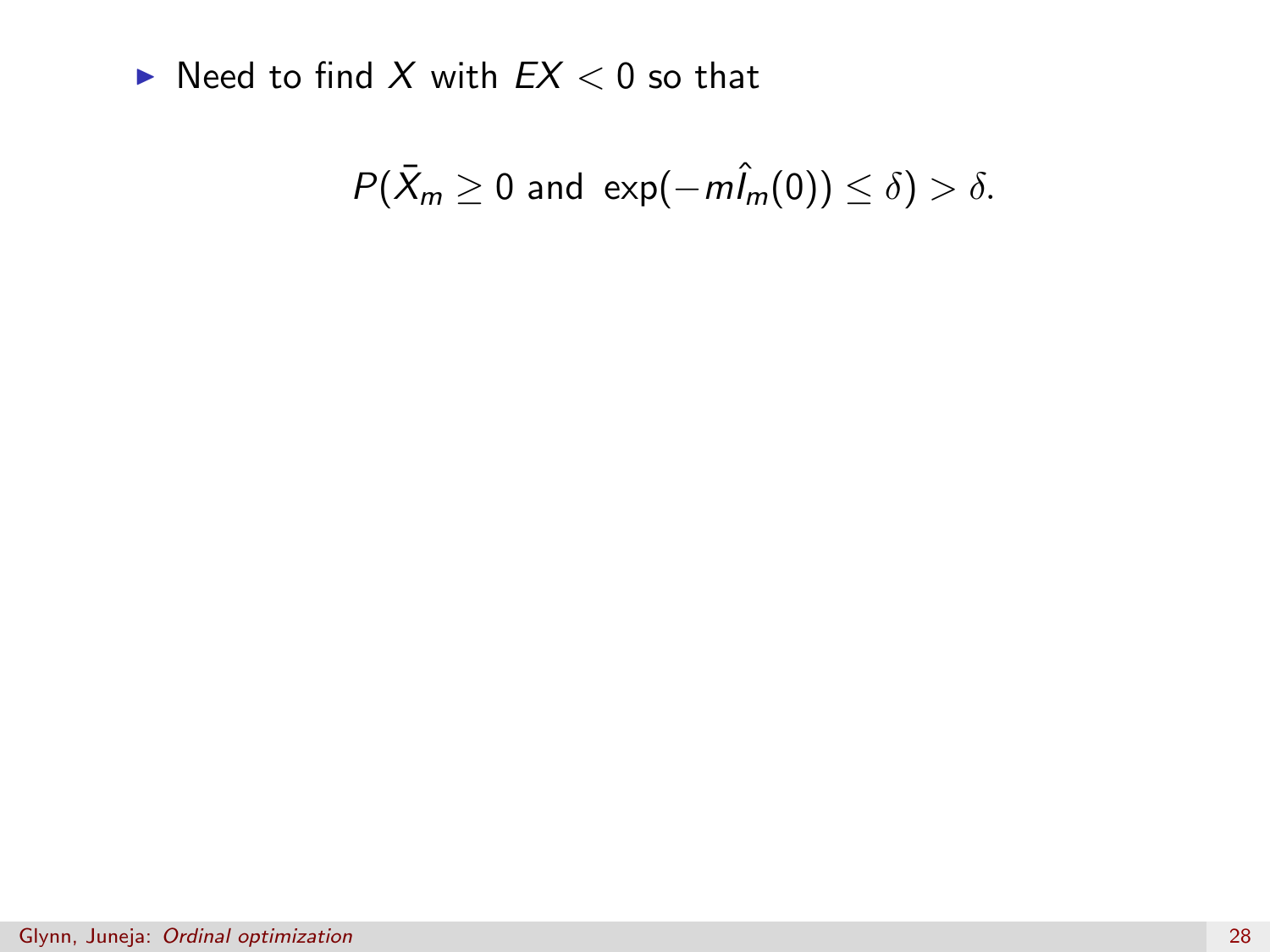- Need to find $X$ with $EX < 0$ so that

$$P(\bar{X}_m \geq 0 \text{ and } \exp(-m\hat{I}_m(0)) \leq \delta) > \delta.$$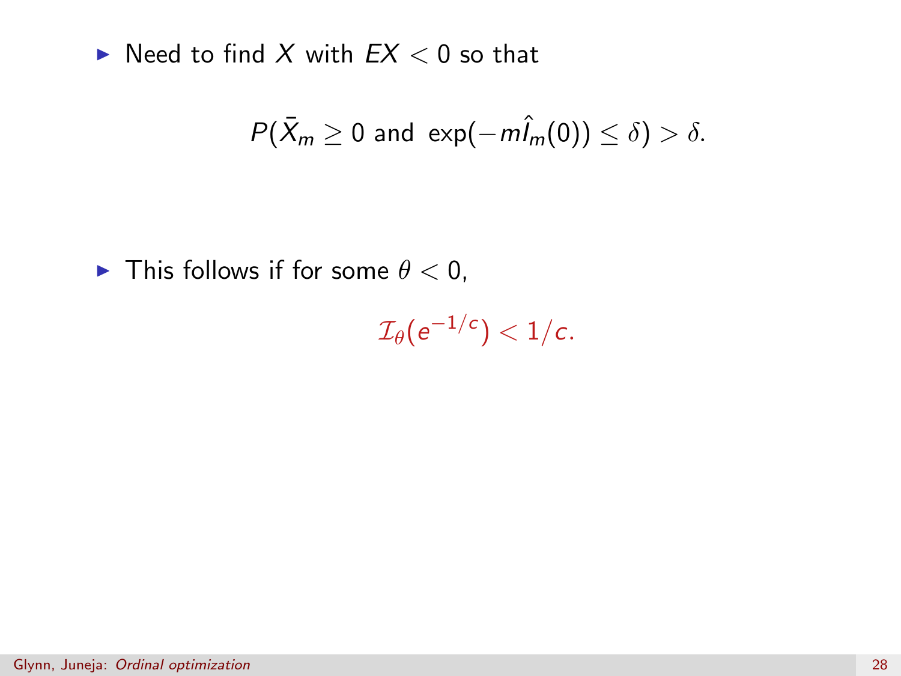- Need to find $X$ with $EX < 0$ so that

$$P(\bar{X}_m \geq 0 \text{ and } \exp(-m\hat{I}_m(0)) \leq \delta) > \delta.$$

- This follows if for some $\theta < 0$,

$$\mathcal{I}_\theta(e^{-1/c}) < 1/c.$$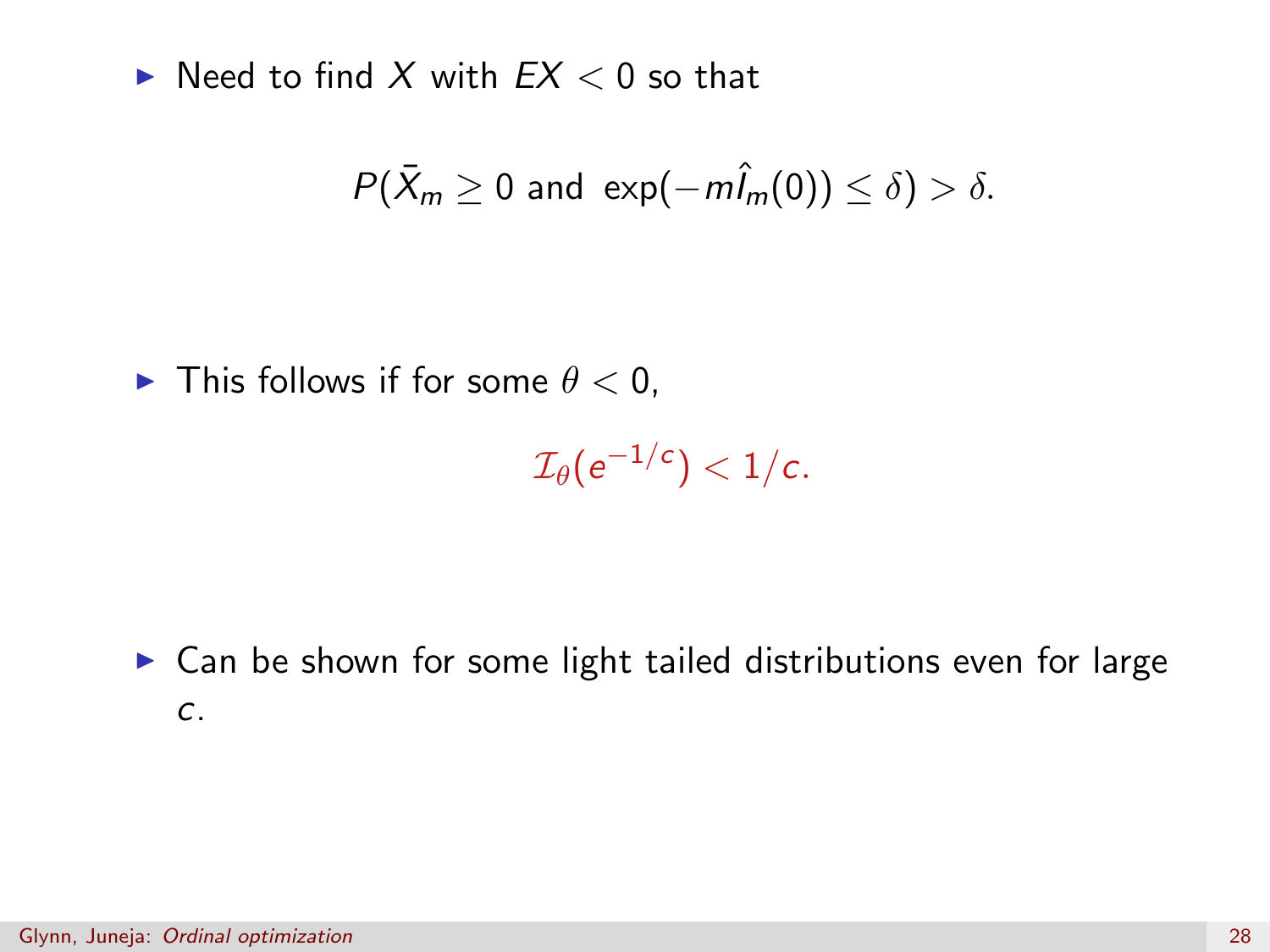- Need to find $X$ with $EX < 0$ so that

$$P(\bar{X}_m \geq 0 \text{ and } \exp(-m\hat{I}_m(0)) \leq \delta) > \delta.$$

- This follows if for some $\theta < 0$,

$$\mathcal{I}_\theta(e^{-1/c}) < 1/c.$$

- Can be shown for some light tailed distributions even for large $c$.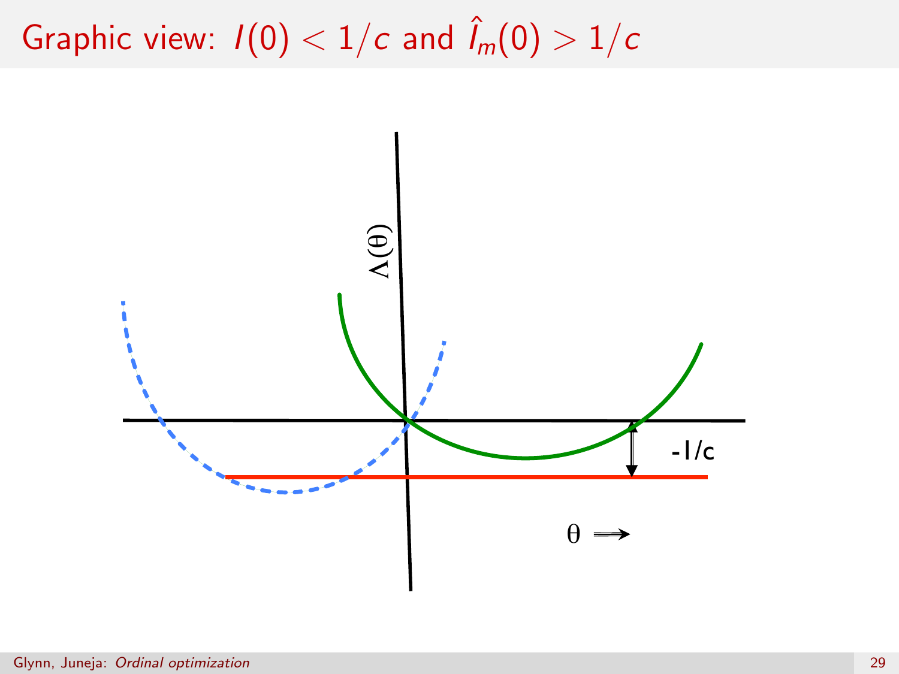# Graphic view: $I(0) < 1/c$ and $\hat{I}_m(0) > 1/c$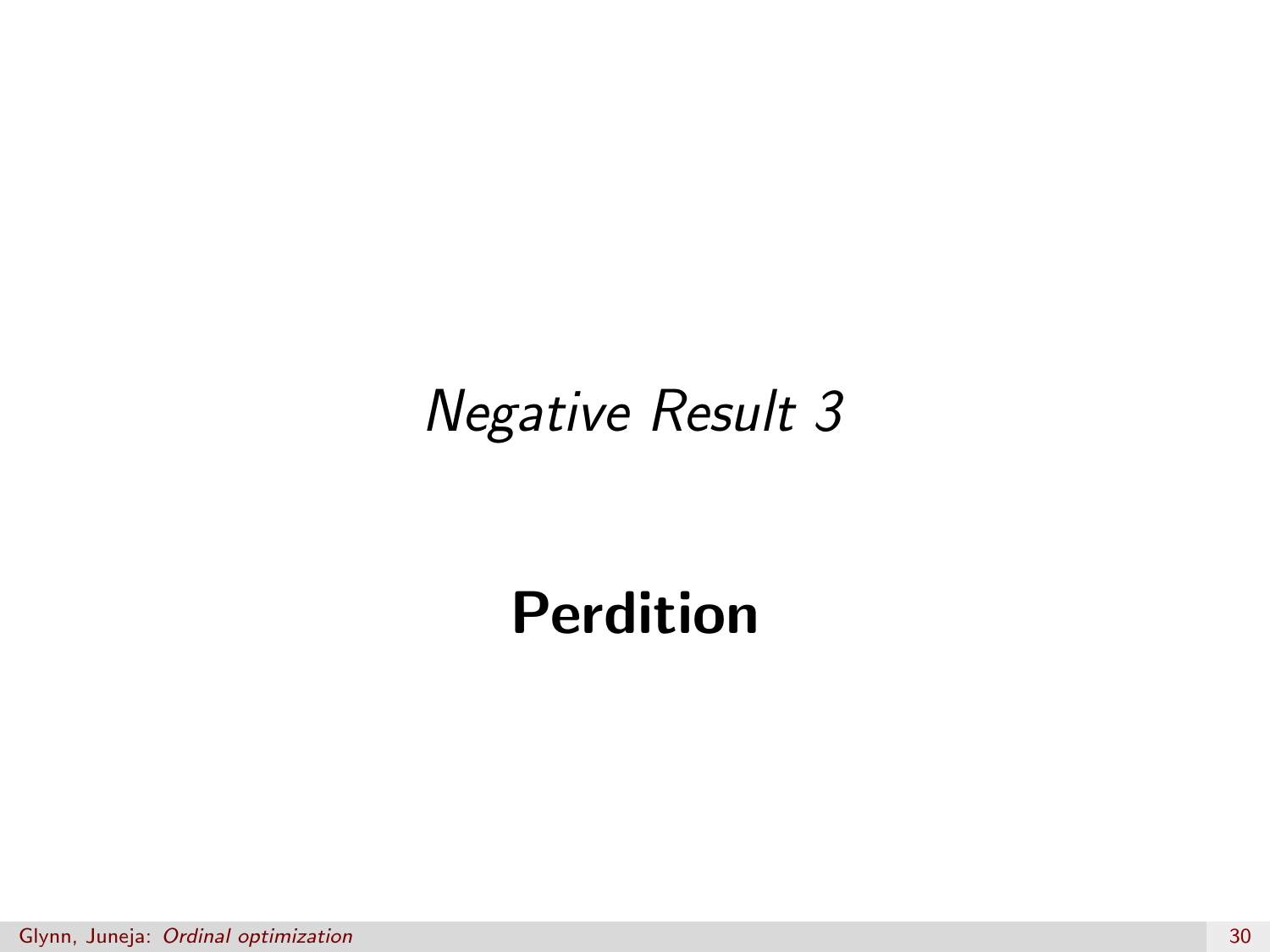*Negative Result 3*

**Perdition**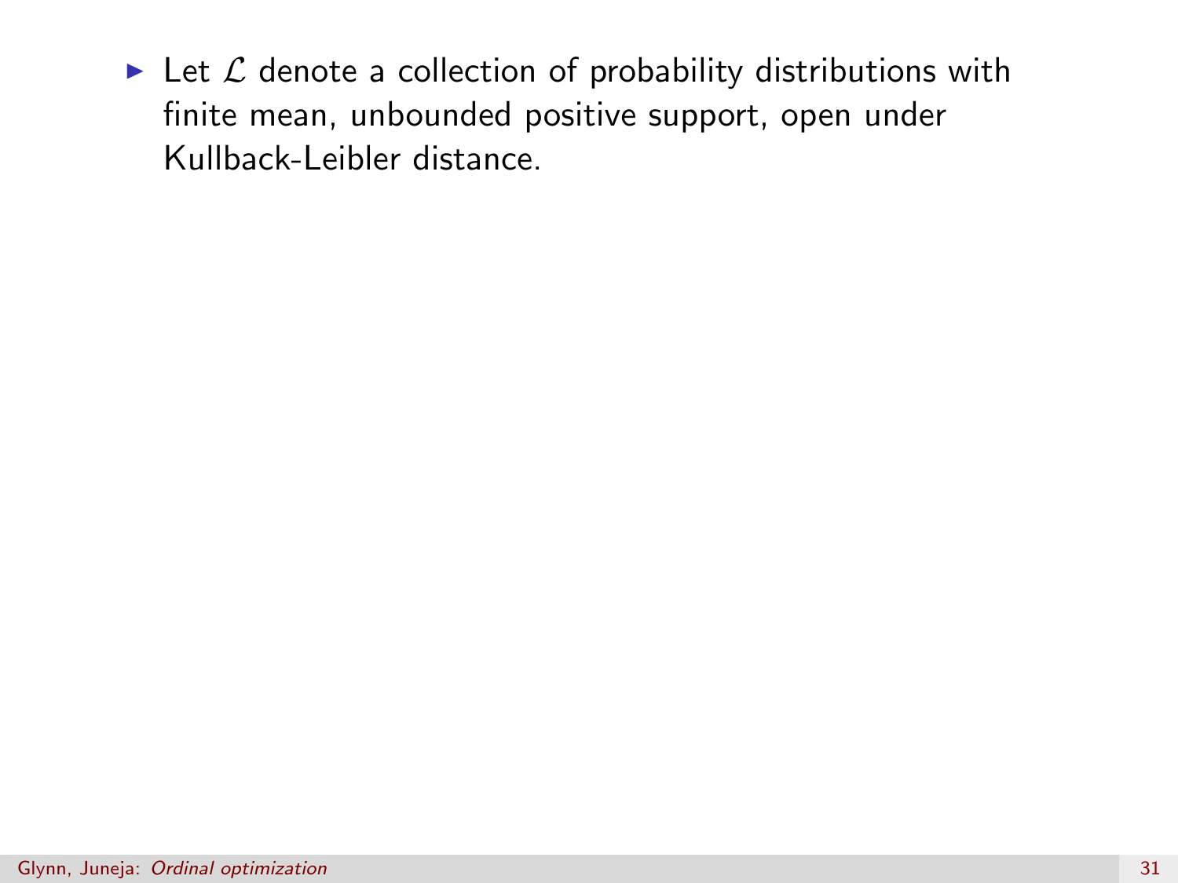- Let $\mathcal{L}$ denote a collection of probability distributions with finite mean, unbounded positive support, open under Kullback-Leibler distance.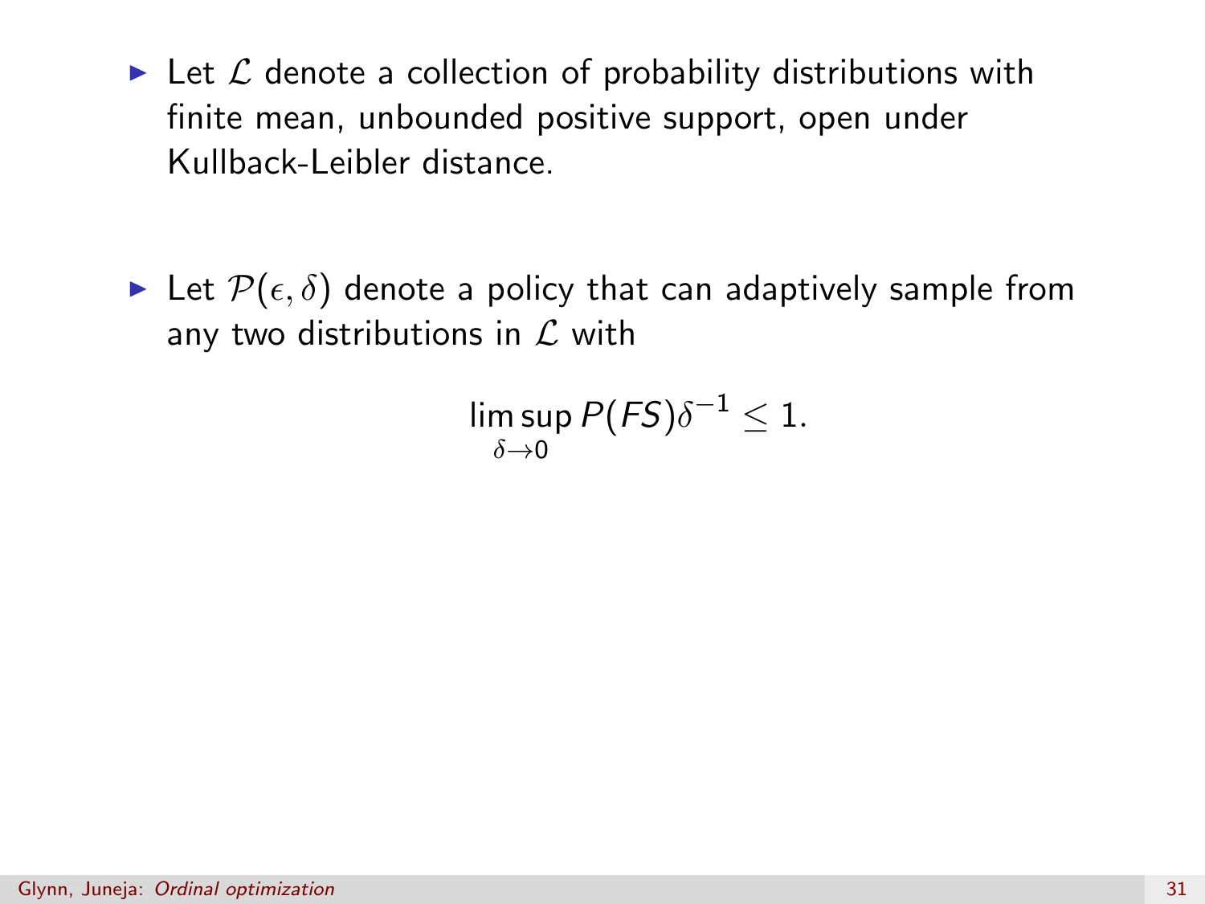- Let $\mathcal{L}$ denote a collection of probability distributions with finite mean, unbounded positive support, open under Kullback-Leibler distance.

- Let $\mathcal{P}(\epsilon, \delta)$ denote a policy that can adaptively sample from any two distributions in $\mathcal{L}$ with

$$\limsup_{\delta \to 0} P(FS)\delta^{-1} \leq 1.$$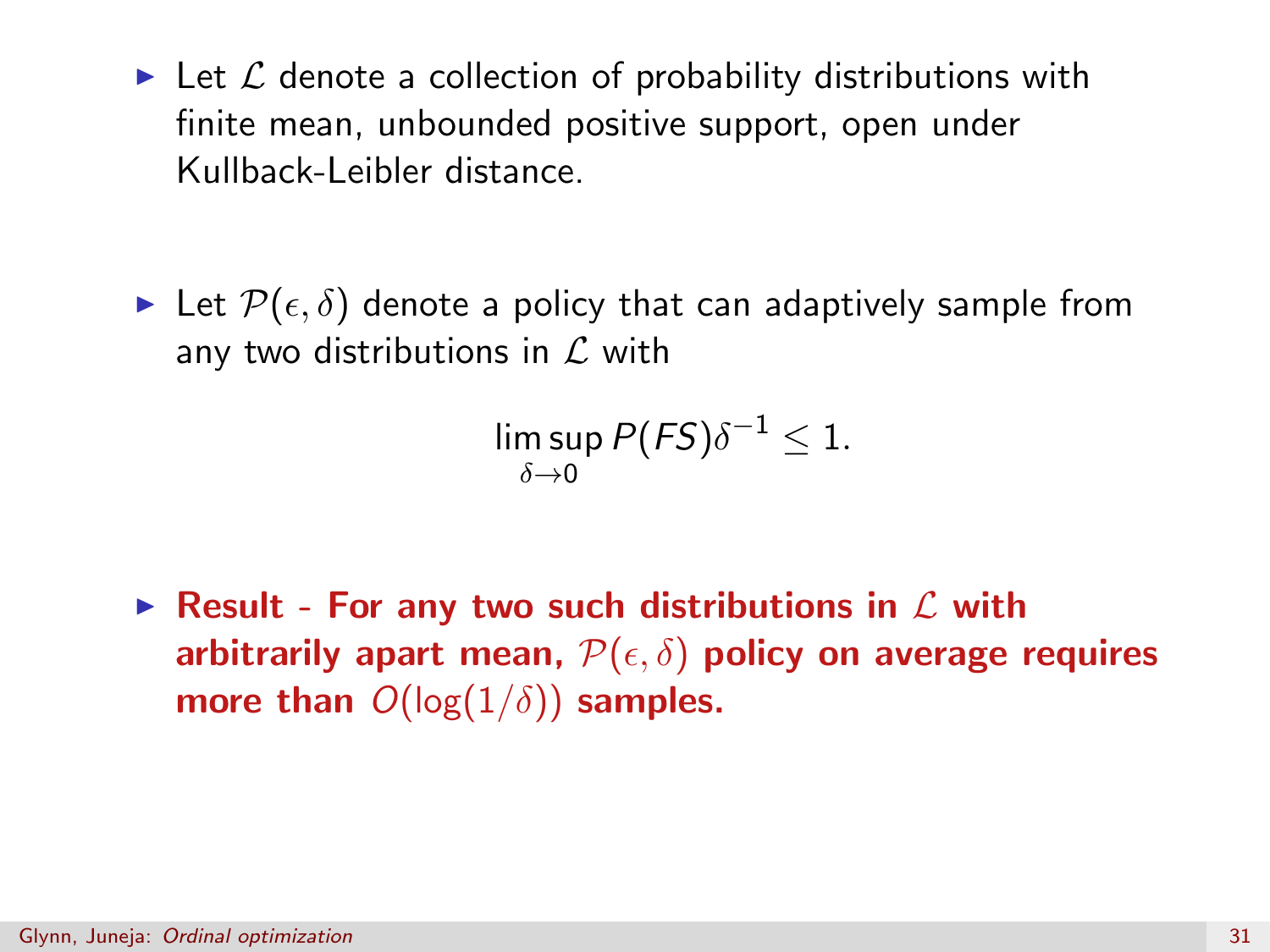- Let $\mathcal{L}$ denote a collection of probability distributions with finite mean, unbounded positive support, open under Kullback-Leibler distance.

- Let $\mathcal{P}(\epsilon, \delta)$ denote a policy that can adaptively sample from any two distributions in $\mathcal{L}$ with

$$\limsup_{\delta \to 0} P(FS)\delta^{-1} \leq 1.$$

- **Result - For any two such distributions in $\mathcal{L}$ with arbitrarily apart mean, $\mathcal{P}(\epsilon, \delta)$ policy on average requires more than $O(\log(1/\delta))$ samples.**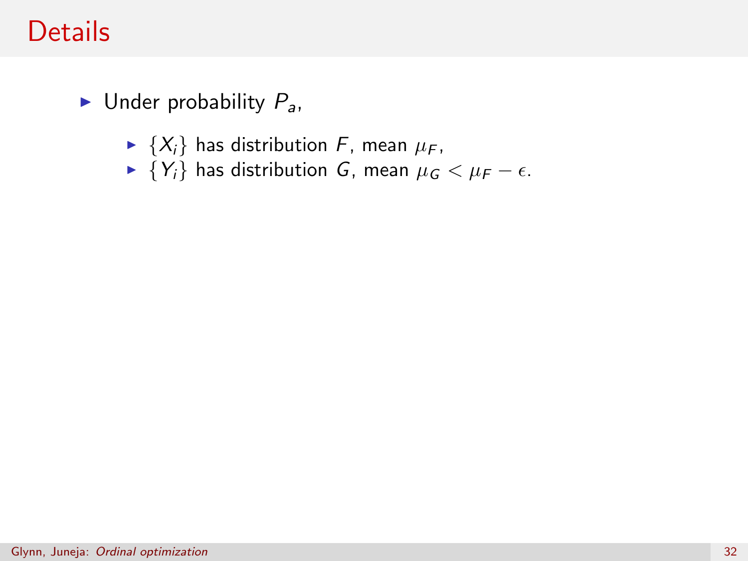# Details

- Under probability $P_a$,
  - $\{X_i\}$ has distribution $F$, mean $\mu_F$,
  - $\{Y_i\}$ has distribution $G$, mean $\mu_G < \mu_F - \epsilon$.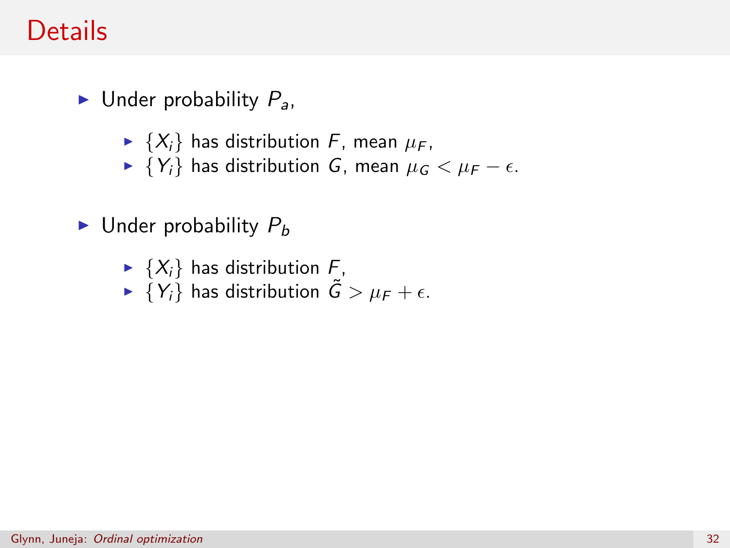# Details

- Under probability $P_a$,
  - $\{X_i\}$ has distribution $F$, mean $\mu_F$,
  - $\{Y_i\}$ has distribution $G$, mean $\mu_G < \mu_F - \epsilon$.

- Under probability $P_b$
  - $\{X_i\}$ has distribution $F$,
  - $\{Y_i\}$ has distribution $\tilde{G} > \mu_F + \epsilon$.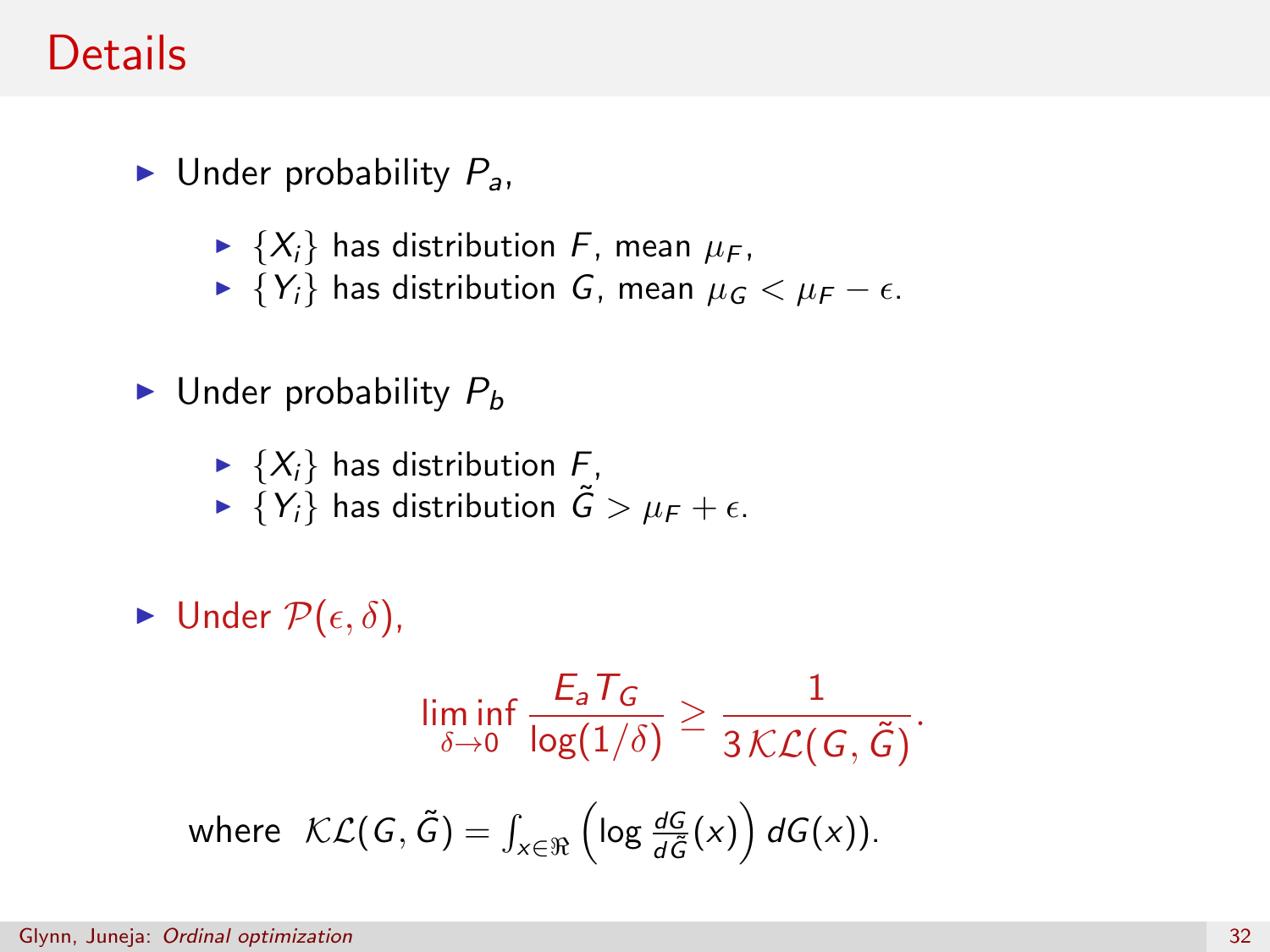# Details

- Under probability $P_a$,
  - $\{X_i\}$ has distribution $F$, mean $\mu_F$,
  - $\{Y_i\}$ has distribution $G$, mean $\mu_G < \mu_F - \epsilon$.

- Under probability $P_b$
  - $\{X_i\}$ has distribution $F$,
  - $\{Y_i\}$ has distribution $\tilde{G} > \mu_F + \epsilon$.

- Under $\mathcal{P}(\epsilon, \delta)$,

$$\liminf_{\delta \to 0} \frac{E_a T_G}{\log(1/\delta)} \geq \frac{1}{3\,\mathcal{KL}(G, \tilde{G})}.$$

where $\mathcal{KL}(G, \tilde{G}) = \int_{x \in \Re} \left( \log \frac{dG}{d\tilde{G}}(x) \right) dG(x))$.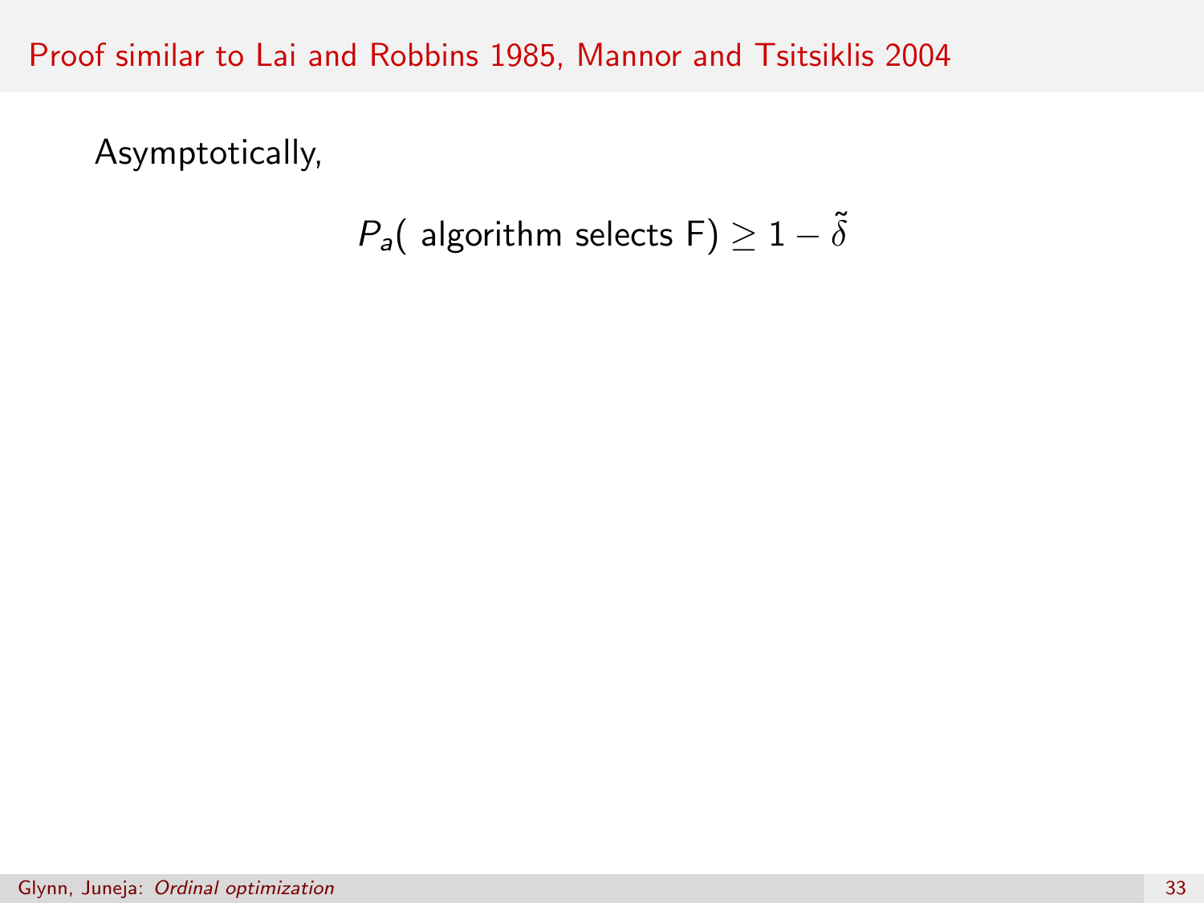## Proof similar to Lai and Robbins 1985, Mannor and Tsitsiklis 2004

Asymptotically,

$$P_a(\text{ algorithm selects F}) \geq 1 - \tilde{\delta}$$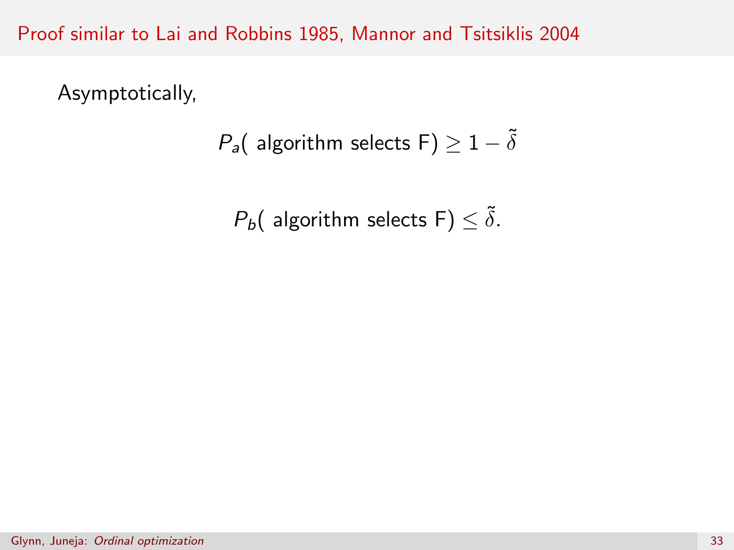## Proof similar to Lai and Robbins 1985, Mannor and Tsitsiklis 2004

Asymptotically,

$$P_a(\text{ algorithm selects F}) \geq 1 - \tilde{\delta}$$

$$P_b(\text{ algorithm selects F}) \leq \tilde{\delta}.$$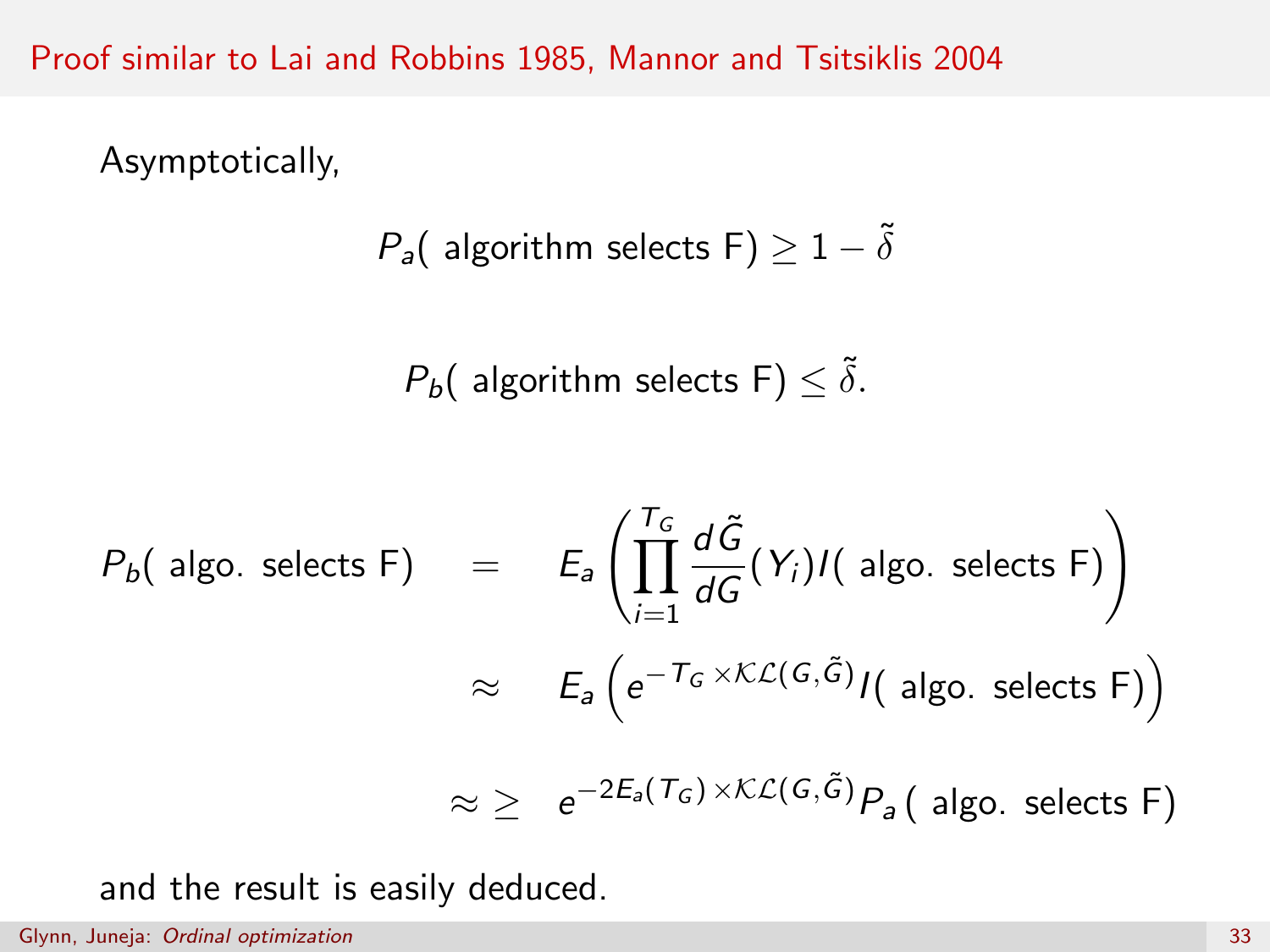# Proof similar to Lai and Robbins 1985, Mannor and Tsitsiklis 2004

Asymptotically,

$$P_a(\text{ algorithm selects F}) \geq 1 - \tilde{\delta}$$

$$P_b(\text{ algorithm selects F}) \leq \tilde{\delta}.$$

$$\begin{aligned}
P_b(\text{ algo. selects F}) &= E_a\left(\prod_{i=1}^{T_G} \frac{d\tilde{G}}{dG}(Y_i) I(\text{ algo. selects F})\right) \\
&\approx E_a\left(e^{-T_G \times \mathcal{KL}(G,\tilde{G})} I(\text{ algo. selects F})\right) \\
&\approx \geq e^{-2E_a(T_G) \times \mathcal{KL}(G,\tilde{G})} P_a(\text{ algo. selects F})
\end{aligned}$$

and the result is easily deduced.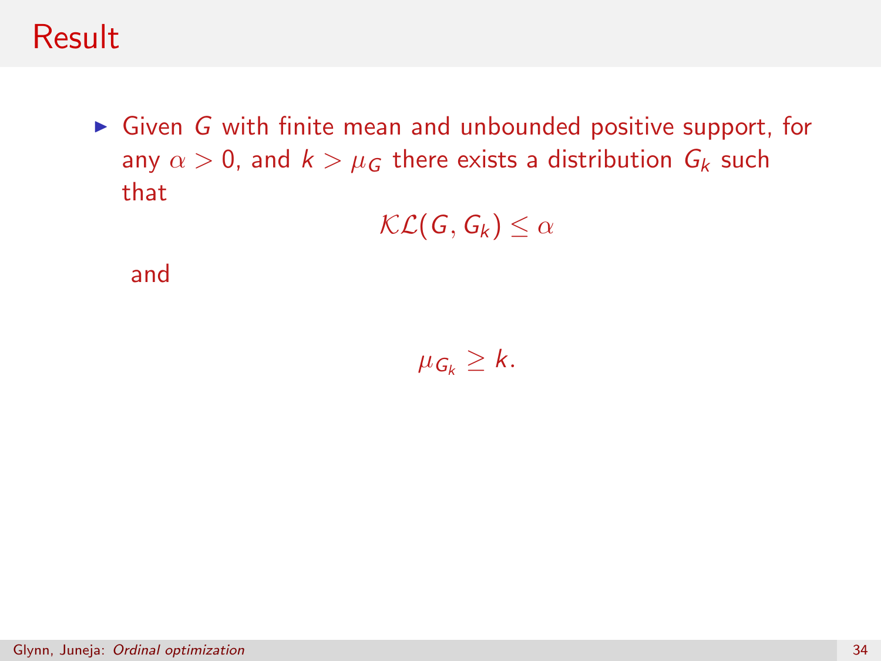# Result

- Given $G$ with finite mean and unbounded positive support, for any $\alpha > 0$, and $k > \mu_G$ there exists a distribution $G_k$ such that

$$\mathcal{KL}(G, G_k) \leq \alpha$$

and

$$\mu_{G_k} \geq k.$$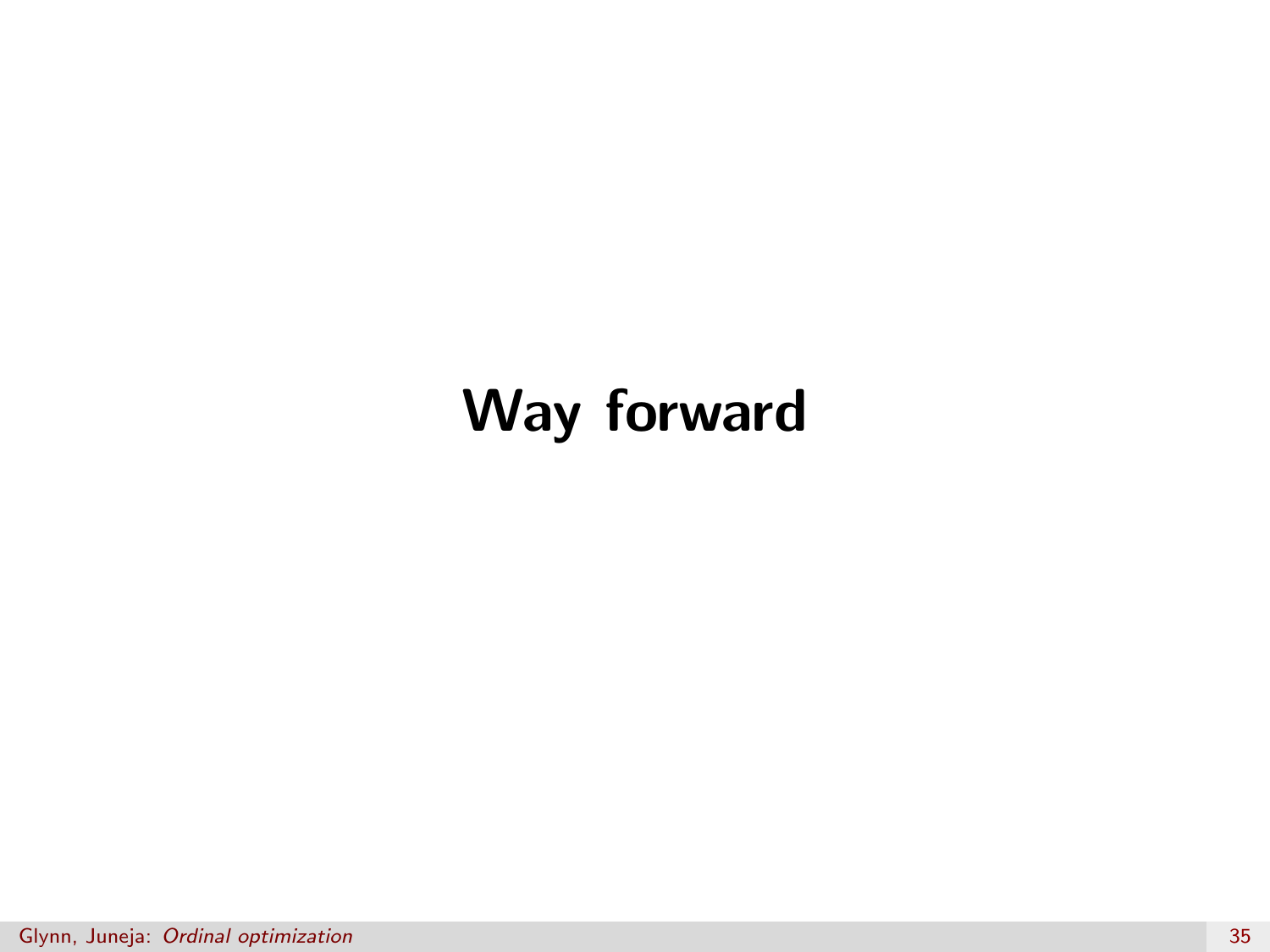# Way forward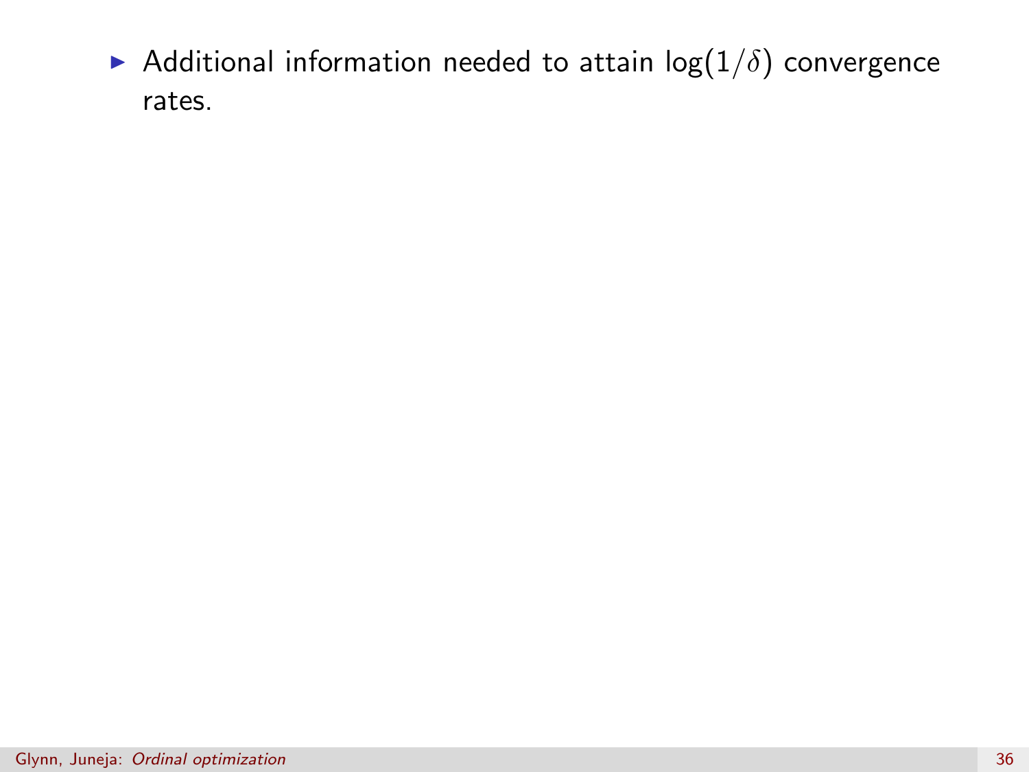- Additional information needed to attain $\log(1/\delta)$ convergence rates.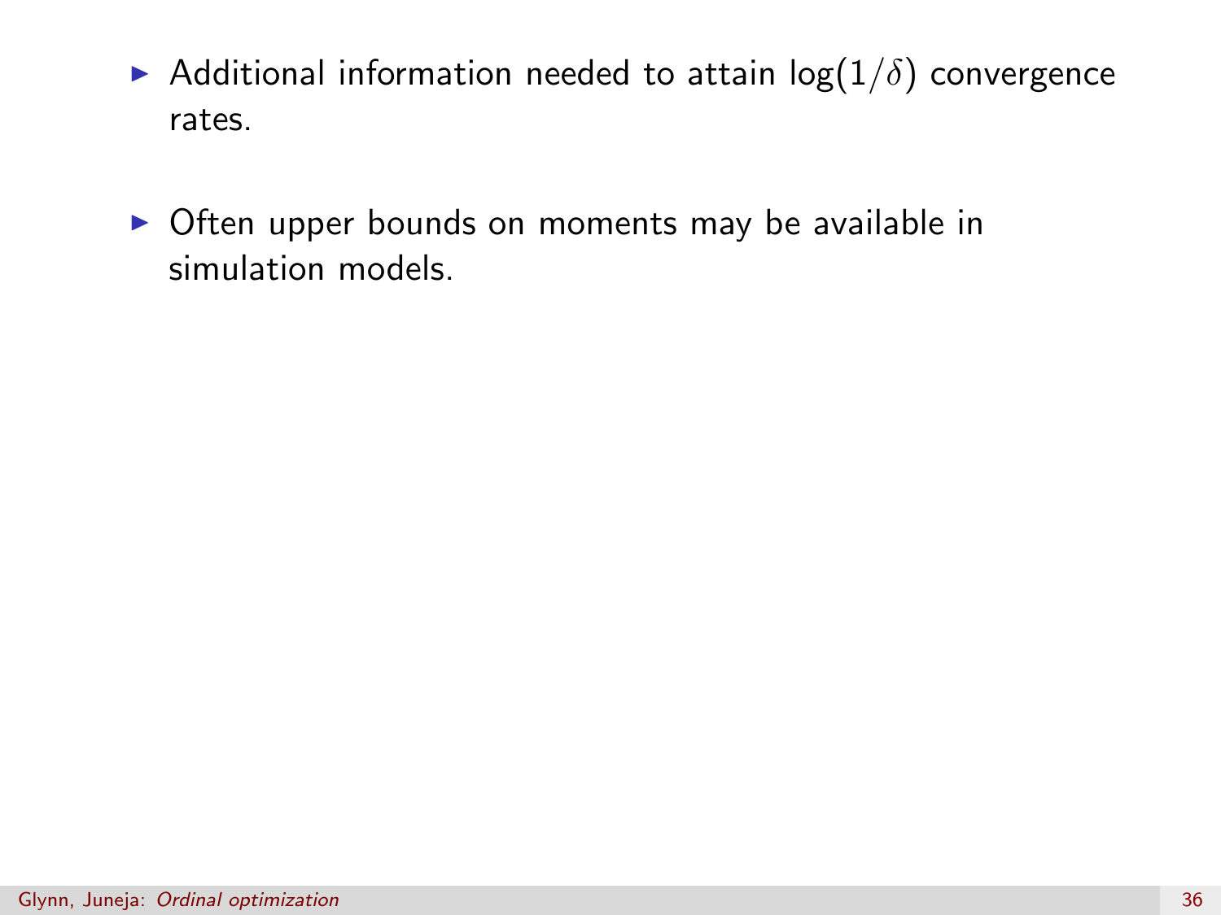- Additional information needed to attain $\log(1/\delta)$ convergence rates.

- Often upper bounds on moments may be available in simulation models.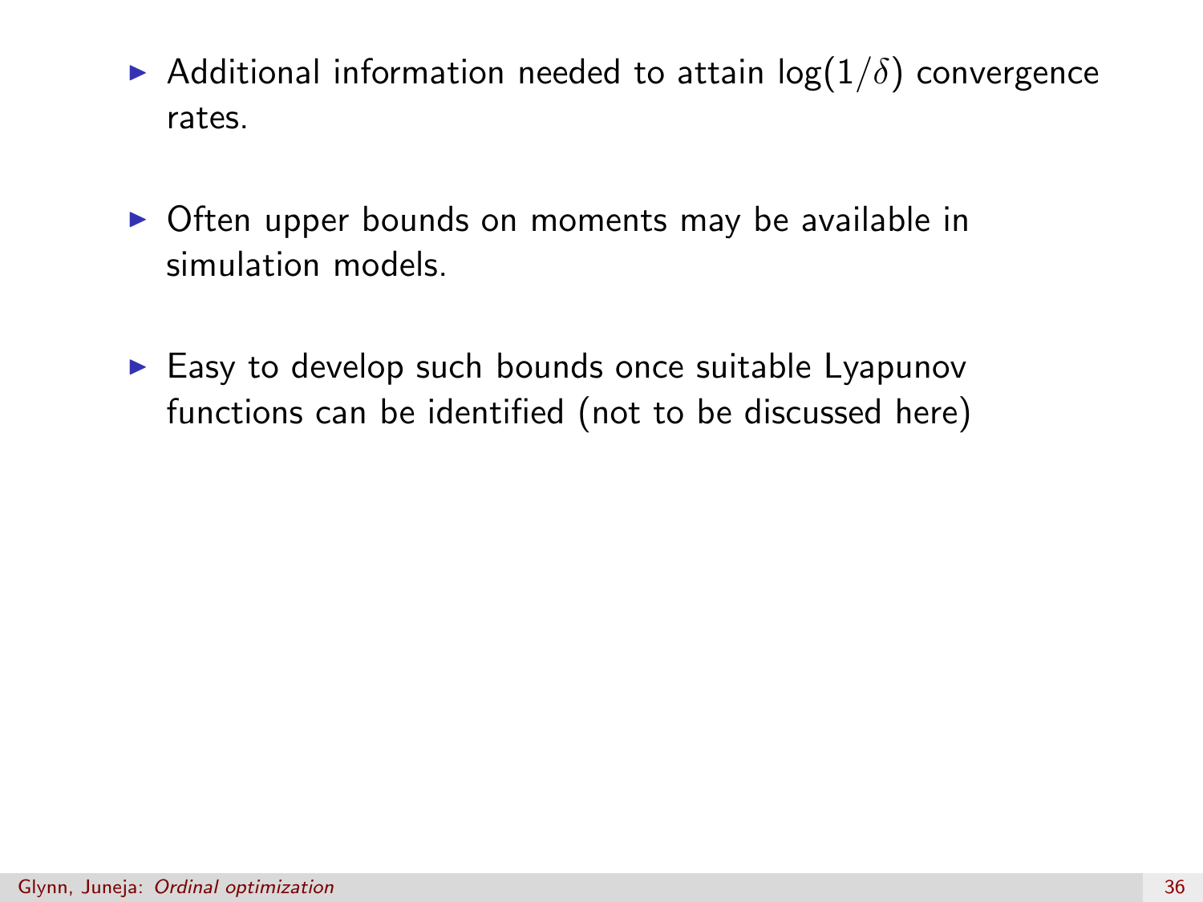- Additional information needed to attain $\log(1/\delta)$ convergence rates.

- Often upper bounds on moments may be available in simulation models.

- Easy to develop such bounds once suitable Lyapunov functions can be identified (not to be discussed here)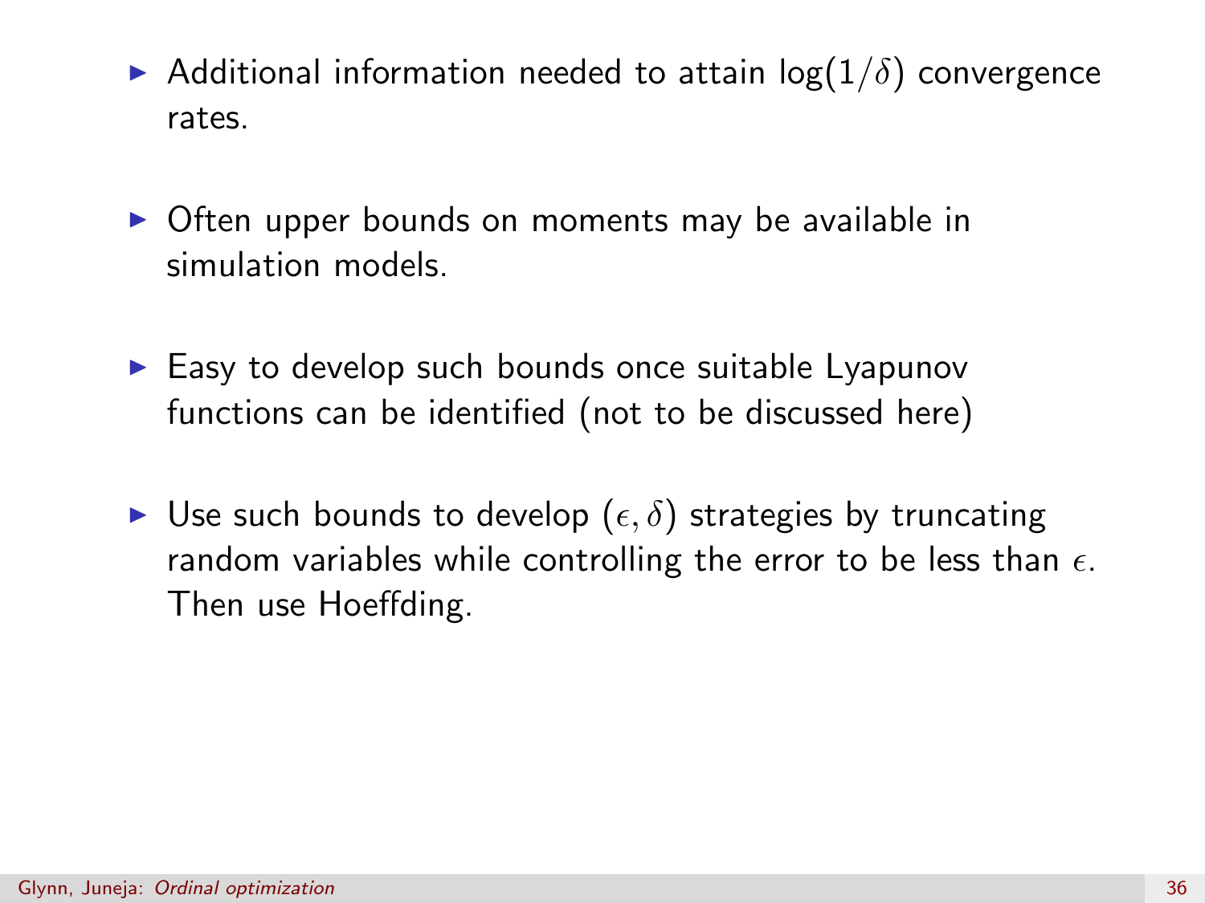- Additional information needed to attain $\log(1/\delta)$ convergence rates.

- Often upper bounds on moments may be available in simulation models.

- Easy to develop such bounds once suitable Lyapunov functions can be identified (not to be discussed here)

- Use such bounds to develop $(\epsilon, \delta)$ strategies by truncating random variables while controlling the error to be less than $\epsilon$. Then use Hoeffding.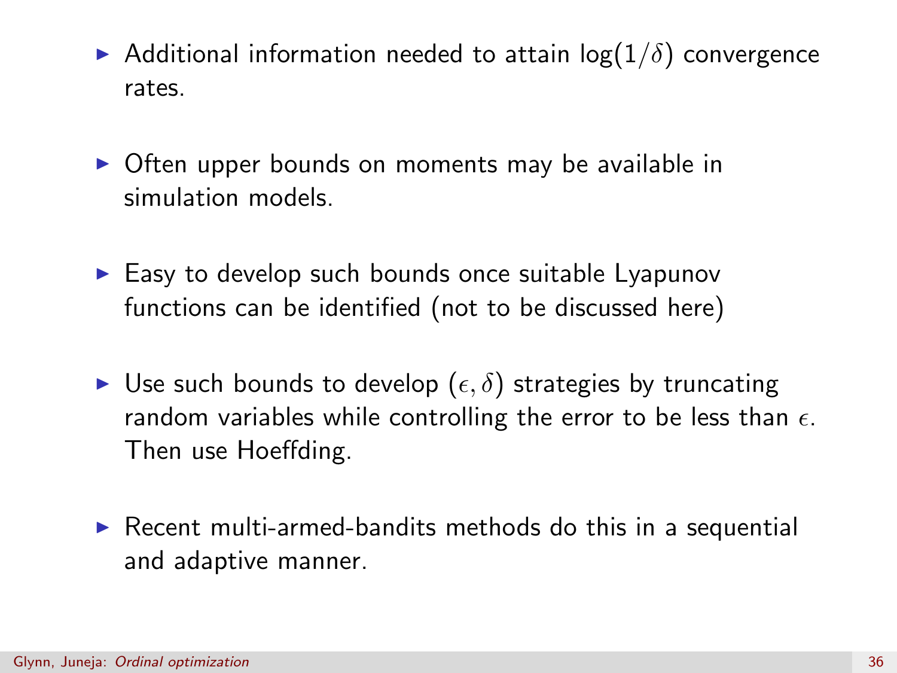- Additional information needed to attain $\log(1/\delta)$ convergence rates.
- Often upper bounds on moments may be available in simulation models.
- Easy to develop such bounds once suitable Lyapunov functions can be identified (not to be discussed here)
- Use such bounds to develop $(\epsilon, \delta)$ strategies by truncating random variables while controlling the error to be less than $\epsilon$. Then use Hoeffding.
- Recent multi-armed-bandits methods do this in a sequential and adaptive manner.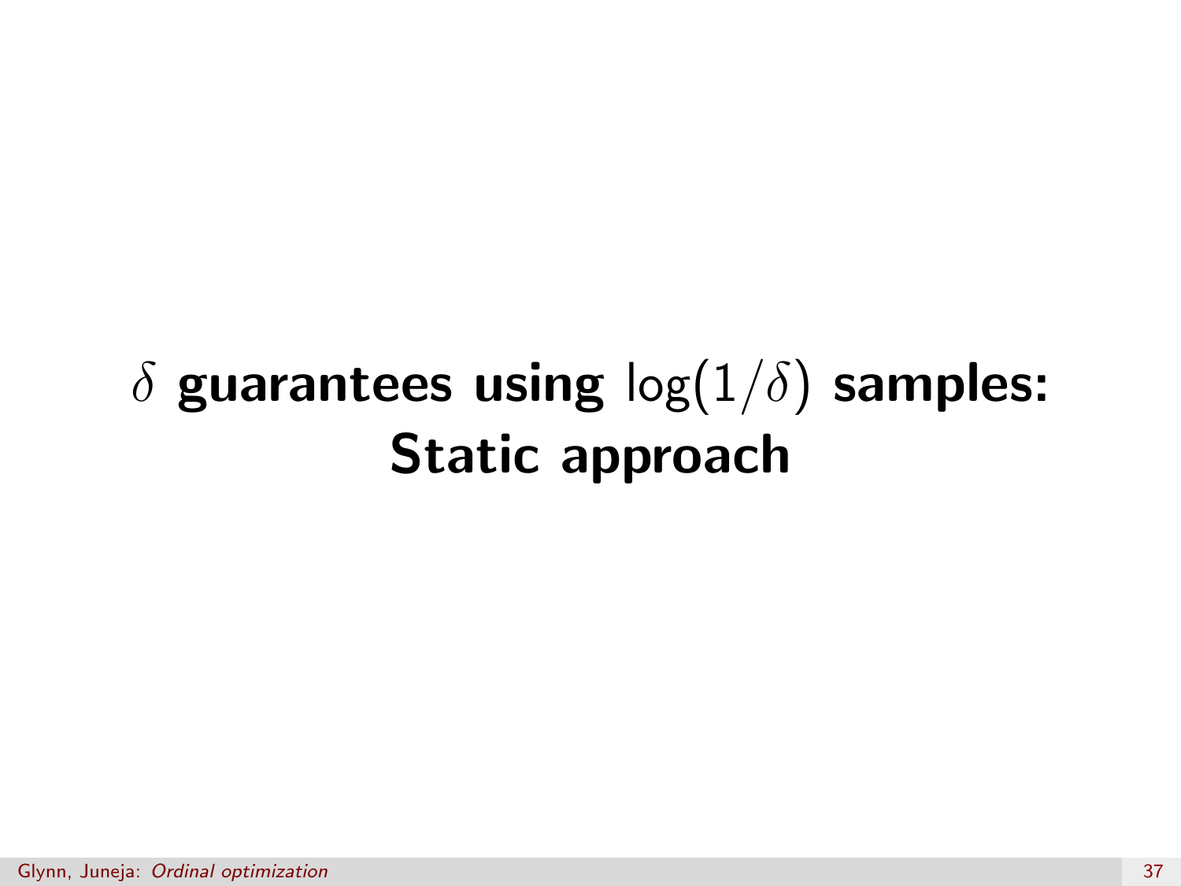# $\delta$ guarantees using $\log(1/\delta)$ samples: Static approach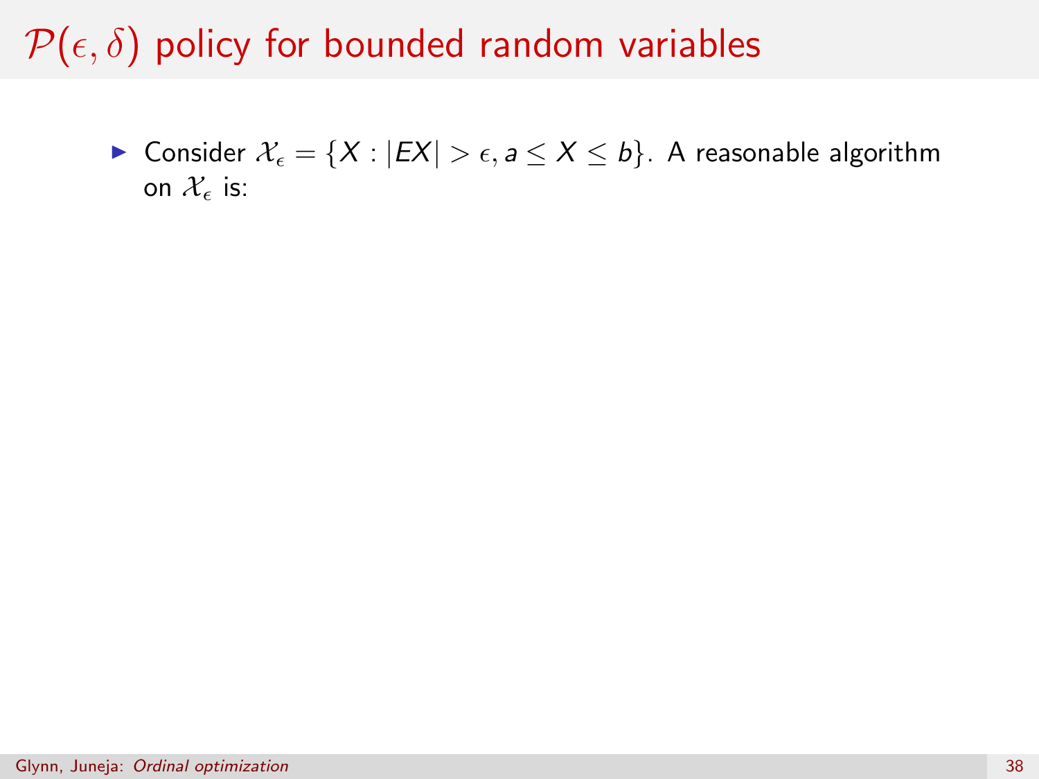# $\mathcal{P}(\epsilon, \delta)$ policy for bounded random variables

- Consider $\mathcal{X}_\epsilon = \{X : |EX| > \epsilon, a \leq X \leq b\}$. A reasonable algorithm on $\mathcal{X}_\epsilon$ is: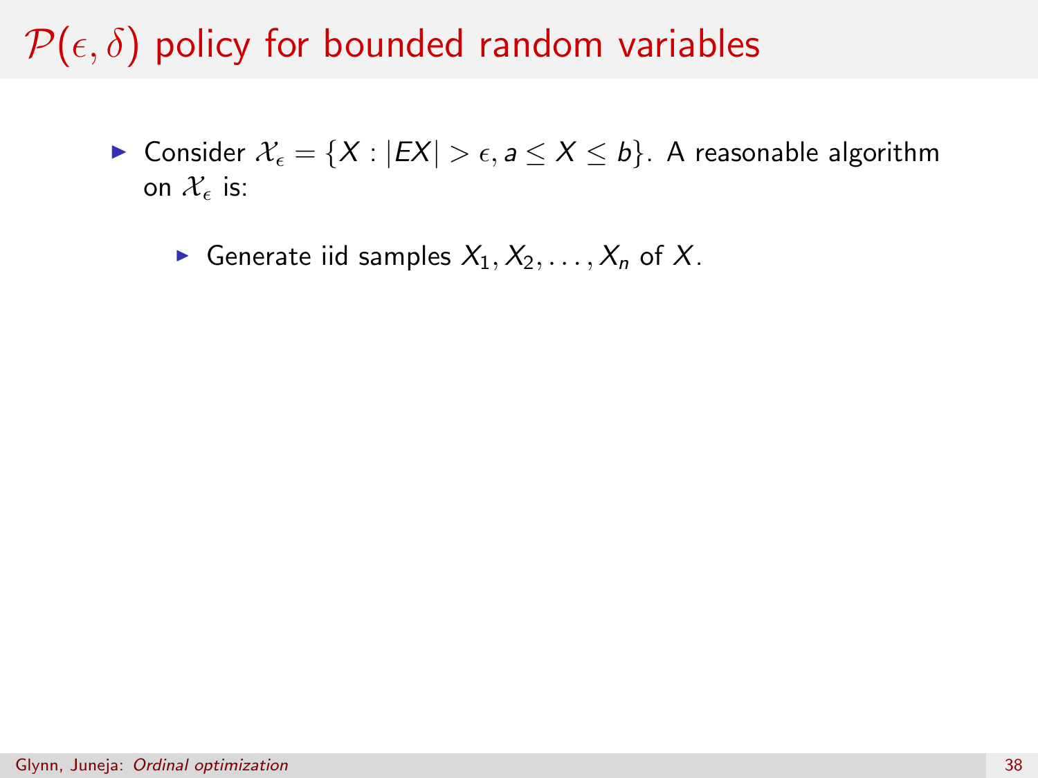# $\mathcal{P}(\epsilon, \delta)$ policy for bounded random variables

- Consider $\mathcal{X}_\epsilon = \{X : |EX| > \epsilon, a \leq X \leq b\}$. A reasonable algorithm on $\mathcal{X}_\epsilon$ is:
  - Generate iid samples $X_1, X_2, \ldots, X_n$ of $X$.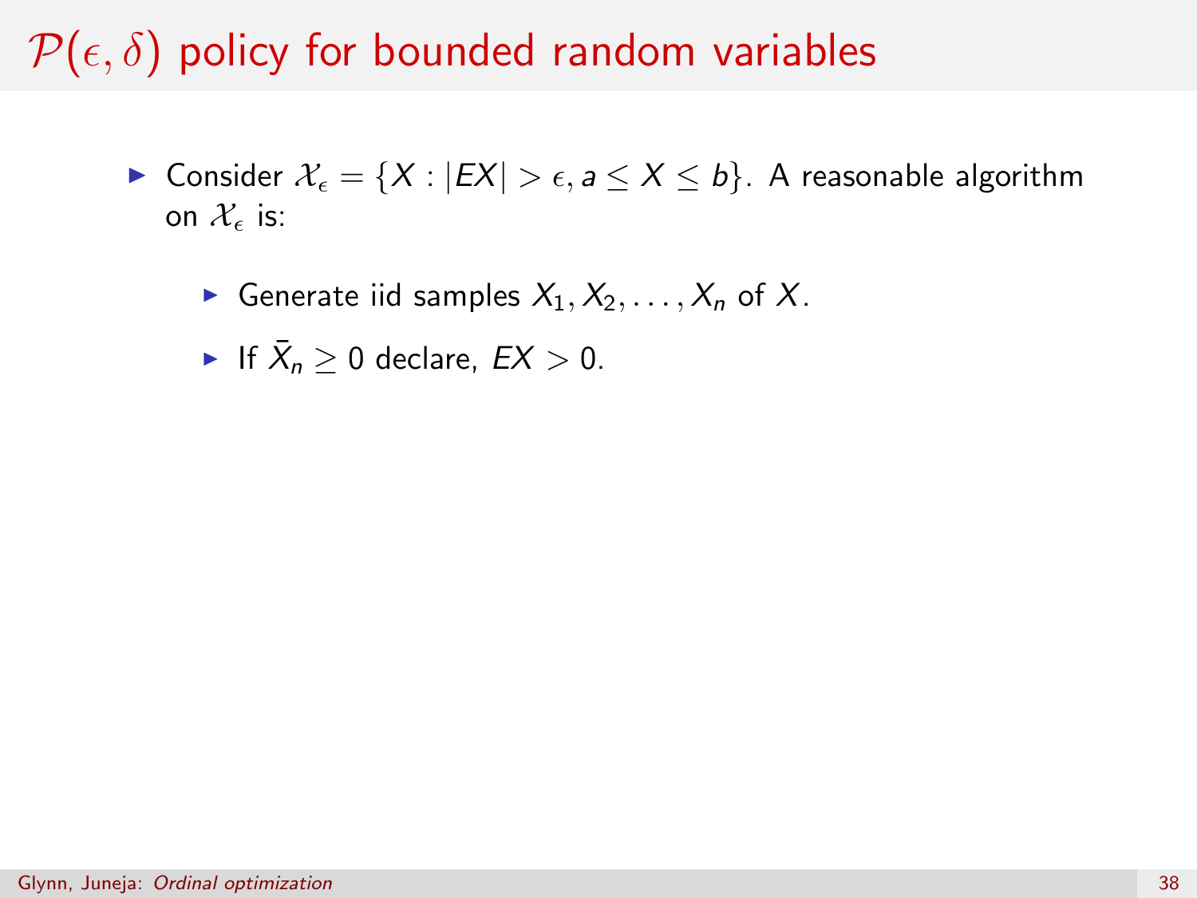# $\mathcal{P}(\epsilon, \delta)$ policy for bounded random variables

- Consider $\mathcal{X}_\epsilon = \{X : |EX| > \epsilon, a \leq X \leq b\}$. A reasonable algorithm on $\mathcal{X}_\epsilon$ is:
  - Generate iid samples $X_1, X_2, \ldots, X_n$ of $X$.
  - If $\bar{X}_n \geq 0$ declare, $EX > 0$.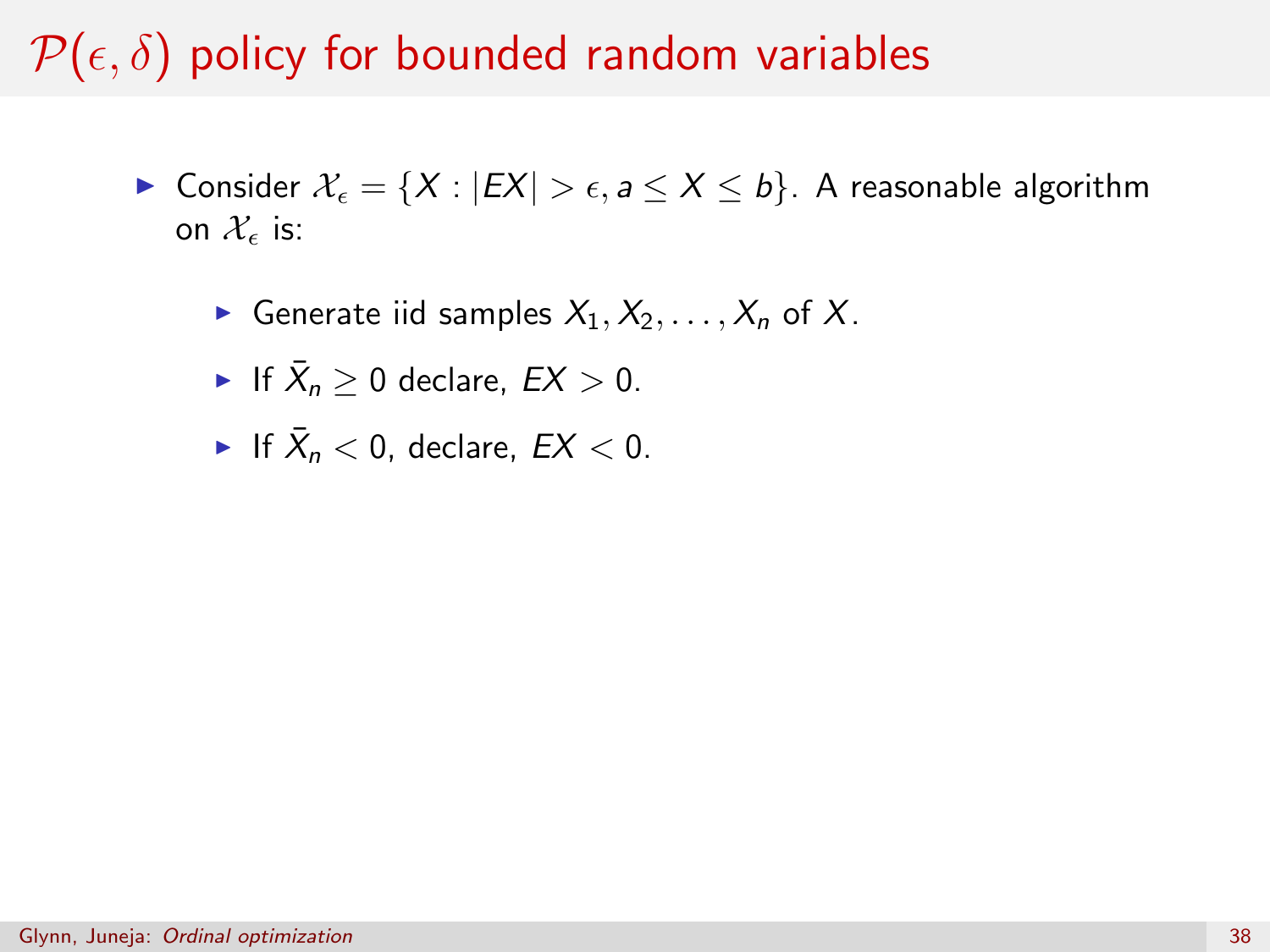# $\mathcal{P}(\epsilon, \delta)$ policy for bounded random variables

- Consider $\mathcal{X}_\epsilon = \{X : |EX| > \epsilon, a \leq X \leq b\}$. A reasonable algorithm on $\mathcal{X}_\epsilon$ is:
  - Generate iid samples $X_1, X_2, \ldots, X_n$ of $X$.
  - If $\bar{X}_n \geq 0$ declare, $EX > 0$.
  - If $\bar{X}_n < 0$, declare, $EX < 0$.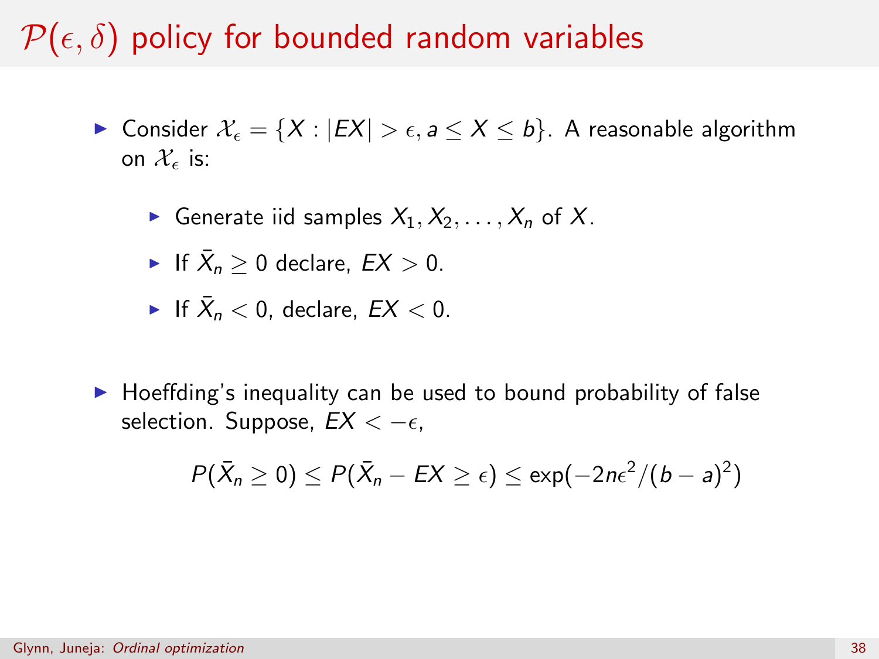# $\mathcal{P}(\epsilon, \delta)$ policy for bounded random variables

- Consider $\mathcal{X}_\epsilon = \{X : |EX| > \epsilon, a \leq X \leq b\}$. A reasonable algorithm on $\mathcal{X}_\epsilon$ is:
  - Generate iid samples $X_1, X_2, \ldots, X_n$ of $X$.
  - If $\bar{X}_n \geq 0$ declare, $EX > 0$.
  - If $\bar{X}_n < 0$, declare, $EX < 0$.

- Hoeffding's inequality can be used to bound probability of false selection. Suppose, $EX < -\epsilon$,

$$P(\bar{X}_n \geq 0) \leq P(\bar{X}_n - EX \geq \epsilon) \leq \exp(-2n\epsilon^2/(b-a)^2)$$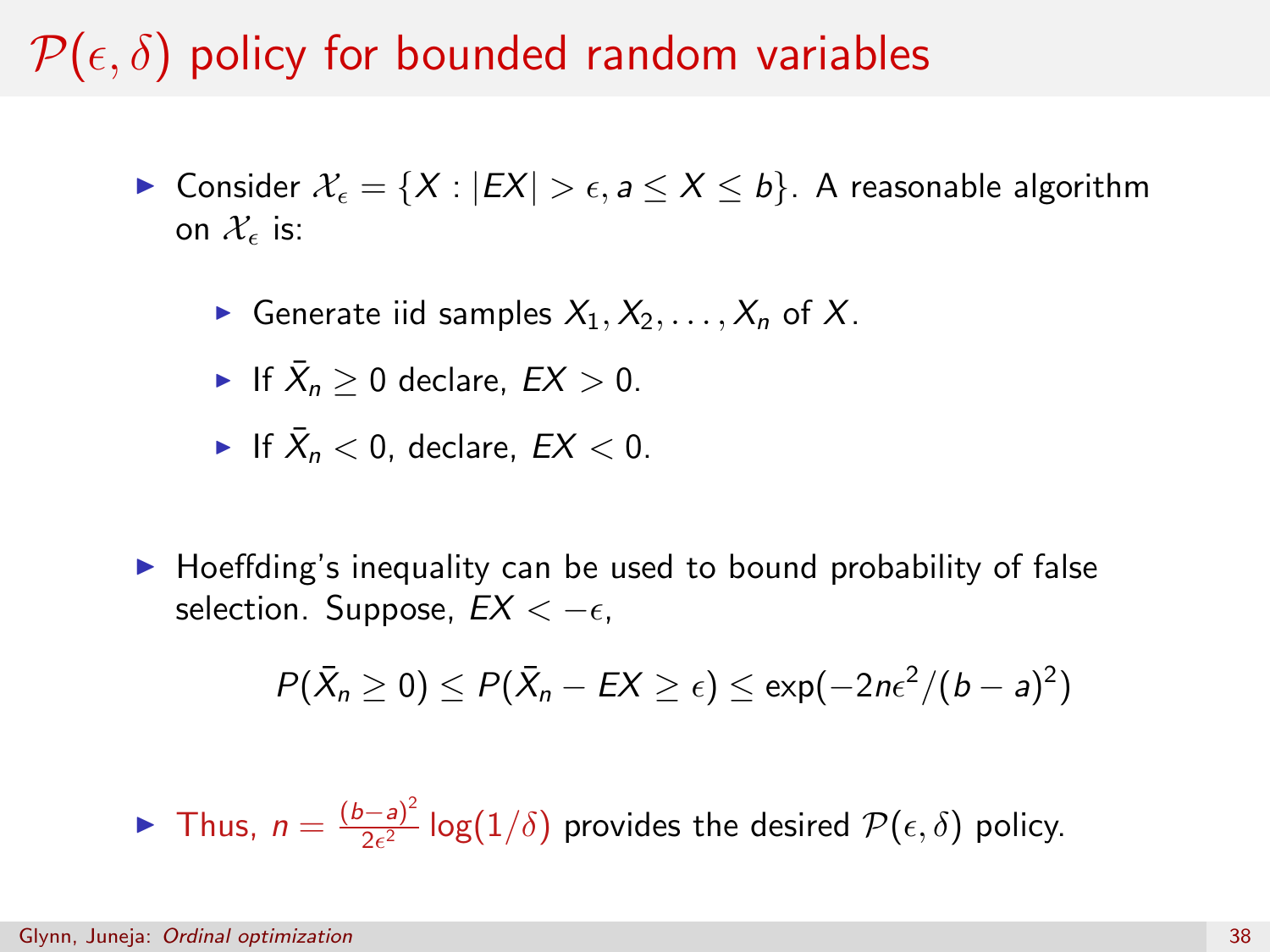# $\mathcal{P}(\epsilon, \delta)$ policy for bounded random variables

- Consider $\mathcal{X}_\epsilon = \{X : |EX| > \epsilon, a \leq X \leq b\}$. A reasonable algorithm on $\mathcal{X}_\epsilon$ is:
  - Generate iid samples $X_1, X_2, \ldots, X_n$ of $X$.
  - If $\bar{X}_n \geq 0$ declare, $EX > 0$.
  - If $\bar{X}_n < 0$, declare, $EX < 0$.
- Hoeffding's inequality can be used to bound probability of false selection. Suppose, $EX < -\epsilon$,

$$P(\bar{X}_n \geq 0) \leq P(\bar{X}_n - EX \geq \epsilon) \leq \exp(-2n\epsilon^2/(b-a)^2)$$

- Thus, $n = \frac{(b-a)^2}{2\epsilon^2} \log(1/\delta)$ provides the desired $\mathcal{P}(\epsilon, \delta)$ policy.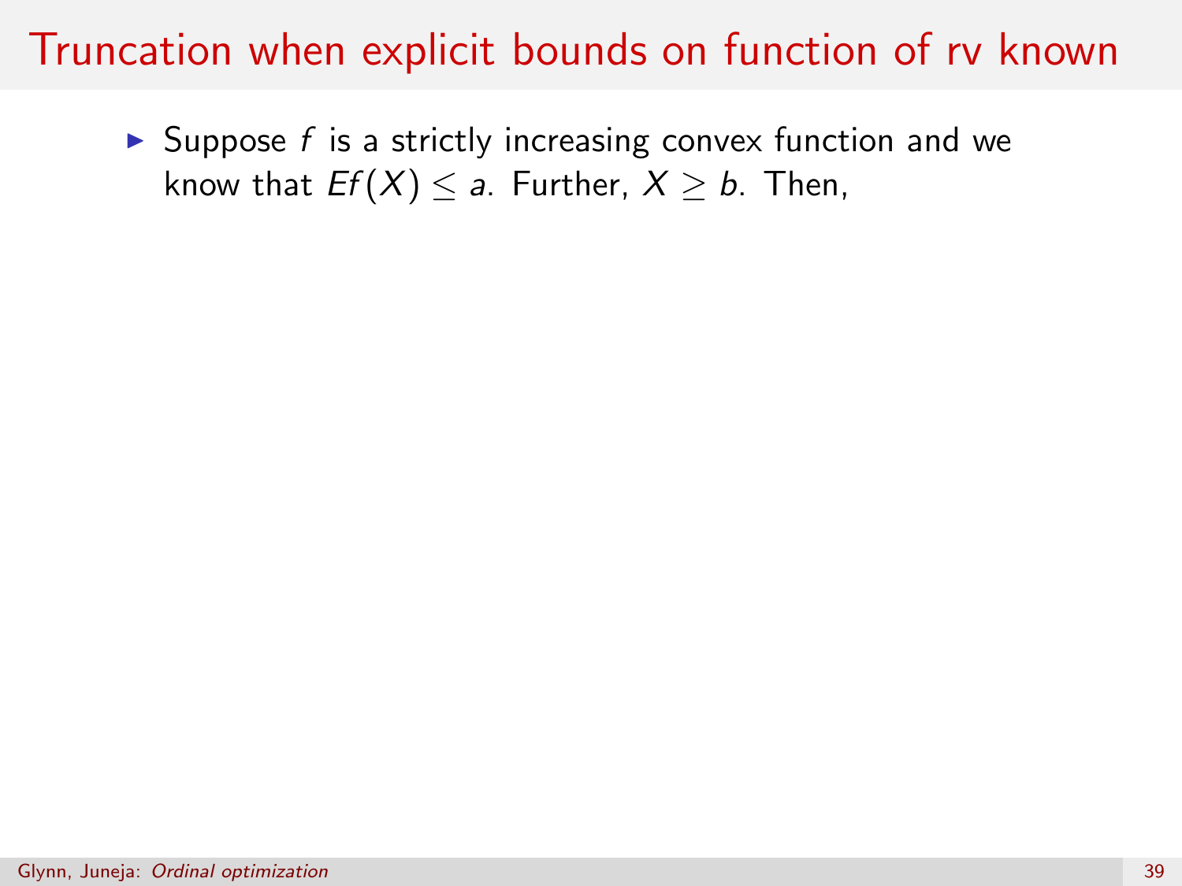# Truncation when explicit bounds on function of rv known

- Suppose $f$ is a strictly increasing convex function and we know that $Ef(X) \leq a$. Further, $X \geq b$. Then,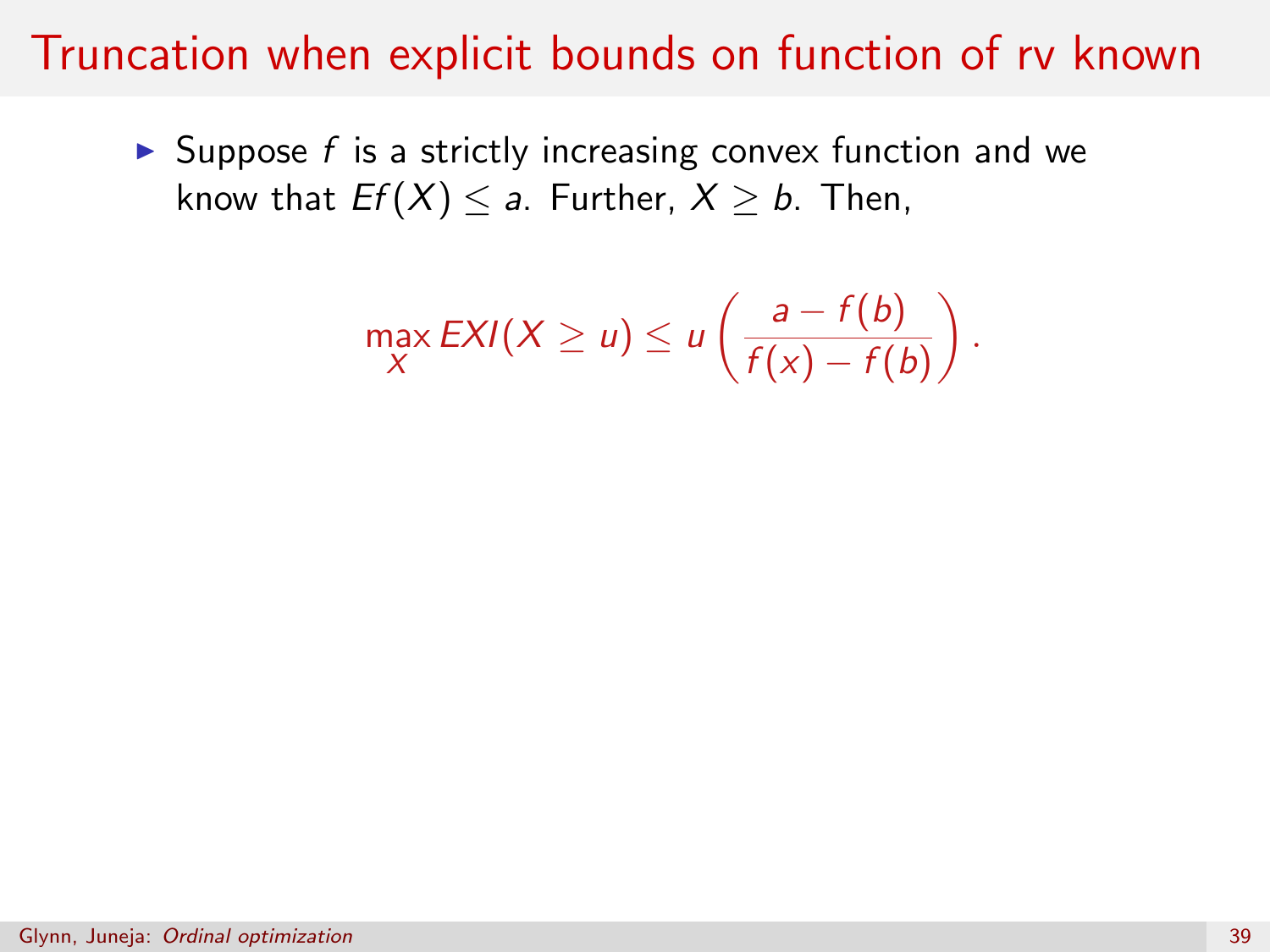# Truncation when explicit bounds on function of rv known

- Suppose $f$ is a strictly increasing convex function and we know that $Ef(X) \leq a$. Further, $X \geq b$. Then,

$$\max_{X} EXI(X \geq u) \leq u \left( \frac{a - f(b)}{f(x) - f(b)} \right).$$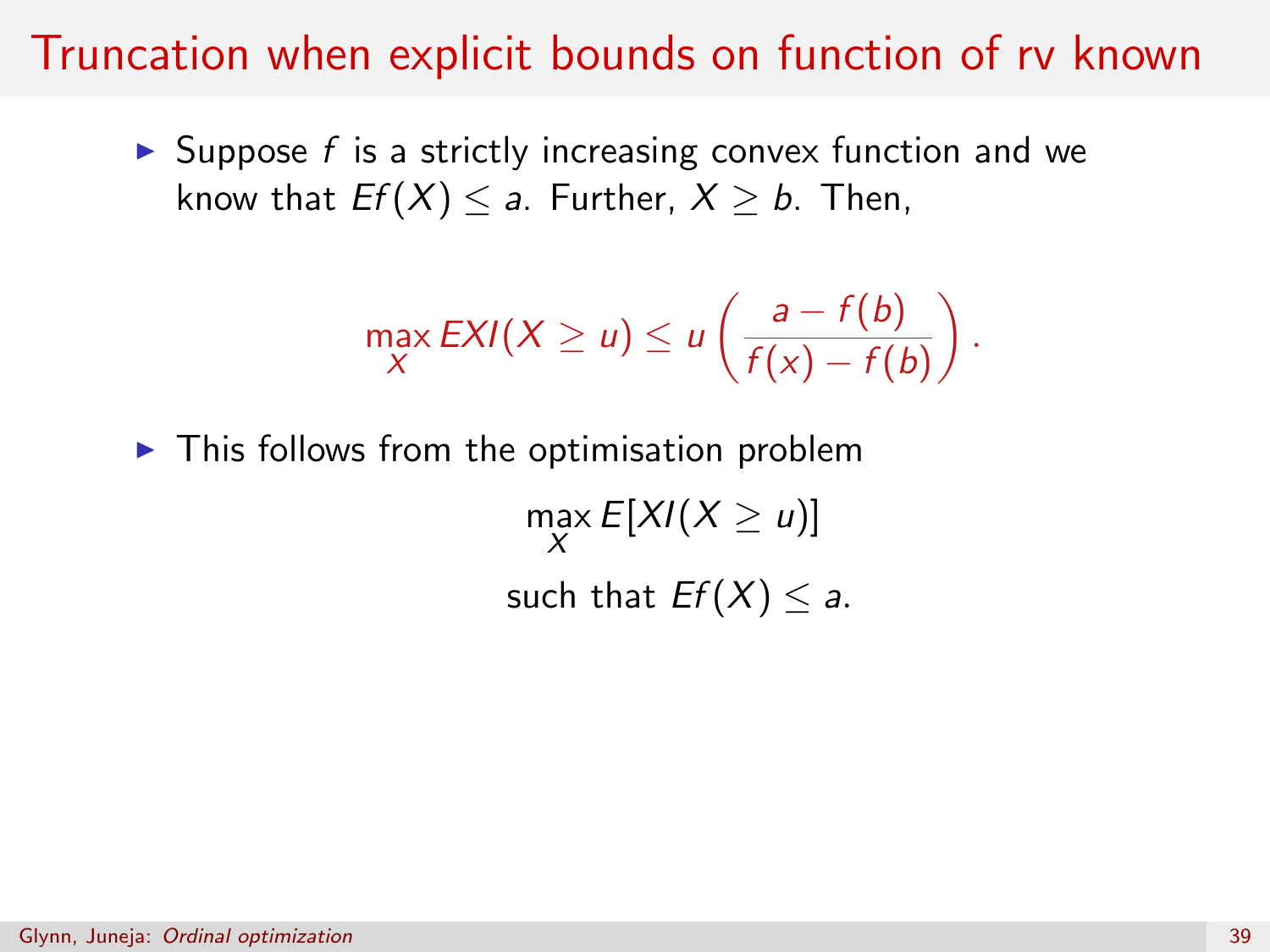# Truncation when explicit bounds on function of rv known

- Suppose $f$ is a strictly increasing convex function and we know that $Ef(X) \leq a$. Further, $X \geq b$. Then,

$$\max_X EXI(X \geq u) \leq u \left( \frac{a - f(b)}{f(x) - f(b)} \right).$$

- This follows from the optimisation problem

$$\max_X E[XI(X \geq u)]$$

$$\text{such that } Ef(X) \leq a.$$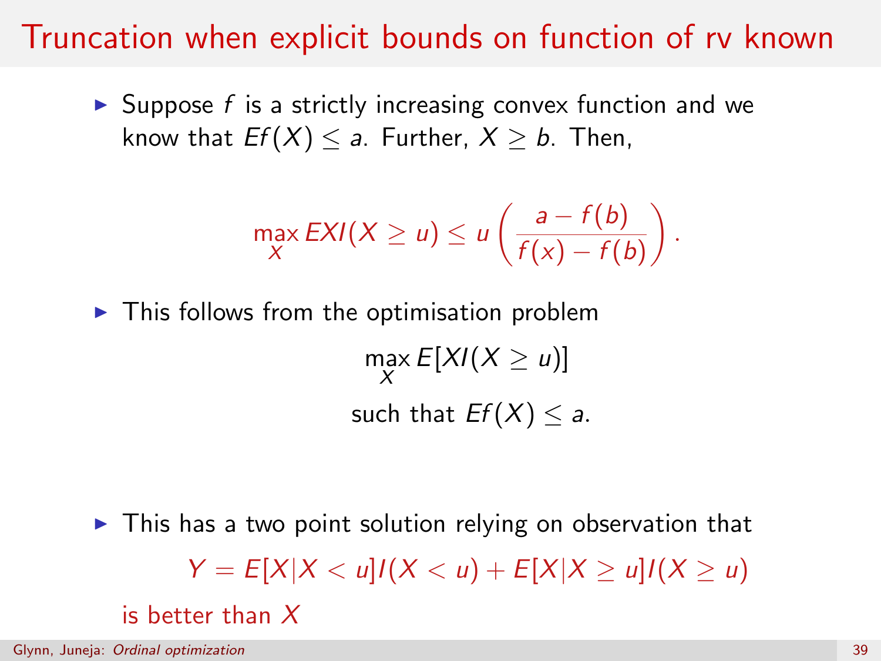# Truncation when explicit bounds on function of rv known

- Suppose $f$ is a strictly increasing convex function and we know that $Ef(X) \leq a$. Further, $X \geq b$. Then,

$$\max_X EXI(X \geq u) \leq u \left( \frac{a - f(b)}{f(x) - f(b)} \right).$$

- This follows from the optimisation problem

$$\max_X E[XI(X \geq u)]$$

$$\text{such that } Ef(X) \leq a.$$

- This has a two point solution relying on observation that

$$Y = E[X|X < u]I(X < u) + E[X|X \geq u]I(X \geq u)$$

is better than $X$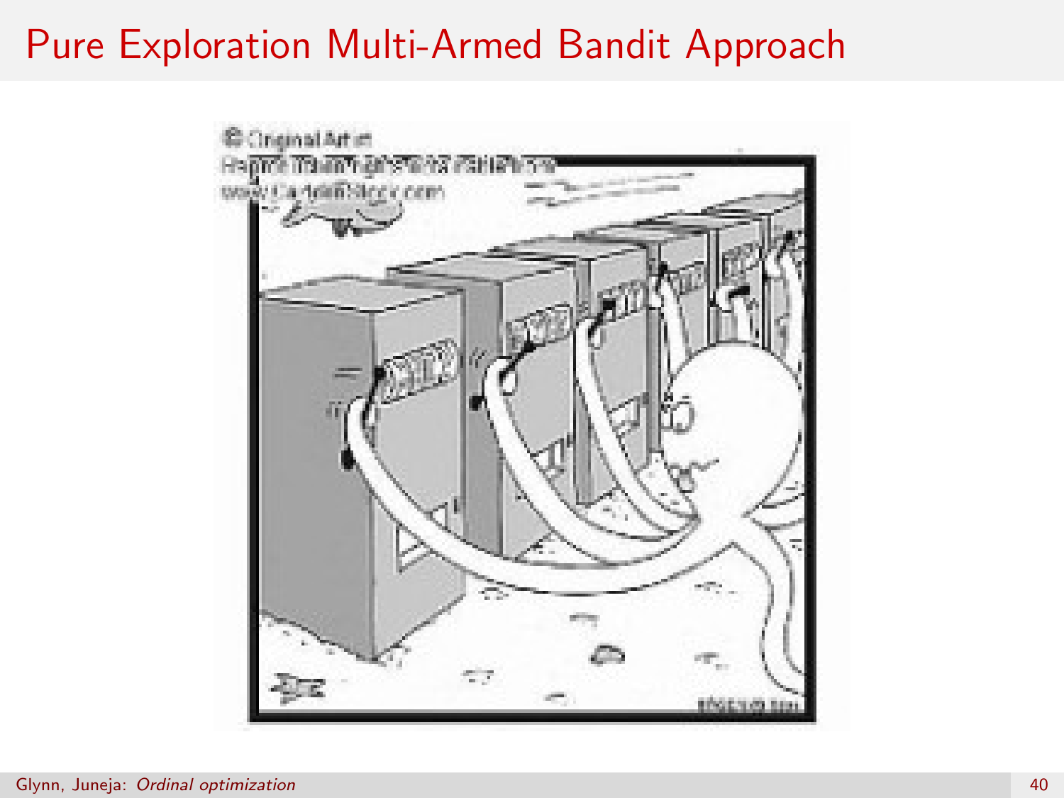# Pure Exploration Multi-Armed Bandit Approach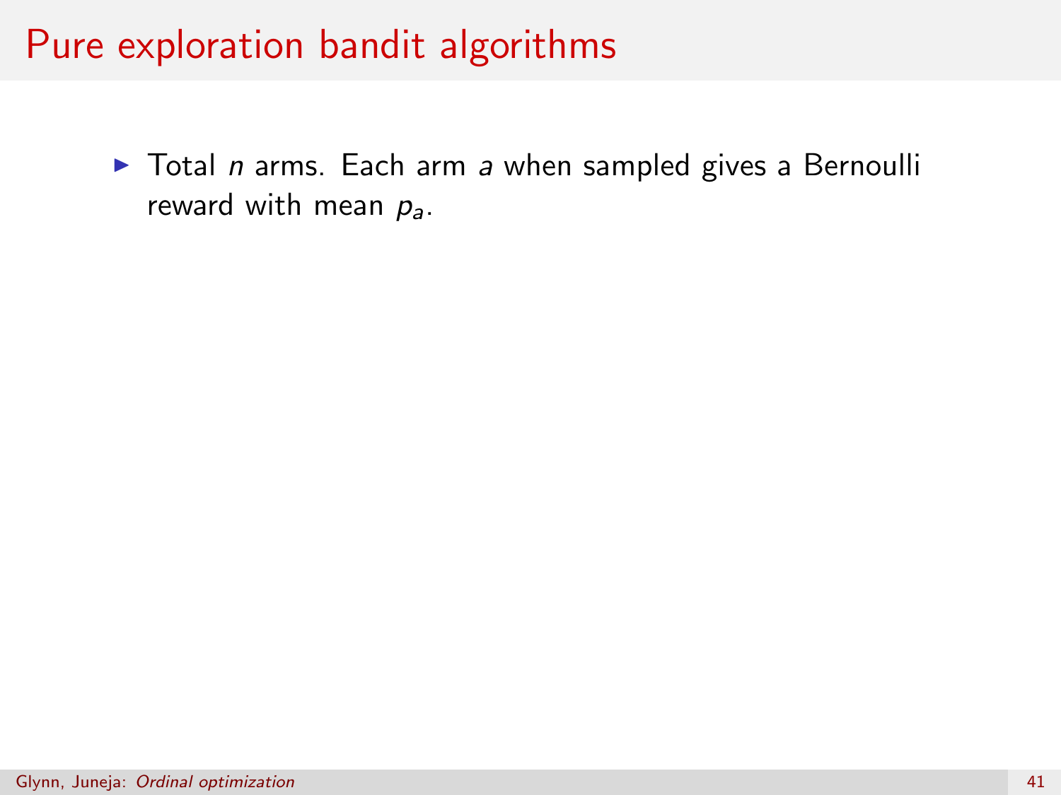# Pure exploration bandit algorithms

- Total $n$ arms. Each arm $a$ when sampled gives a Bernoulli reward with mean $p_a$.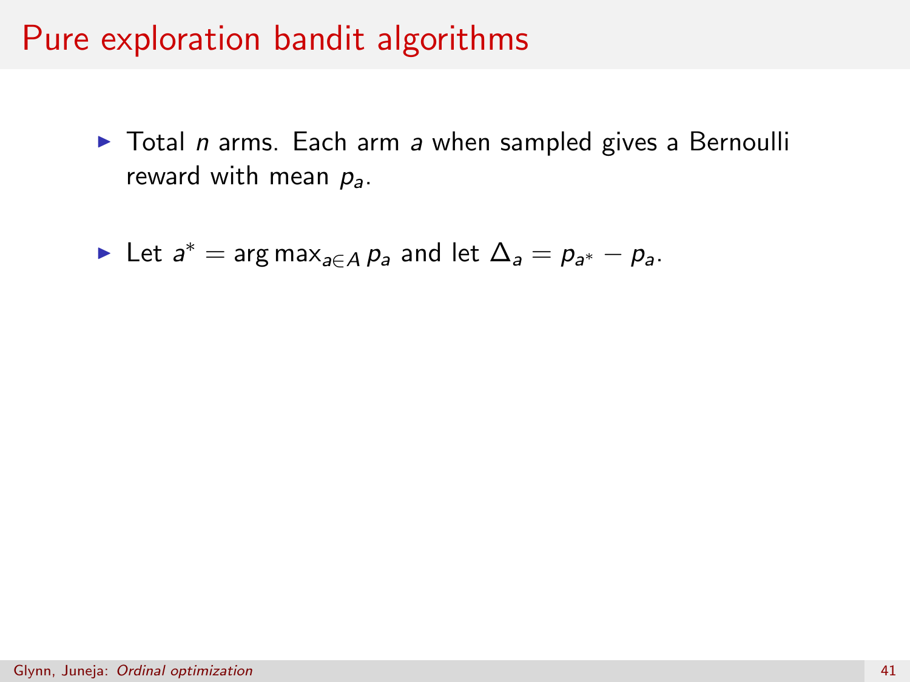# Pure exploration bandit algorithms

- Total $n$ arms. Each arm $a$ when sampled gives a Bernoulli reward with mean $p_a$.

- Let $a^* = \arg\max_{a \in A} p_a$ and let $\Delta_a = p_{a^*} - p_a$.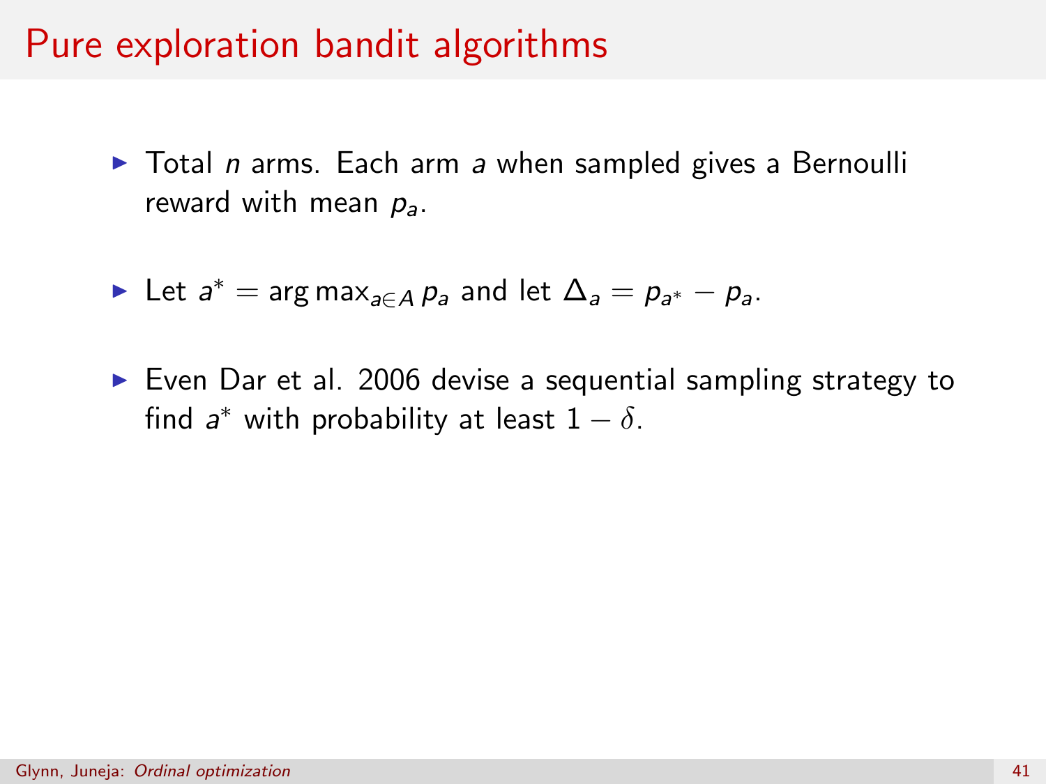# Pure exploration bandit algorithms

- Total $n$ arms. Each arm $a$ when sampled gives a Bernoulli reward with mean $p_a$.
- Let $a^* = \arg\max_{a \in A} p_a$ and let $\Delta_a = p_{a^*} - p_a$.
- Even Dar et al. 2006 devise a sequential sampling strategy to find $a^*$ with probability at least $1 - \delta$.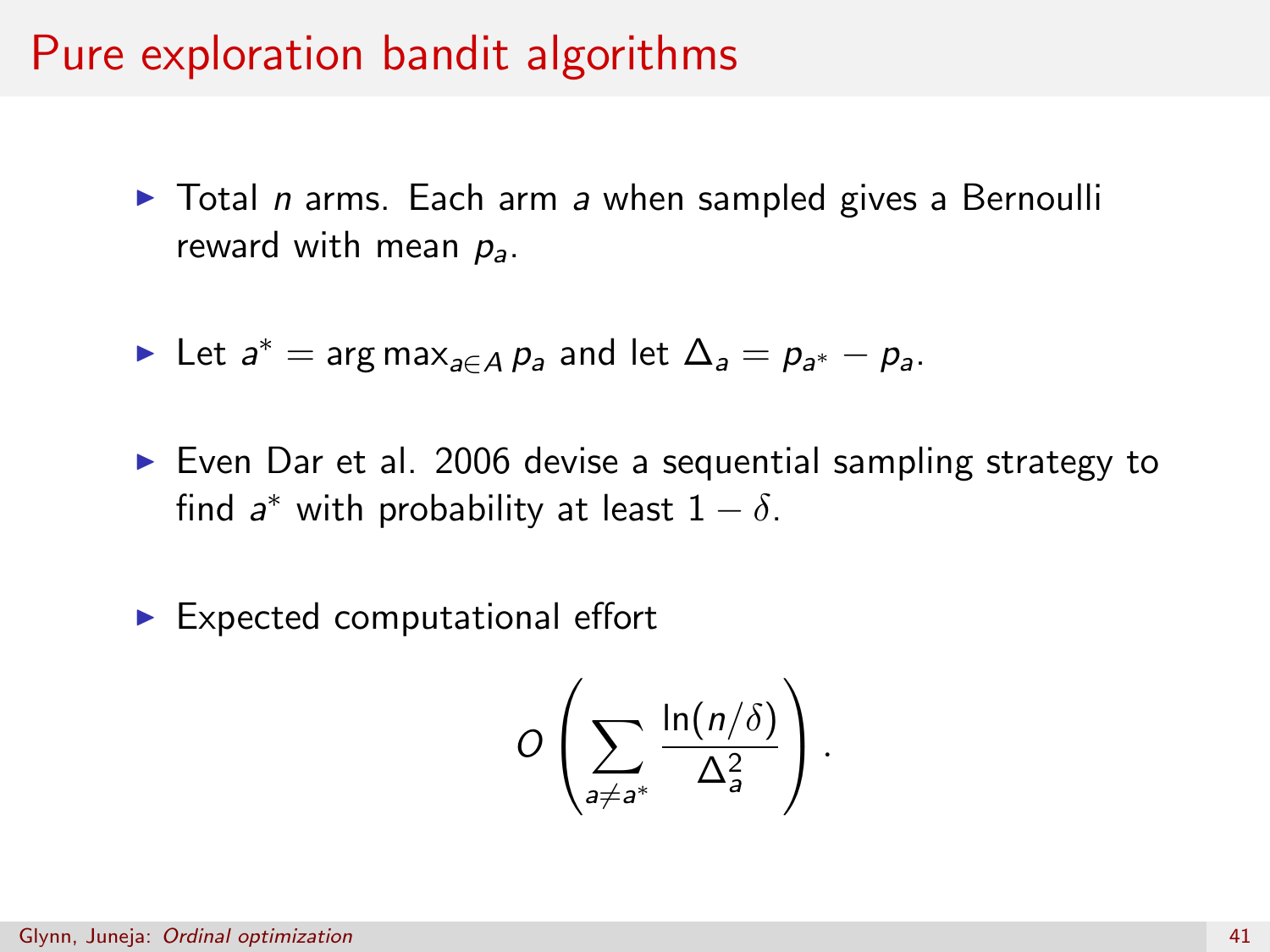# Pure exploration bandit algorithms

- Total $n$ arms. Each arm $a$ when sampled gives a Bernoulli reward with mean $p_a$.
- Let $a^* = \arg\max_{a \in A} p_a$ and let $\Delta_a = p_{a^*} - p_a$.
- Even Dar et al. 2006 devise a sequential sampling strategy to find $a^*$ with probability at least $1 - \delta$.
- Expected computational effort

$$O\left(\sum_{a \neq a^*} \frac{\ln(n/\delta)}{\Delta_a^2}\right).$$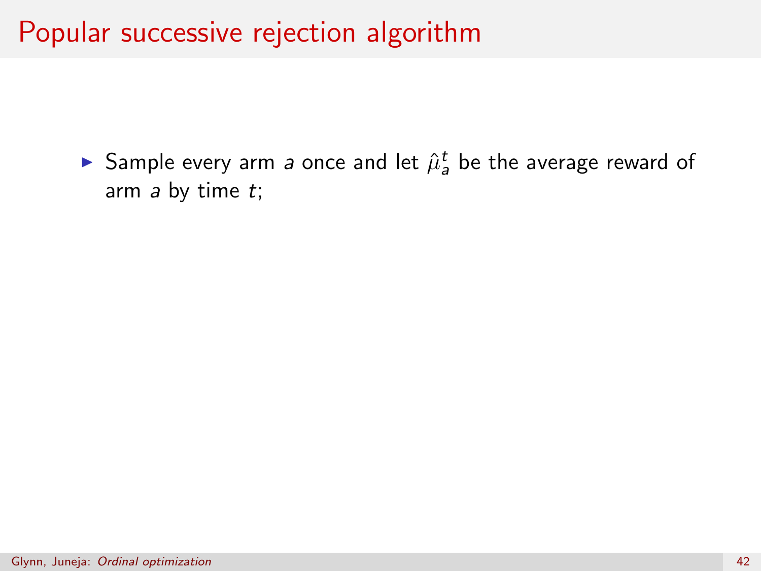# Popular successive rejection algorithm

- Sample every arm $a$ once and let $\hat{\mu}_a^t$ be the average reward of arm $a$ by time $t$;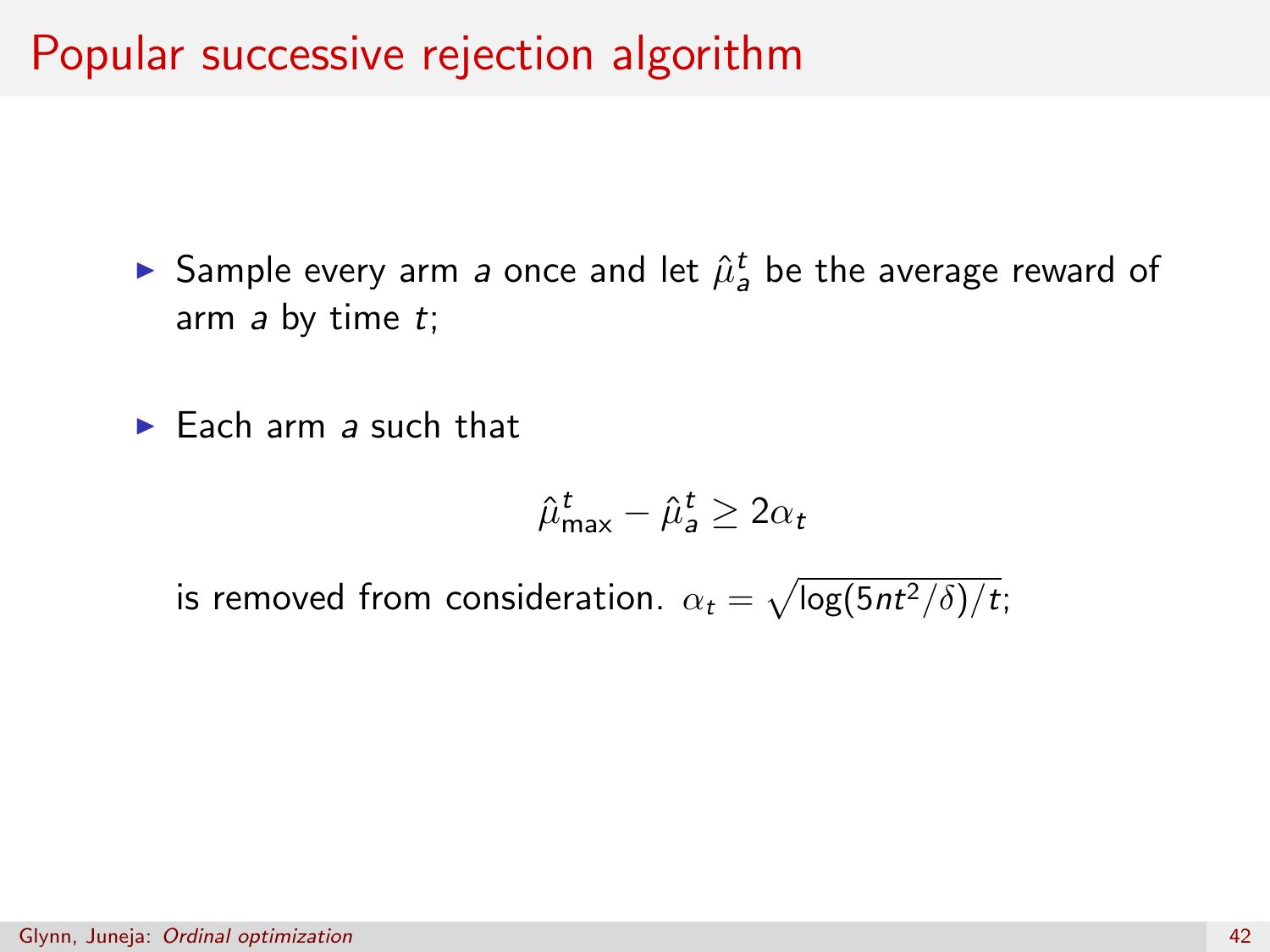# Popular successive rejection algorithm

- Sample every arm $a$ once and let $\hat{\mu}_a^t$ be the average reward of arm $a$ by time $t$;

- Each arm $a$ such that

$$\hat{\mu}_{\max}^t - \hat{\mu}_a^t \geq 2\alpha_t$$

  is removed from consideration. $\alpha_t = \sqrt{\log(5nt^2/\delta)/t}$;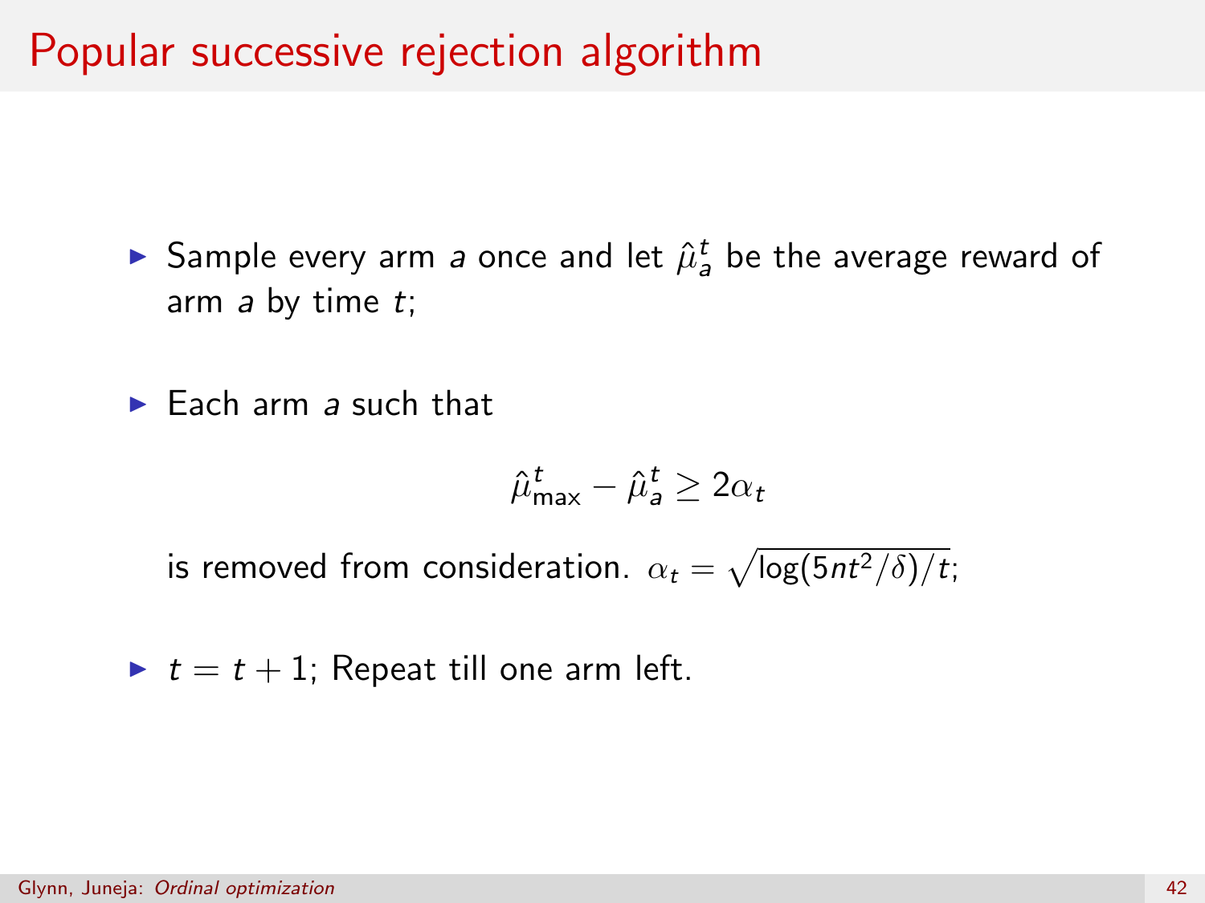# Popular successive rejection algorithm

- Sample every arm $a$ once and let $\hat{\mu}_a^t$ be the average reward of arm $a$ by time $t$;

- Each arm $a$ such that

$$\hat{\mu}_{\max}^t - \hat{\mu}_a^t \geq 2\alpha_t$$

  is removed from consideration. $\alpha_t = \sqrt{\log(5nt^2/\delta)/t}$;

- $t = t + 1$; Repeat till one arm left.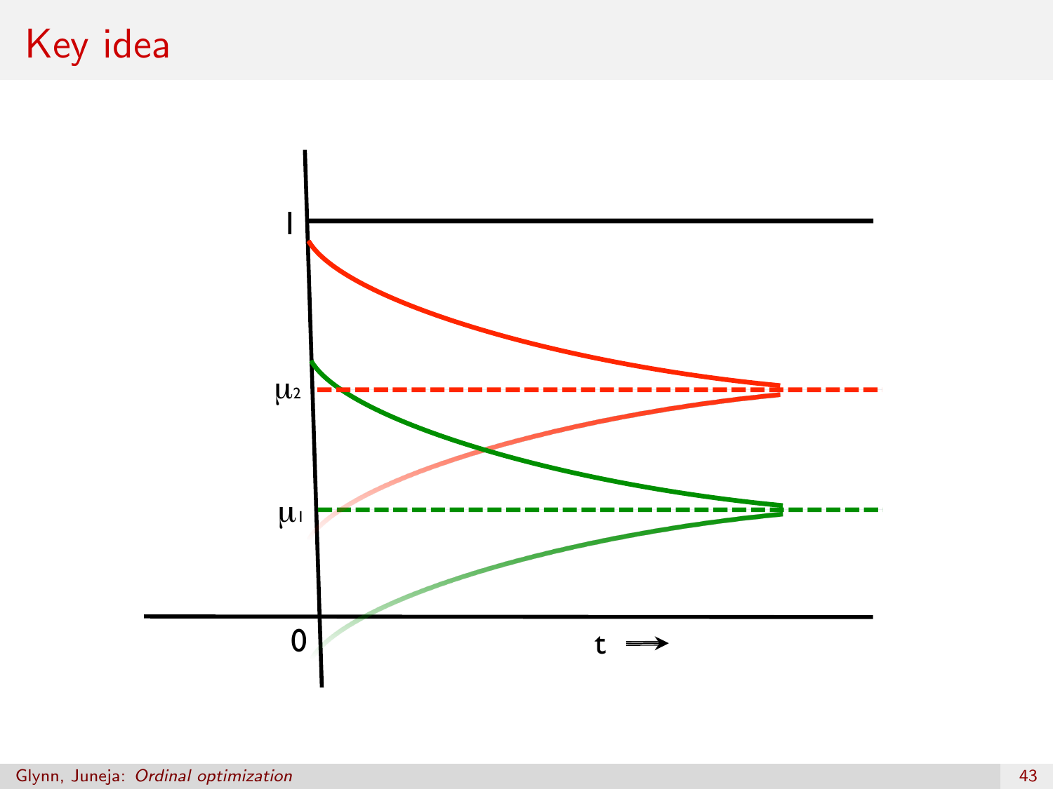# Key idea

1

$\mu_2$

$\mu_1$

0

t ⟹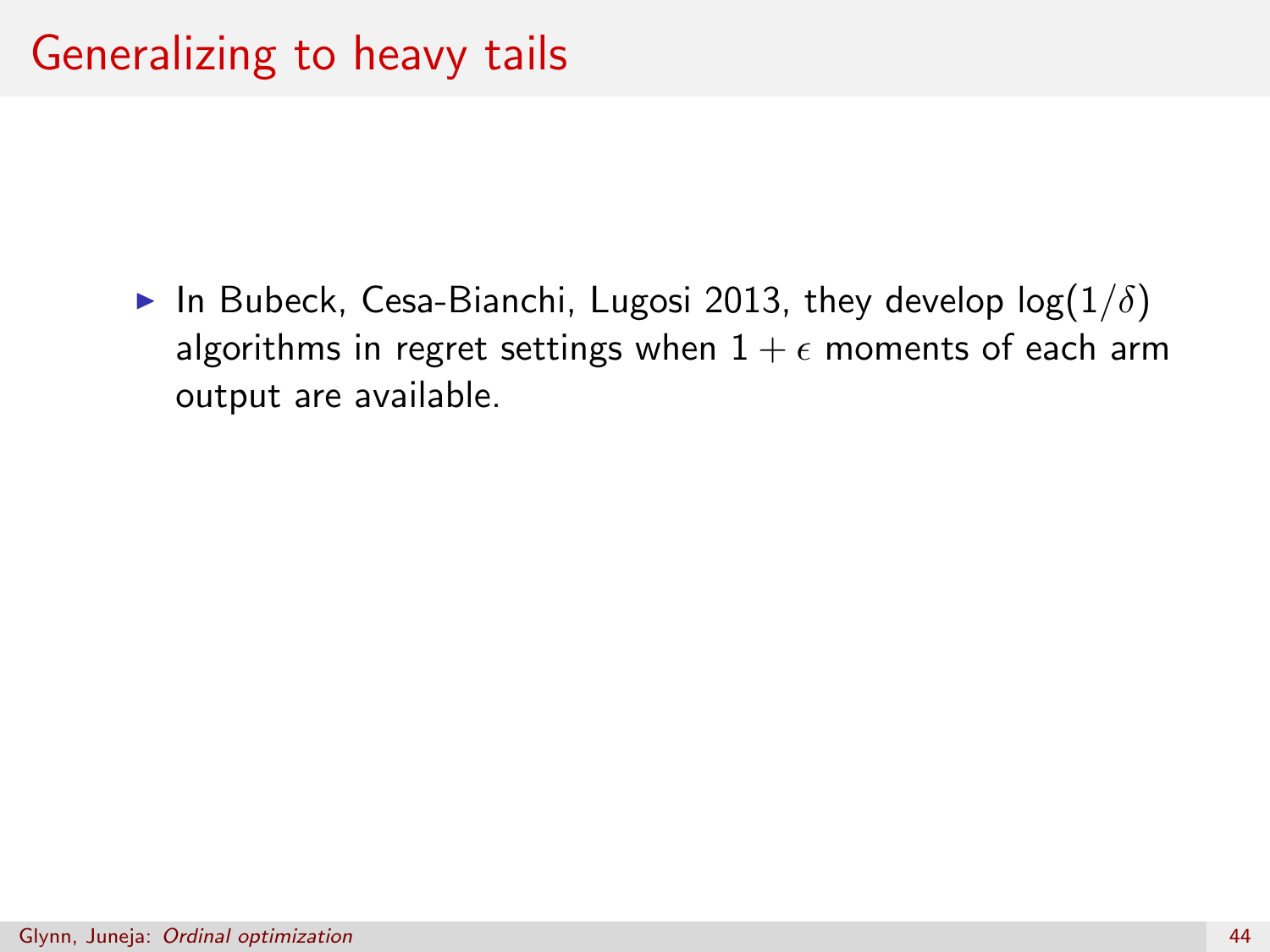# Generalizing to heavy tails

- In Bubeck, Cesa-Bianchi, Lugosi 2013, they develop $\log(1/\delta)$ algorithms in regret settings when $1+\epsilon$ moments of each arm output are available.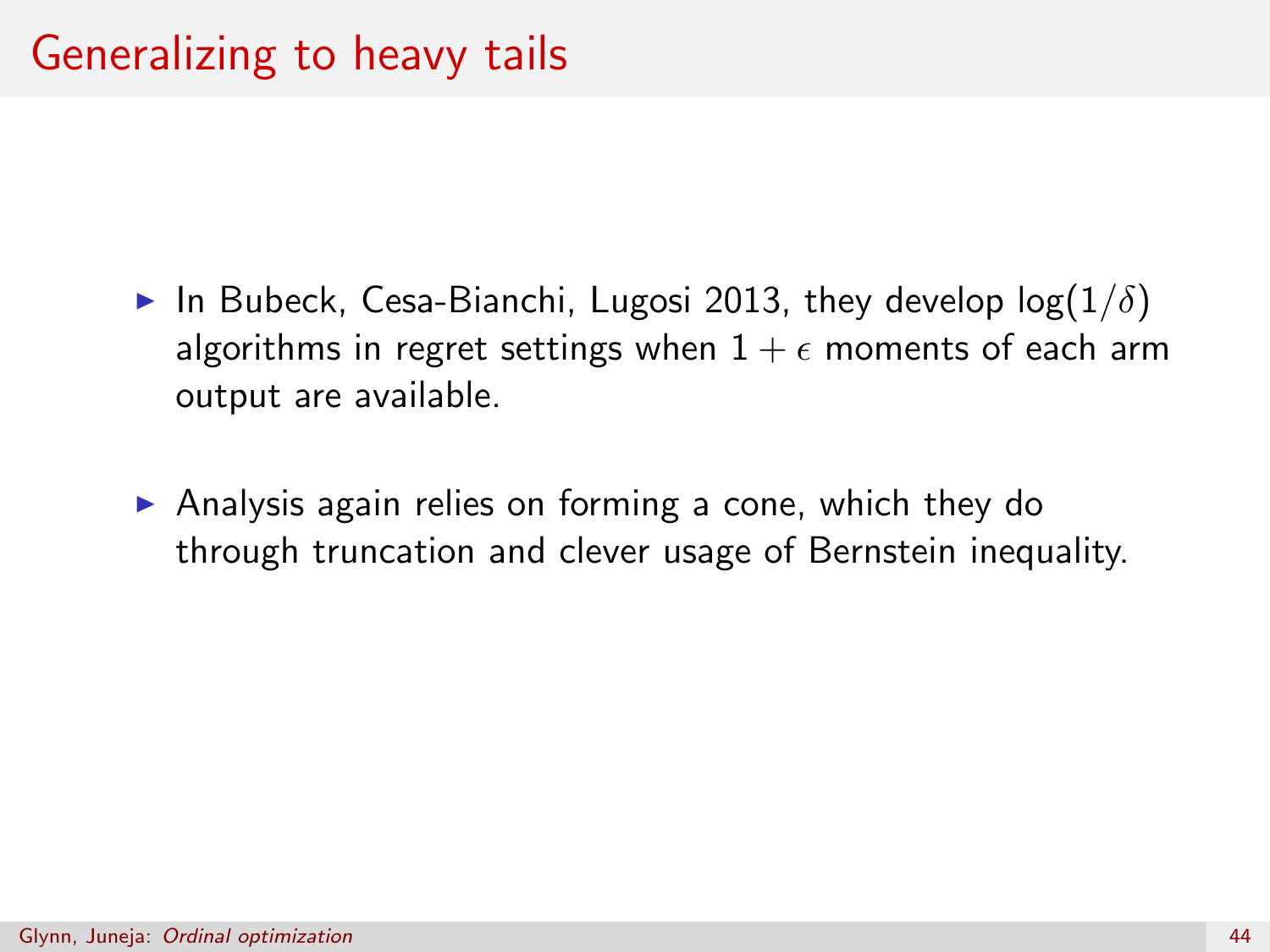# Generalizing to heavy tails

- In Bubeck, Cesa-Bianchi, Lugosi 2013, they develop $\log(1/\delta)$ algorithms in regret settings when $1+\epsilon$ moments of each arm output are available.

- Analysis again relies on forming a cone, which they do through truncation and clever usage of Bernstein inequality.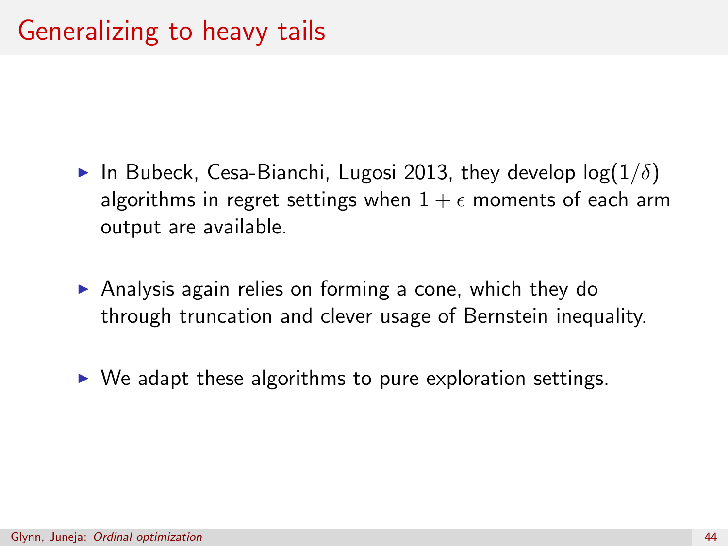# Generalizing to heavy tails

- In Bubeck, Cesa-Bianchi, Lugosi 2013, they develop $\log(1/\delta)$ algorithms in regret settings when $1+\epsilon$ moments of each arm output are available.
- Analysis again relies on forming a cone, which they do through truncation and clever usage of Bernstein inequality.
- We adapt these algorithms to pure exploration settings.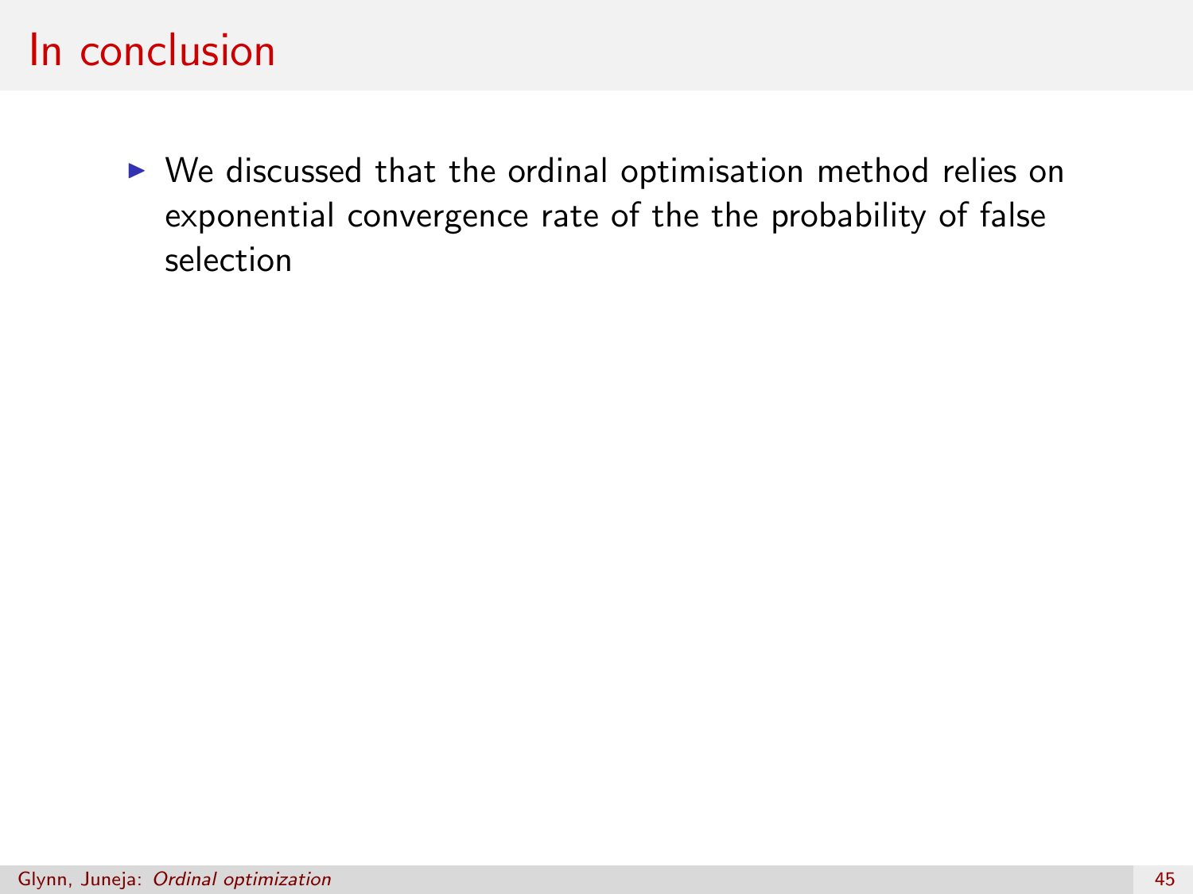# In conclusion

- We discussed that the ordinal optimisation method relies on exponential convergence rate of the the probability of false selection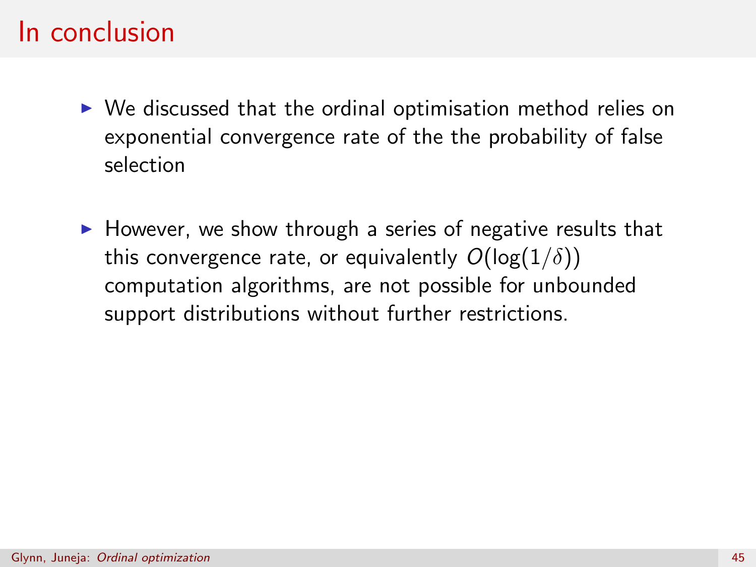# In conclusion

- We discussed that the ordinal optimisation method relies on exponential convergence rate of the the probability of false selection

- However, we show through a series of negative results that this convergence rate, or equivalently $O(\log(1/\delta))$ computation algorithms, are not possible for unbounded support distributions without further restrictions.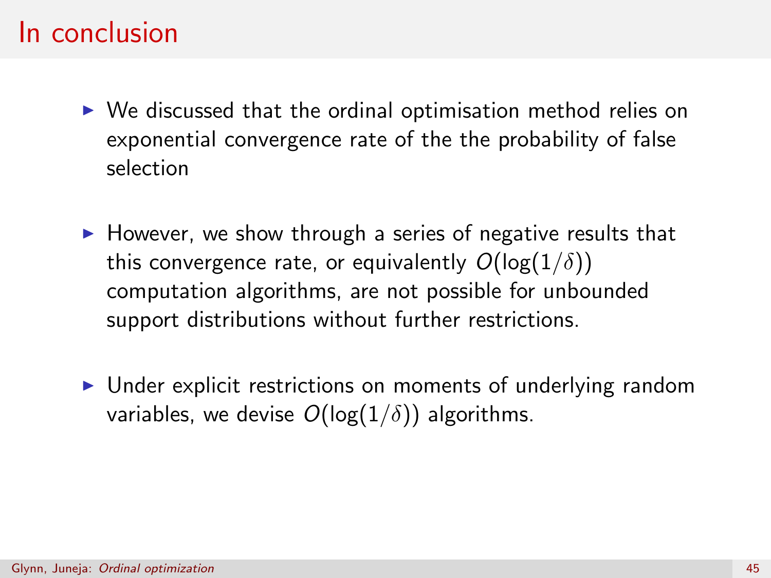# In conclusion

- We discussed that the ordinal optimisation method relies on exponential convergence rate of the the probability of false selection
- However, we show through a series of negative results that this convergence rate, or equivalently $O(\log(1/\delta))$ computation algorithms, are not possible for unbounded support distributions without further restrictions.
- Under explicit restrictions on moments of underlying random variables, we devise $O(\log(1/\delta))$ algorithms.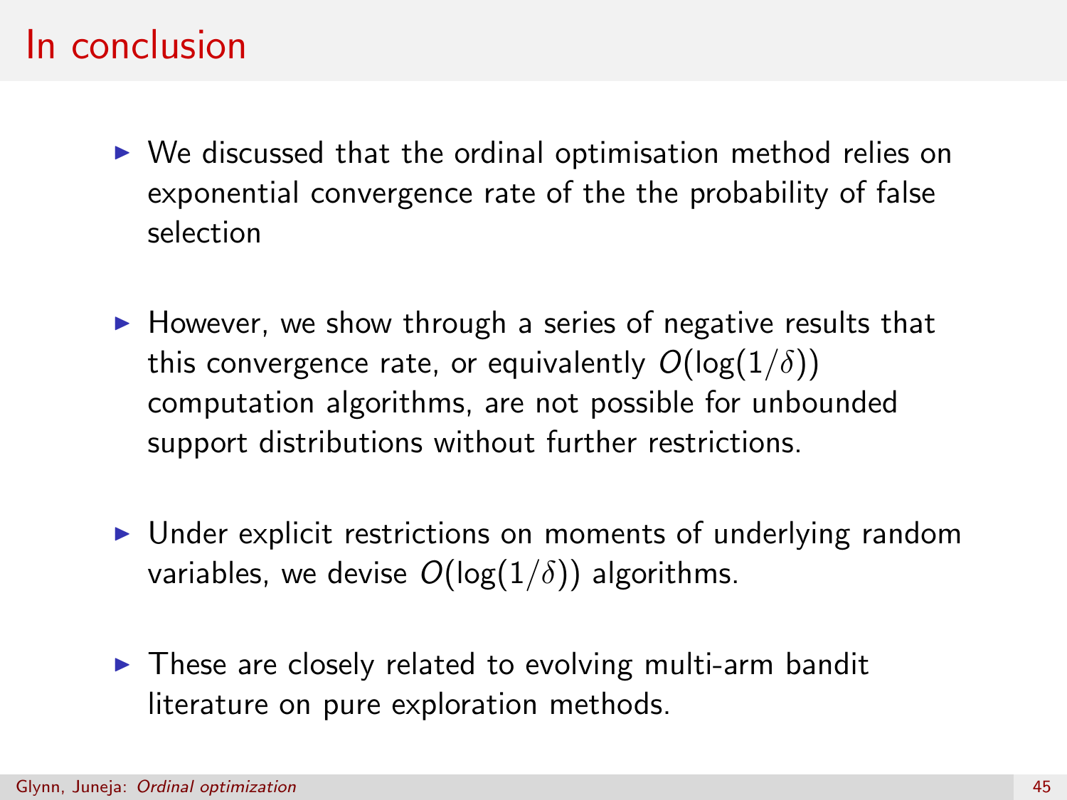# In conclusion

- We discussed that the ordinal optimisation method relies on exponential convergence rate of the the probability of false selection
- However, we show through a series of negative results that this convergence rate, or equivalently $O(\log(1/\delta))$ computation algorithms, are not possible for unbounded support distributions without further restrictions.
- Under explicit restrictions on moments of underlying random variables, we devise $O(\log(1/\delta))$ algorithms.
- These are closely related to evolving multi-arm bandit literature on pure exploration methods.